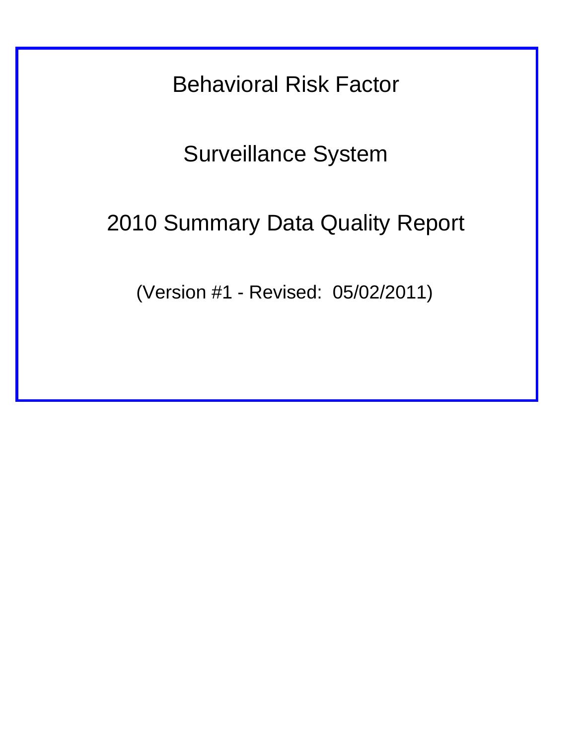# Behavioral Risk Factor

# Surveillance System

# 2010 Summary Data Quality Report

(Version #1 - Revised: 05/02/2011)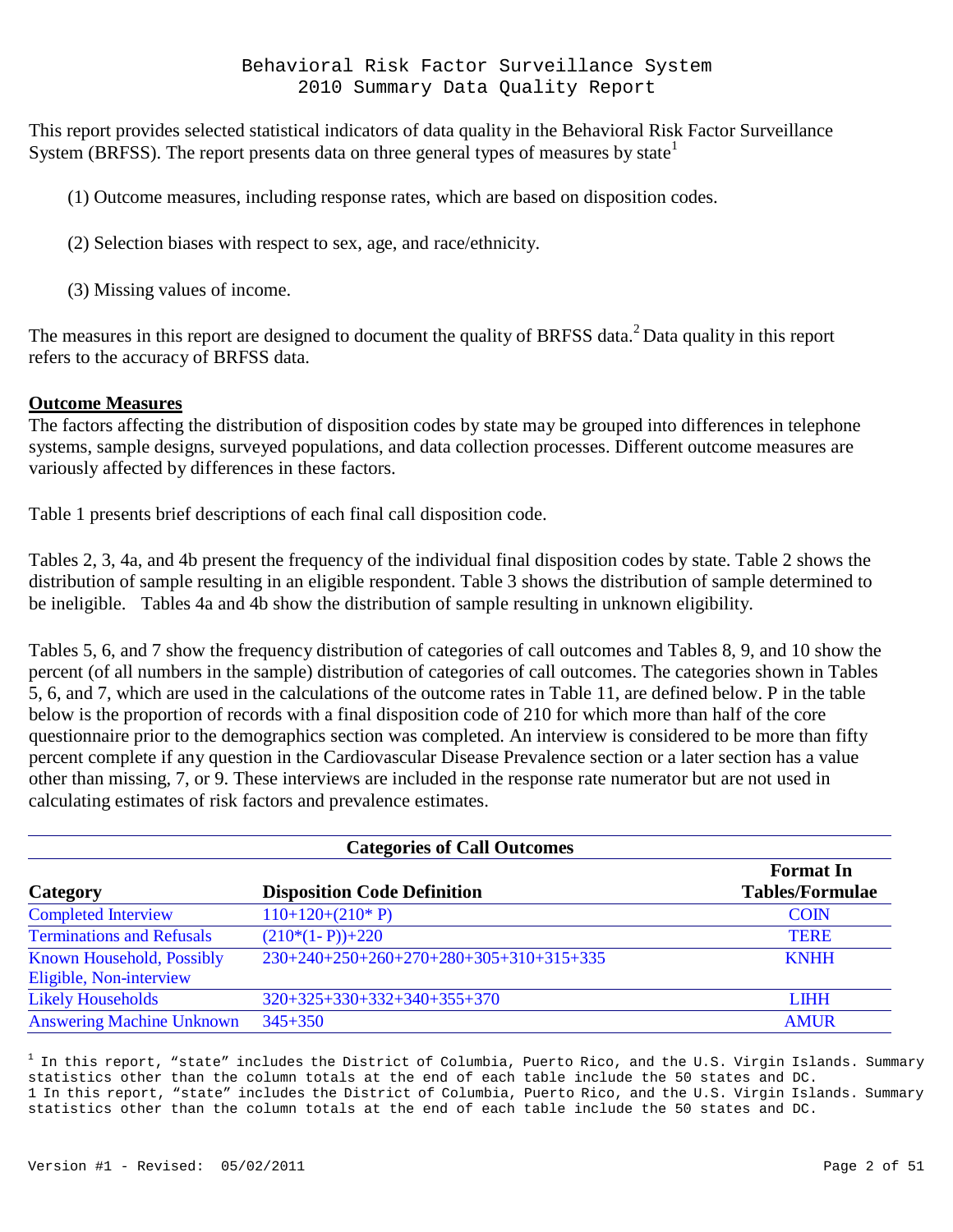Behavioral Risk Factor Surveillance System
2010 Summary Data Quality Report

This report provides selected statistical indicators of data quality in the Behavioral Risk Factor Surveillance System (BRFSS). The report presents data on three general types of measures by state[1]

(1) Outcome measures, including response rates, which are based on disposition codes.

(2) Selection biases with respect to sex, age, and race/ethnicity.

(3) Missing values of income.

The measures in this report are designed to document the quality of BRFSS data.[2] Data quality in this report refers to the accuracy of BRFSS data.

## Outcome Measures

The factors affecting the distribution of disposition codes by state may be grouped into differences in telephone systems, sample designs, surveyed populations, and data collection processes. Different outcome measures are variously affected by differences in these factors.

Table 1 presents brief descriptions of each final call disposition code.

Tables 2, 3, 4a, and 4b present the frequency of the individual final disposition codes by state. Table 2 shows the distribution of sample resulting in an eligible respondent. Table 3 shows the distribution of sample determined to be ineligible. Tables 4a and 4b show the distribution of sample resulting in unknown eligibility.

Tables 5, 6, and 7 show the frequency distribution of categories of call outcomes and Tables 8, 9, and 10 show the percent (of all numbers in the sample) distribution of categories of call outcomes. The categories shown in Tables 5, 6, and 7, which are used in the calculations of the outcome rates in Table 11, are defined below. P in the table below is the proportion of records with a final disposition code of 210 for which more than half of the core questionnaire prior to the demographics section was completed. An interview is considered to be more than fifty percent complete if any question in the Cardiovascular Disease Prevalence section or a later section has a value other than missing, 7, or 9. These interviews are included in the response rate numerator but are not used in calculating estimates of risk factors and prevalence estimates.

**Categories of Call Outcomes**

| Category | Disposition Code Definition | Format In Tables/Formulae |
|---|---|---|
| Completed Interview | 110+120+(210* P) | COIN |
| Terminations and Refusals | (210*(1- P))+220 | TERE |
| Known Household, Possibly Eligible, Non-interview | 230+240+250+260+270+280+305+310+315+335 | KNHH |
| Likely Households | 320+325+330+332+340+355+370 | LIHH |
| Answering Machine Unknown | 345+350 | AMUR |

[1] In this report, “state” includes the District of Columbia, Puerto Rico, and the U.S. Virgin Islands. Summary statistics other than the column totals at the end of each table include the 50 states and DC.
1 In this report, “state” includes the District of Columbia, Puerto Rico, and the U.S. Virgin Islands. Summary statistics other than the column totals at the end of each table include the 50 states and DC.

Version #1 - Revised: 05/02/2011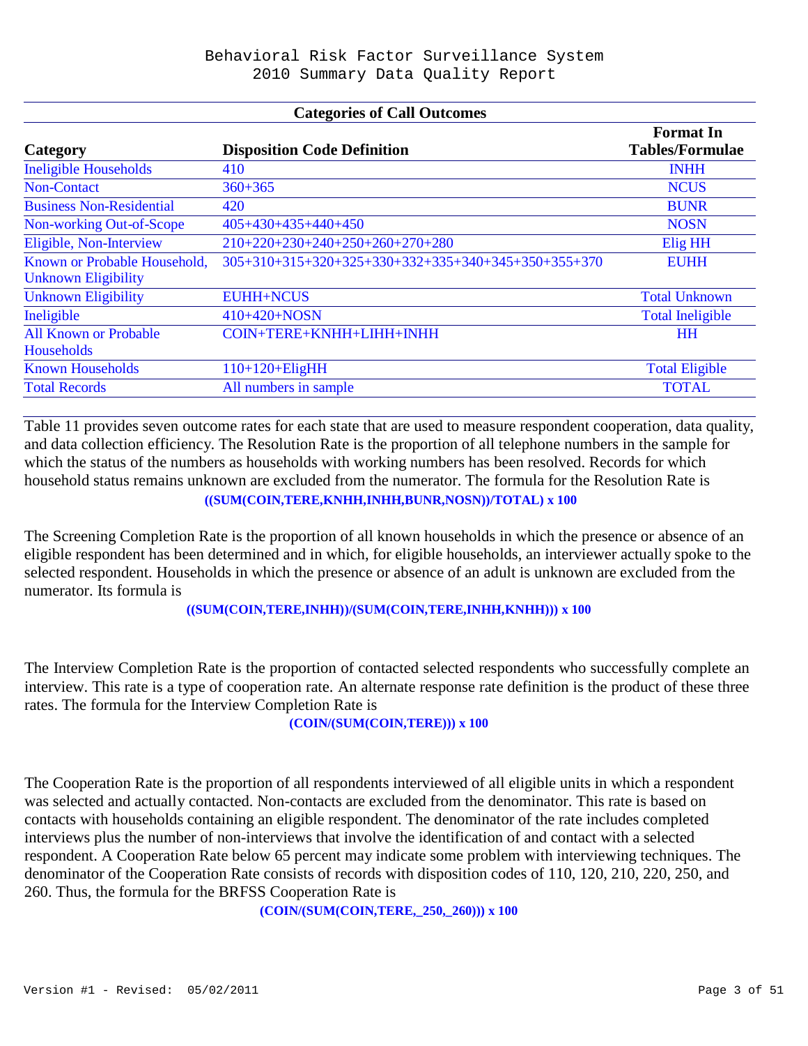# Behavioral Risk Factor Surveillance System
## 2010 Summary Data Quality Report

**Categories of Call Outcomes**

| Category | Disposition Code Definition | Format In Tables/Formulae |
|---|---|---|
| Ineligible Households | 410 | INHH |
| Non-Contact | 360+365 | NCUS |
| Business Non-Residential | 420 | BUNR |
| Non-working Out-of-Scope | 405+430+435+440+450 | NOSN |
| Eligible, Non-Interview | 210+220+230+240+250+260+270+280 | Elig HH |
| Known or Probable Household, Unknown Eligibility | 305+310+315+320+325+330+332+335+340+345+350+355+370 | EUHH |
| Unknown Eligibility | EUHH+NCUS | Total Unknown |
| Ineligible | 410+420+NOSN | Total Ineligible |
| All Known or Probable Households | COIN+TERE+KNHH+LIHH+INHH | HH |
| Known Households | 110+120+EligHH | Total Eligible |
| Total Records | All numbers in sample | TOTAL |

Table 11 provides seven outcome rates for each state that are used to measure respondent cooperation, data quality, and data collection efficiency. The Resolution Rate is the proportion of all telephone numbers in the sample for which the status of the numbers as households with working numbers has been resolved. Records for which household status remains unknown are excluded from the numerator. The formula for the Resolution Rate is

**((SUM(COIN,TERE,KNHH,INHH,BUNR,NOSN))/TOTAL) x 100**

The Screening Completion Rate is the proportion of all known households in which the presence or absence of an eligible respondent has been determined and in which, for eligible households, an interviewer actually spoke to the selected respondent. Households in which the presence or absence of an adult is unknown are excluded from the numerator. Its formula is

**((SUM(COIN,TERE,INHH))/(SUM(COIN,TERE,INHH,KNHH))) x 100**

The Interview Completion Rate is the proportion of contacted selected respondents who successfully complete an interview. This rate is a type of cooperation rate. An alternate response rate definition is the product of these three rates. The formula for the Interview Completion Rate is

**(COIN/(SUM(COIN,TERE))) x 100**

The Cooperation Rate is the proportion of all respondents interviewed of all eligible units in which a respondent was selected and actually contacted. Non-contacts are excluded from the denominator. This rate is based on contacts with households containing an eligible respondent. The denominator of the rate includes completed interviews plus the number of non-interviews that involve the identification of and contact with a selected respondent. A Cooperation Rate below 65 percent may indicate some problem with interviewing techniques. The denominator of the Cooperation Rate consists of records with disposition codes of 110, 120, 210, 220, 250, and 260. Thus, the formula for the BRFSS Cooperation Rate is

**(COIN/(SUM(COIN,TERE,_250,_260))) x 100**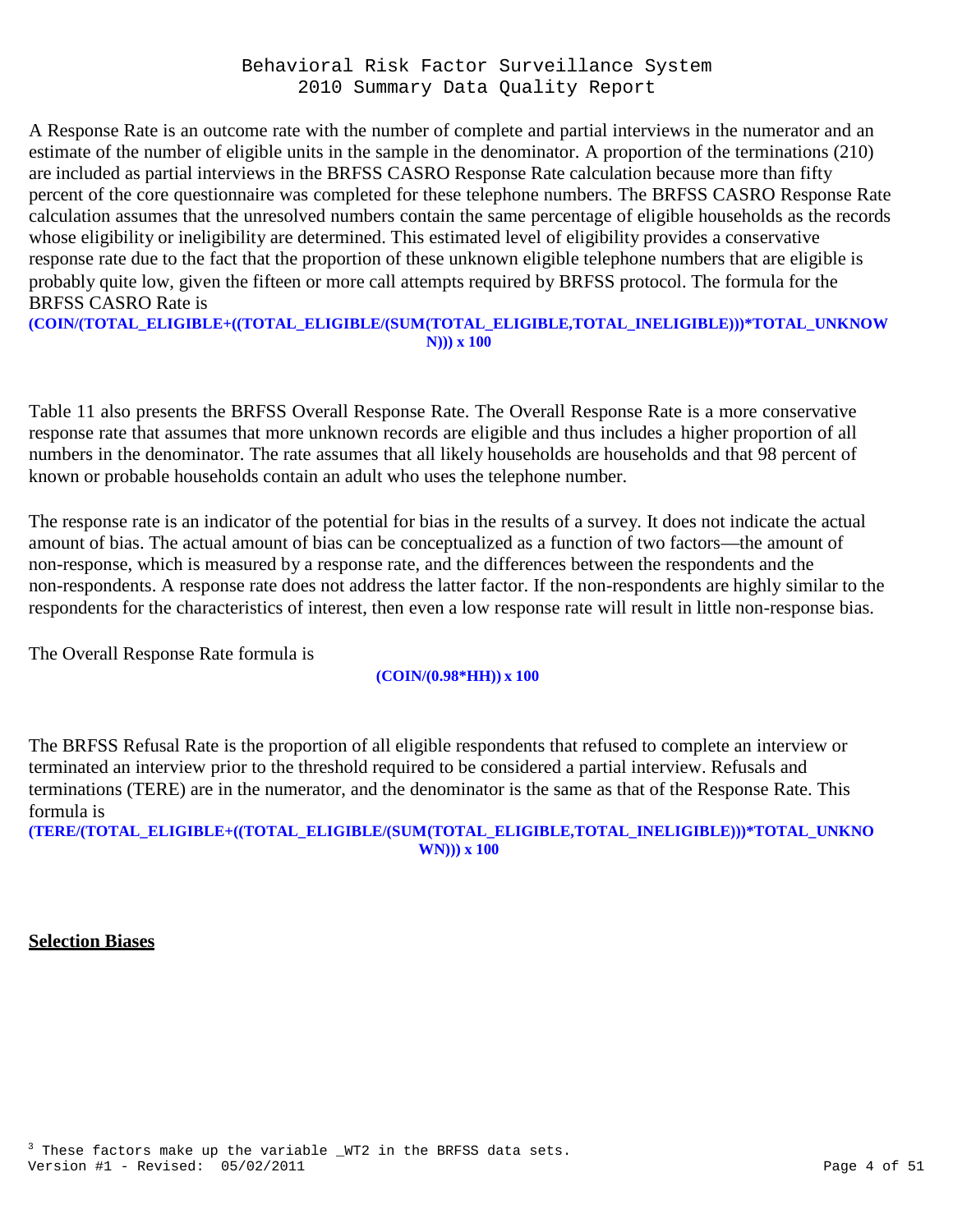A Response Rate is an outcome rate with the number of complete and partial interviews in the numerator and an estimate of the number of eligible units in the sample in the denominator. A proportion of the terminations (210) are included as partial interviews in the BRFSS CASRO Response Rate calculation because more than fifty percent of the core questionnaire was completed for these telephone numbers. The BRFSS CASRO Response Rate calculation assumes that the unresolved numbers contain the same percentage of eligible households as the records whose eligibility or ineligibility are determined. This estimated level of eligibility provides a conservative response rate due to the fact that the proportion of these unknown eligible telephone numbers that are eligible is probably quite low, given the fifteen or more call attempts required by BRFSS protocol. The formula for the BRFSS CASRO Rate is

**(COIN/(TOTAL_ELIGIBLE+((TOTAL_ELIGIBLE/(SUM(TOTAL_ELIGIBLE,TOTAL_INELIGIBLE)))*TOTAL_UNKNOWN))) x 100**

Table 11 also presents the BRFSS Overall Response Rate. The Overall Response Rate is a more conservative response rate that assumes that more unknown records are eligible and thus includes a higher proportion of all numbers in the denominator. The rate assumes that all likely households are households and that 98 percent of known or probable households contain an adult who uses the telephone number.

The response rate is an indicator of the potential for bias in the results of a survey. It does not indicate the actual amount of bias. The actual amount of bias can be conceptualized as a function of two factors—the amount of non-response, which is measured by a response rate, and the differences between the respondents and the non-respondents. A response rate does not address the latter factor. If the non-respondents are highly similar to the respondents for the characteristics of interest, then even a low response rate will result in little non-response bias.

The Overall Response Rate formula is

**(COIN/(0.98*HH)) x 100**

The BRFSS Refusal Rate is the proportion of all eligible respondents that refused to complete an interview or terminated an interview prior to the threshold required to be considered a partial interview. Refusals and terminations (TERE) are in the numerator, and the denominator is the same as that of the Response Rate. This formula is

**(TERE/(TOTAL_ELIGIBLE+((TOTAL_ELIGIBLE/(SUM(TOTAL_ELIGIBLE,TOTAL_INELIGIBLE)))*TOTAL_UNKNOWN))) x 100**

**<u>Selection Biases</u>**

[3] These factors make up the variable _WT2 in the BRFSS data sets.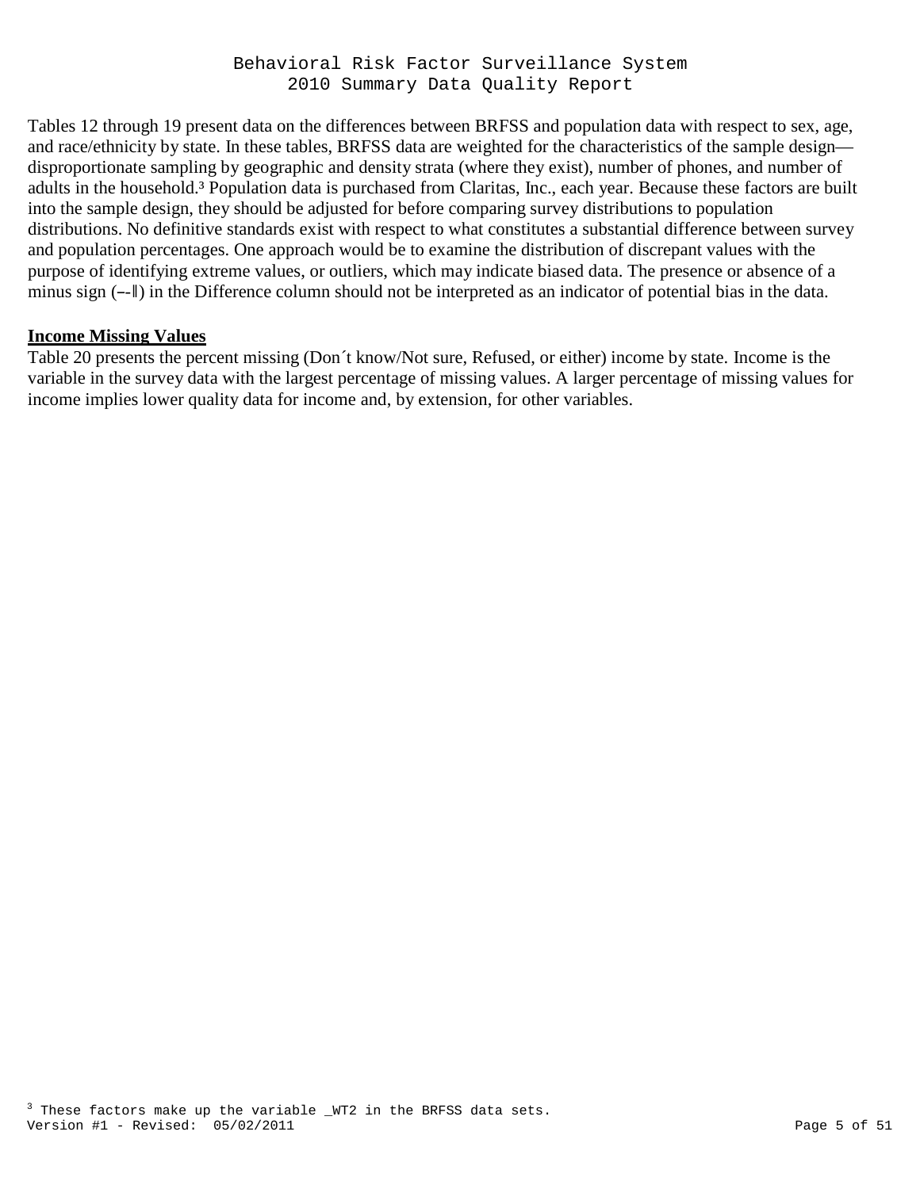Tables 12 through 19 present data on the differences between BRFSS and population data with respect to sex, age, and race/ethnicity by state. In these tables, BRFSS data are weighted for the characteristics of the sample design—disproportionate sampling by geographic and density strata (where they exist), number of phones, and number of adults in the household.[3] Population data is purchased from Claritas, Inc., each year. Because these factors are built into the sample design, they should be adjusted for before comparing survey distributions to population distributions. No definitive standards exist with respect to what constitutes a substantial difference between survey and population percentages. One approach would be to examine the distribution of discrepant values with the purpose of identifying extreme values, or outliers, which may indicate biased data. The presence or absence of a minus sign (―-‖) in the Difference column should not be interpreted as an indicator of potential bias in the data.

## Income Missing Values

Table 20 presents the percent missing (Don´t know/Not sure, Refused, or either) income by state. Income is the variable in the survey data with the largest percentage of missing values. A larger percentage of missing values for income implies lower quality data for income and, by extension, for other variables.

[3] These factors make up the variable _WT2 in the BRFSS data sets.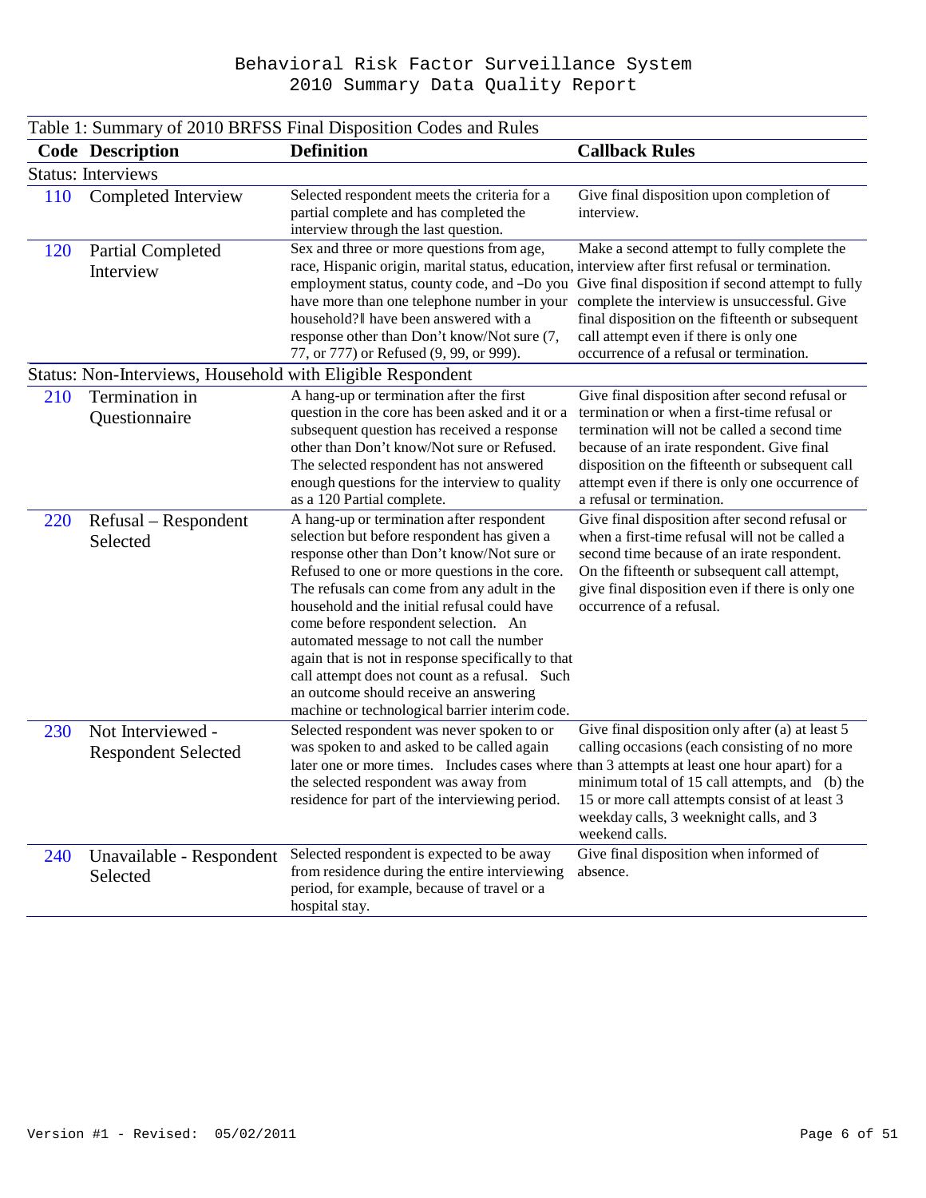Table 1: Summary of 2010 BRFSS Final Disposition Codes and Rules

| Code | Description | Definition | Callback Rules |
|---|---|---|---|
| Status: Interviews | | | |
| 110 | Completed Interview | Selected respondent meets the criteria for a partial complete and has completed the interview through the last question. | Give final disposition upon completion of interview. |
| 120 | Partial Completed Interview | Sex and three or more questions from age, race, Hispanic origin, marital status, education, employment status, county code, and –Do you have more than one telephone number in your household?‖ have been answered with a response other than Don't know/Not sure (7, 77, or 777) or Refused (9, 99, or 999). | Make a second attempt to fully complete the interview after first refusal or termination. Give final disposition if second attempt to fully complete the interview is unsuccessful. Give final disposition on the fifteenth or subsequent call attempt even if there is only one occurrence of a refusal or termination. |
| Status: Non-Interviews, Household with Eligible Respondent | | | |
| 210 | Termination in Questionnaire | A hang-up or termination after the first question in the core has been asked and it or a subsequent question has received a response other than Don't know/Not sure or Refused. The selected respondent has not answered enough questions for the interview to quality as a 120 Partial complete. | Give final disposition after second refusal or termination or when a first-time refusal or termination will not be called a second time because of an irate respondent. Give final disposition on the fifteenth or subsequent call attempt even if there is only one occurrence of a refusal or termination. |
| 220 | Refusal – Respondent Selected | A hang-up or termination after respondent selection but before respondent has given a response other than Don't know/Not sure or Refused to one or more questions in the core. The refusals can come from any adult in the household and the initial refusal could have come before respondent selection. An automated message to not call the number again that is not in response specifically to that call attempt does not count as a refusal. Such an outcome should receive an answering machine or technological barrier interim code. | Give final disposition after second refusal or when a first-time refusal will not be called a second time because of an irate respondent. On the fifteenth or subsequent call attempt, give final disposition even if there is only one occurrence of a refusal. |
| 230 | Not Interviewed - Respondent Selected | Selected respondent was never spoken to or was spoken to and asked to be called again later one or more times. Includes cases where the selected respondent was away from residence for part of the interviewing period. | Give final disposition only after (a) at least 5 calling occasions (each consisting of no more than 3 attempts at least one hour apart) for a minimum total of 15 call attempts, and (b) the 15 or more call attempts consist of at least 3 weekday calls, 3 weeknight calls, and 3 weekend calls. |
| 240 | Unavailable - Respondent Selected | Selected respondent is expected to be away from residence during the entire interviewing period, for example, because of travel or a hospital stay. | Give final disposition when informed of absence. |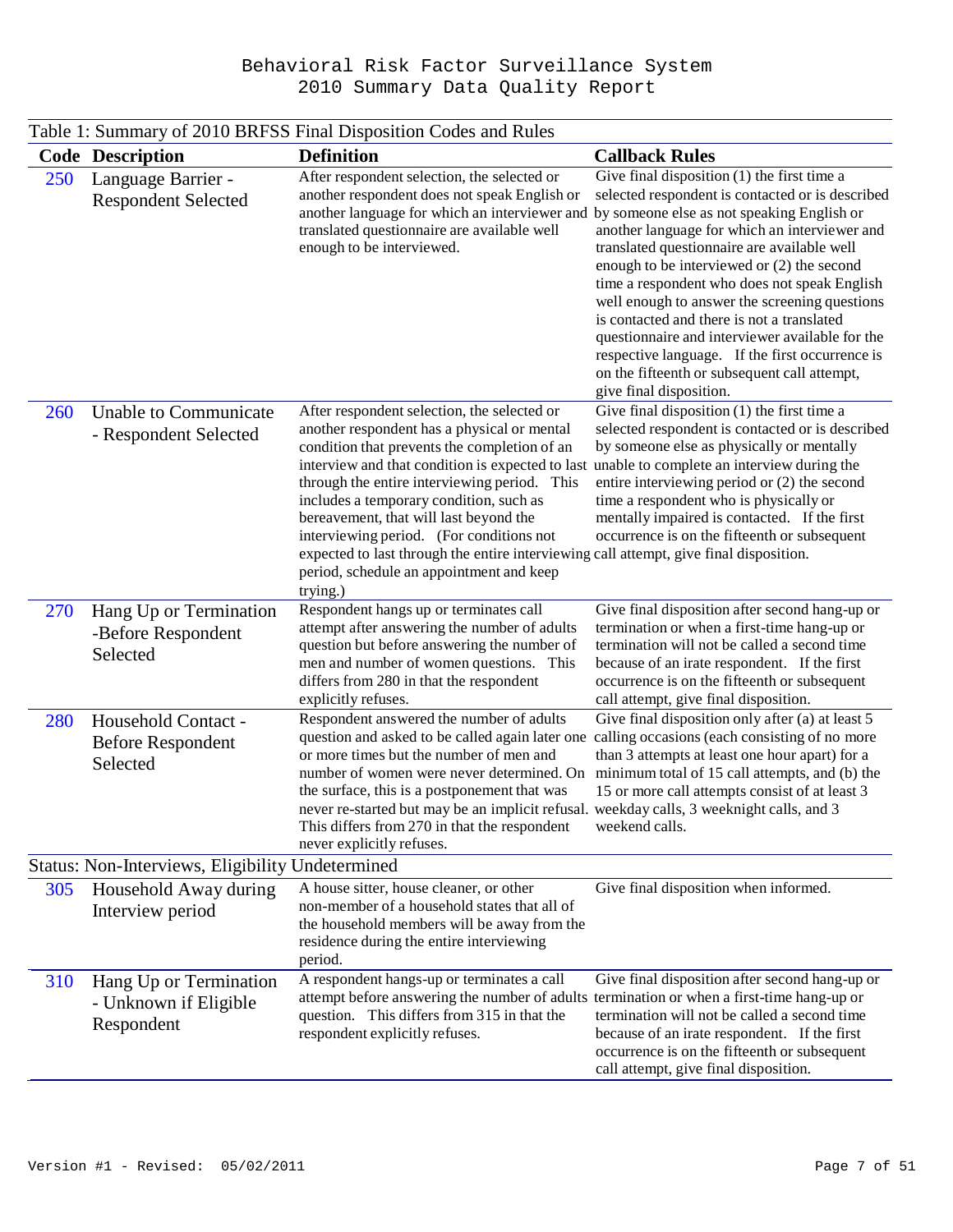Table 1: Summary of 2010 BRFSS Final Disposition Codes and Rules

| Code | Description | Definition | Callback Rules |
|---|---|---|---|
| 250 | Language Barrier - Respondent Selected | After respondent selection, the selected or another respondent does not speak English or another language for which an interviewer and translated questionnaire are available well enough to be interviewed. | Give final disposition (1) the first time a selected respondent is contacted or is described by someone else as not speaking English or another language for which an interviewer and translated questionnaire are available well enough to be interviewed or (2) the second time a respondent who does not speak English well enough to answer the screening questions is contacted and there is not a translated questionnaire and interviewer available for the respective language. If the first occurrence is on the fifteenth or subsequent call attempt, give final disposition. |
| 260 | Unable to Communicate - Respondent Selected | After respondent selection, the selected or another respondent has a physical or mental condition that prevents the completion of an interview and that condition is expected to last through the entire interviewing period. This includes a temporary condition, such as bereavement, that will last beyond the interviewing period. (For conditions not expected to last through the entire interviewing period, schedule an appointment and keep trying.) | Give final disposition (1) the first time a selected respondent is contacted or is described by someone else as physically or mentally unable to complete an interview during the entire interviewing period or (2) the second time a respondent who is physically or mentally impaired is contacted. If the first occurrence is on the fifteenth or subsequent call attempt, give final disposition. |
| 270 | Hang Up or Termination -Before Respondent Selected | Respondent hangs up or terminates call attempt after answering the number of adults question but before answering the number of men and number of women questions. This differs from 280 in that the respondent explicitly refuses. | Give final disposition after second hang-up or termination or when a first-time hang-up or termination will not be called a second time because of an irate respondent. If the first occurrence is on the fifteenth or subsequent call attempt, give final disposition. |
| 280 | Household Contact - Before Respondent Selected | Respondent answered the number of adults question and asked to be called again later one or more times but the number of men and number of women were never determined. On the surface, this is a postponement that was never re-started but may be an implicit refusal. This differs from 270 in that the respondent never explicitly refuses. | Give final disposition only after (a) at least 5 calling occasions (each consisting of no more than 3 attempts at least one hour apart) for a minimum total of 15 call attempts, and (b) the 15 or more call attempts consist of at least 3 weekday calls, 3 weeknight calls, and 3 weekend calls. |
| **Status: Non-Interviews, Eligibility Undetermined** | | | |
| 305 | Household Away during Interview period | A house sitter, house cleaner, or other non-member of a household states that all of the household members will be away from the residence during the entire interviewing period. | Give final disposition when informed. |
| 310 | Hang Up or Termination - Unknown if Eligible Respondent | A respondent hangs-up or terminates a call attempt before answering the number of adults question. This differs from 315 in that the respondent explicitly refuses. | Give final disposition after second hang-up or termination or when a first-time hang-up or termination will not be called a second time because of an irate respondent. If the first occurrence is on the fifteenth or subsequent call attempt, give final disposition. |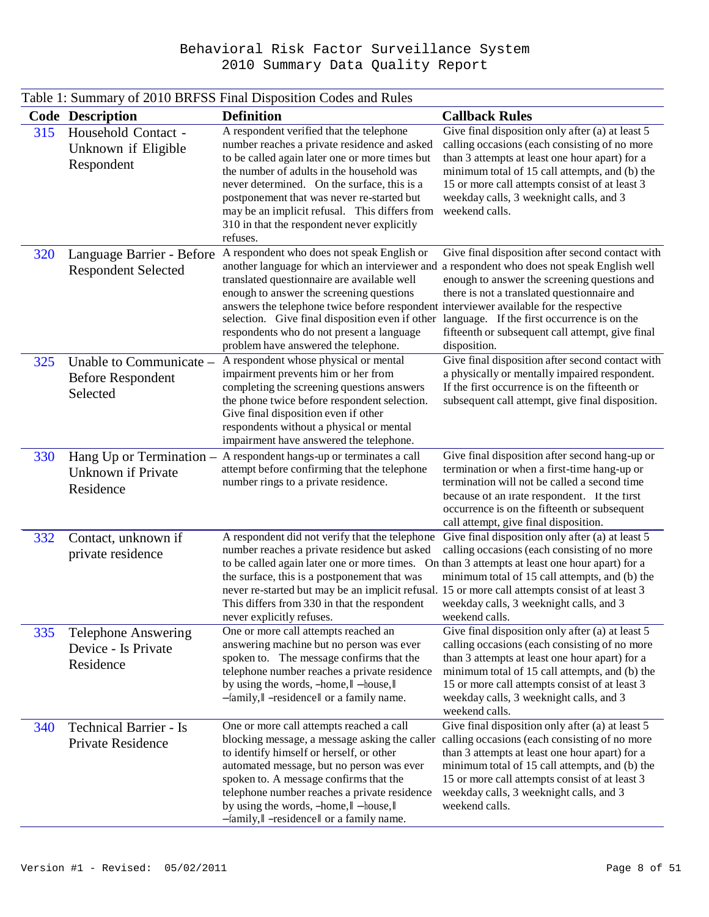Table 1: Summary of 2010 BRFSS Final Disposition Codes and Rules

| Code | Description | Definition | Callback Rules |
|---|---|---|---|
| 315 | Household Contact - Unknown if Eligible Respondent | A respondent verified that the telephone number reaches a private residence and asked to be called again later one or more times but the number of adults in the household was never determined. On the surface, this is a postponement that was never re-started but may be an implicit refusal. This differs from 310 in that the respondent never explicitly refuses. | Give final disposition only after (a) at least 5 calling occasions (each consisting of no more than 3 attempts at least one hour apart) for a minimum total of 15 call attempts, and (b) the 15 or more call attempts consist of at least 3 weekday calls, 3 weeknight calls, and 3 weekend calls. |
| 320 | Language Barrier - Before Respondent Selected | A respondent who does not speak English or another language for which an interviewer and translated questionnaire are available well enough to answer the screening questions answers the telephone twice before respondent selection. Give final disposition even if other respondents who do not present a language problem have answered the telephone. | Give final disposition after second contact with a respondent who does not speak English well enough to answer the screening questions and there is not a translated questionnaire and interviewer available for the respective language. If the first occurrence is on the fifteenth or subsequent call attempt, give final disposition. |
| 325 | Unable to Communicate – Before Respondent Selected | A respondent whose physical or mental impairment prevents him or her from completing the screening questions answers the phone twice before respondent selection. Give final disposition even if other respondents without a physical or mental impairment have answered the telephone. | Give final disposition after second contact with a physically or mentally impaired respondent. If the first occurrence is on the fifteenth or subsequent call attempt, give final disposition. |
| 330 | Hang Up or Termination – Unknown if Private Residence | A respondent hangs-up or terminates a call attempt before confirming that the telephone number rings to a private residence. | Give final disposition after second hang-up or termination or when a first-time hang-up or termination will not be called a second time because of an irate respondent. If the first occurrence is on the fifteenth or subsequent call attempt, give final disposition. |
| 332 | Contact, unknown if private residence | A respondent did not verify that the telephone number reaches a private residence but asked to be called again later one or more times. On the surface, this is a postponement that was never re-started but may be an implicit refusal. This differs from 330 in that the respondent never explicitly refuses. | Give final disposition only after (a) at least 5 calling occasions (each consisting of no more than 3 attempts at least one hour apart) for a minimum total of 15 call attempts, and (b) the 15 or more call attempts consist of at least 3 weekday calls, 3 weeknight calls, and 3 weekend calls. |
| 335 | Telephone Answering Device - Is Private Residence | One or more call attempts reached an answering machine but no person was ever spoken to. The message confirms that the telephone number reaches a private residence by using the words, ―home,‖ ―house,‖ ―family,‖ ―residence‖ or a family name. | Give final disposition only after (a) at least 5 calling occasions (each consisting of no more than 3 attempts at least one hour apart) for a minimum total of 15 call attempts, and (b) the 15 or more call attempts consist of at least 3 weekday calls, 3 weeknight calls, and 3 weekend calls. |
| 340 | Technical Barrier - Is Private Residence | One or more call attempts reached a call blocking message, a message asking the caller to identify himself or herself, or other automated message, but no person was ever spoken to. A message confirms that the telephone number reaches a private residence by using the words, ―home,‖ ―house,‖ ―family,‖ ―residence‖ or a family name. | Give final disposition only after (a) at least 5 calling occasions (each consisting of no more than 3 attempts at least one hour apart) for a minimum total of 15 call attempts, and (b) the 15 or more call attempts consist of at least 3 weekday calls, 3 weeknight calls, and 3 weekend calls. |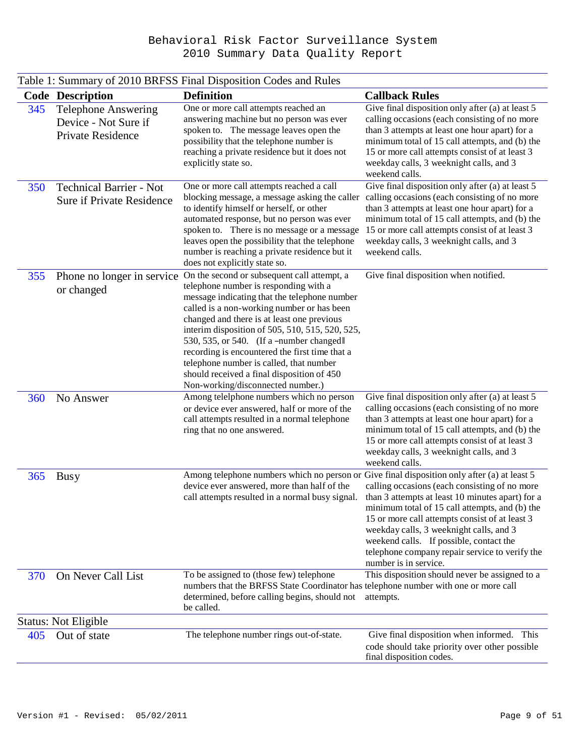Table 1: Summary of 2010 BRFSS Final Disposition Codes and Rules

| Code | Description | Definition | Callback Rules |
|---|---|---|---|
| 345 | Telephone Answering Device - Not Sure if Private Residence | One or more call attempts reached an answering machine but no person was ever spoken to. The message leaves open the possibility that the telephone number is reaching a private residence but it does not explicitly state so. | Give final disposition only after (a) at least 5 calling occasions (each consisting of no more than 3 attempts at least one hour apart) for a minimum total of 15 call attempts, and (b) the 15 or more call attempts consist of at least 3 weekday calls, 3 weeknight calls, and 3 weekend calls. |
| 350 | Technical Barrier - Not Sure if Private Residence | One or more call attempts reached a call blocking message, a message asking the caller to identify himself or herself, or other automated response, but no person was ever spoken to. There is no message or a message leaves open the possibility that the telephone number is reaching a private residence but it does not explicitly state so. | Give final disposition only after (a) at least 5 calling occasions (each consisting of no more than 3 attempts at least one hour apart) for a minimum total of 15 call attempts, and (b) the 15 or more call attempts consist of at least 3 weekday calls, 3 weeknight calls, and 3 weekend calls. |
| 355 | Phone no longer in service or changed | On the second or subsequent call attempt, a telephone number is responding with a message indicating that the telephone number called is a non-working number or has been changed and there is at least one previous interim disposition of 505, 510, 515, 520, 525, 530, 535, or 540. (If a –number changed‖ recording is encountered the first time that a telephone number is called, that number should received a final disposition of 450 Non-working/disconnected number.) | Give final disposition when notified. |
| 360 | No Answer | Among telelphone numbers which no person or device ever answered, half or more of the call attempts resulted in a normal telephone ring that no one answered. | Give final disposition only after (a) at least 5 calling occasions (each consisting of no more than 3 attempts at least one hour apart) for a minimum total of 15 call attempts, and (b) the 15 or more call attempts consist of at least 3 weekday calls, 3 weeknight calls, and 3 weekend calls. |
| 365 | Busy | Among telephone numbers which no person or device ever answered, more than half of the call attempts resulted in a normal busy signal. | Give final disposition only after (a) at least 5 calling occasions (each consisting of no more than 3 attempts at least 10 minutes apart) for a minimum total of 15 call attempts, and (b) the 15 or more call attempts consist of at least 3 weekday calls, 3 weeknight calls, and 3 weekend calls. If possible, contact the telephone company repair service to verify the number is in service. |
| 370 | On Never Call List | To be assigned to (those few) telephone numbers that the BRFSS State Coordinator has determined, before calling begins, should not be called. | This disposition should never be assigned to a telephone number with one or more call attempts. |
| **Status: Not Eligible** | | | |
| 405 | Out of state | The telephone number rings out-of-state. | Give final disposition when informed. This code should take priority over other possible final disposition codes. |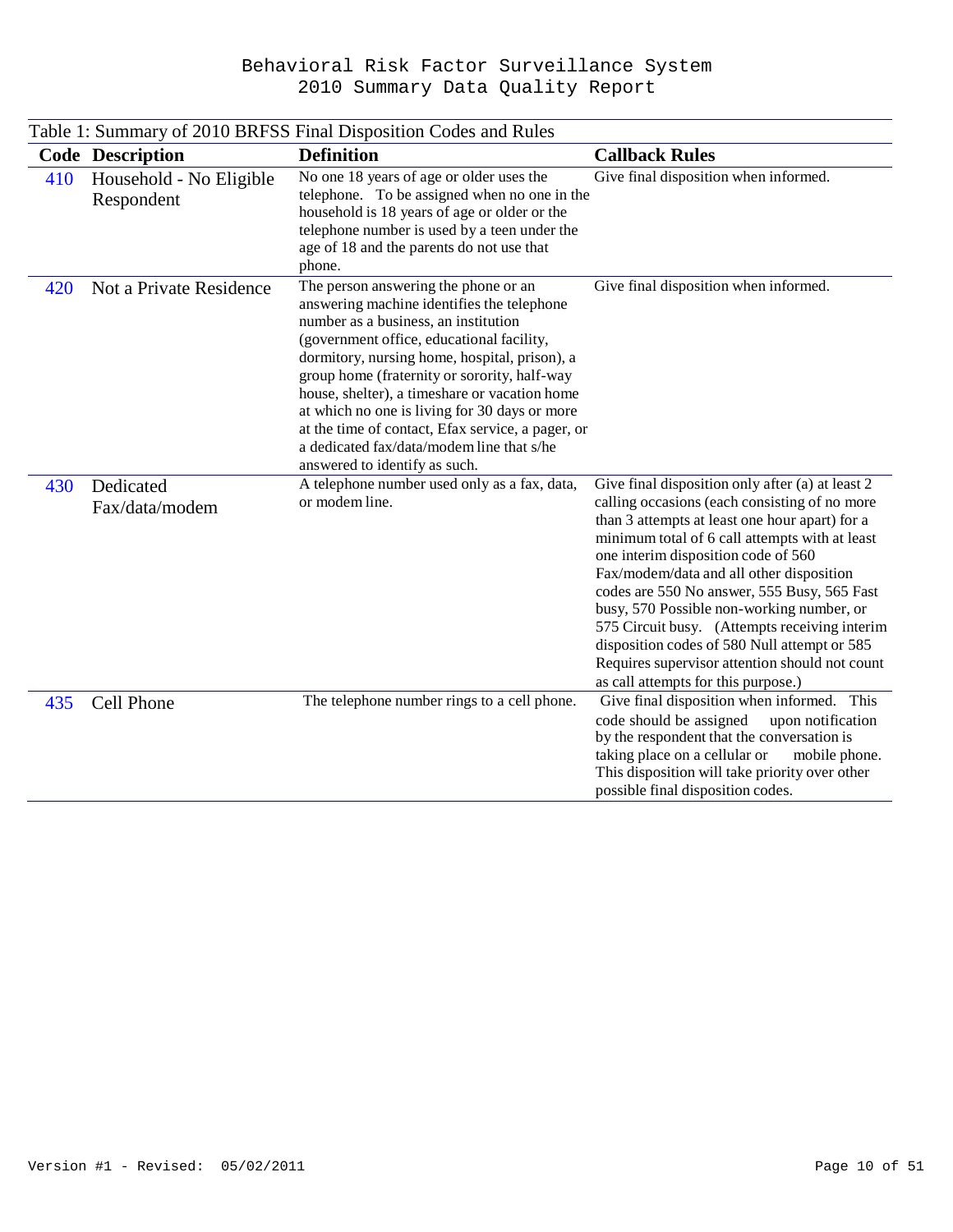Table 1: Summary of 2010 BRFSS Final Disposition Codes and Rules

| Code | Description | Definition | Callback Rules |
|---|---|---|---|
| 410 | Household - No Eligible Respondent | No one 18 years of age or older uses the telephone. To be assigned when no one in the household is 18 years of age or older or the telephone number is used by a teen under the age of 18 and the parents do not use that phone. | Give final disposition when informed. |
| 420 | Not a Private Residence | The person answering the phone or an answering machine identifies the telephone number as a business, an institution (government office, educational facility, dormitory, nursing home, hospital, prison), a group home (fraternity or sorority, half-way house, shelter), a timeshare or vacation home at which no one is living for 30 days or more at the time of contact, Efax service, a pager, or a dedicated fax/data/modem line that s/he answered to identify as such. | Give final disposition when informed. |
| 430 | Dedicated Fax/data/modem | A telephone number used only as a fax, data, or modem line. | Give final disposition only after (a) at least 2 calling occasions (each consisting of no more than 3 attempts at least one hour apart) for a minimum total of 6 call attempts with at least one interim disposition code of 560 Fax/modem/data and all other disposition codes are 550 No answer, 555 Busy, 565 Fast busy, 570 Possible non-working number, or 575 Circuit busy. (Attempts receiving interim disposition codes of 580 Null attempt or 585 Requires supervisor attention should not count as call attempts for this purpose.) |
| 435 | Cell Phone | The telephone number rings to a cell phone. | Give final disposition when informed. This code should be assigned upon notification by the respondent that the conversation is taking place on a cellular or mobile phone. This disposition will take priority over other possible final disposition codes. |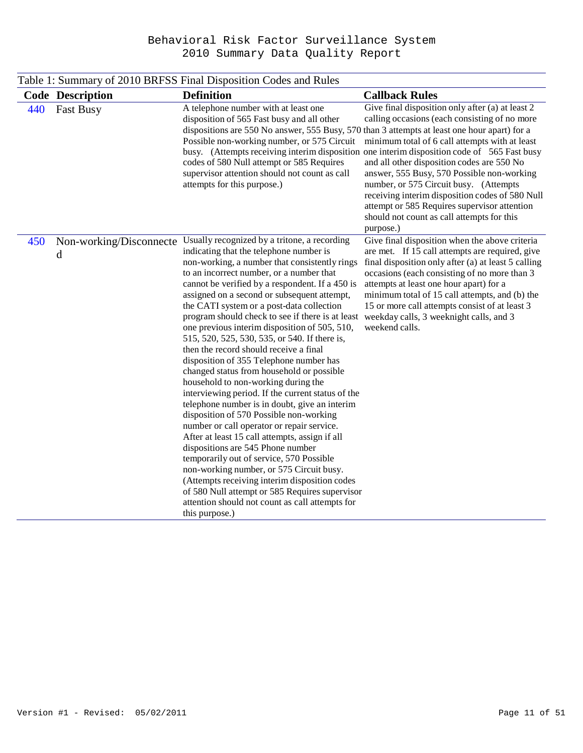Table 1: Summary of 2010 BRFSS Final Disposition Codes and Rules

| Code | Description | Definition | Callback Rules |
|---|---|---|---|
| 440 | Fast Busy | A telephone number with at least one disposition of 565 Fast busy and all other dispositions are 550 No answer, 555 Busy, 570 Possible non-working number, or 575 Circuit busy. (Attempts receiving interim disposition codes of 580 Null attempt or 585 Requires supervisor attention should not count as call attempts for this purpose.) | Give final disposition only after (a) at least 2 calling occasions (each consisting of no more than 3 attempts at least one hour apart) for a minimum total of 6 call attempts with at least one interim disposition code of 565 Fast busy and all other disposition codes are 550 No answer, 555 Busy, 570 Possible non-working number, or 575 Circuit busy. (Attempts receiving interim disposition codes of 580 Null attempt or 585 Requires supervisor attention should not count as call attempts for this purpose.) |
| 450 | Non-working/Disconnected | Usually recognized by a tritone, a recording indicating that the telephone number is non-working, a number that consistently rings to an incorrect number, or a number that cannot be verified by a respondent. If a 450 is assigned on a second or subsequent attempt, the CATI system or a post-data collection program should check to see if there is at least one previous interim disposition of 505, 510, 515, 520, 525, 530, 535, or 540. If there is, then the record should receive a final disposition of 355 Telephone number has changed status from household or possible household to non-working during the interviewing period. If the current status of the telephone number is in doubt, give an interim disposition of 570 Possible non-working number or call operator or repair service. After at least 15 call attempts, assign if all dispositions are 545 Phone number temporarily out of service, 570 Possible non-working number, or 575 Circuit busy. (Attempts receiving interim disposition codes of 580 Null attempt or 585 Requires supervisor attention should not count as call attempts for this purpose.) | Give final disposition when the above criteria are met. If 15 call attempts are required, give final disposition only after (a) at least 5 calling occasions (each consisting of no more than 3 attempts at least one hour apart) for a minimum total of 15 call attempts, and (b) the 15 or more call attempts consist of at least 3 weekday calls, 3 weeknight calls, and 3 weekend calls. |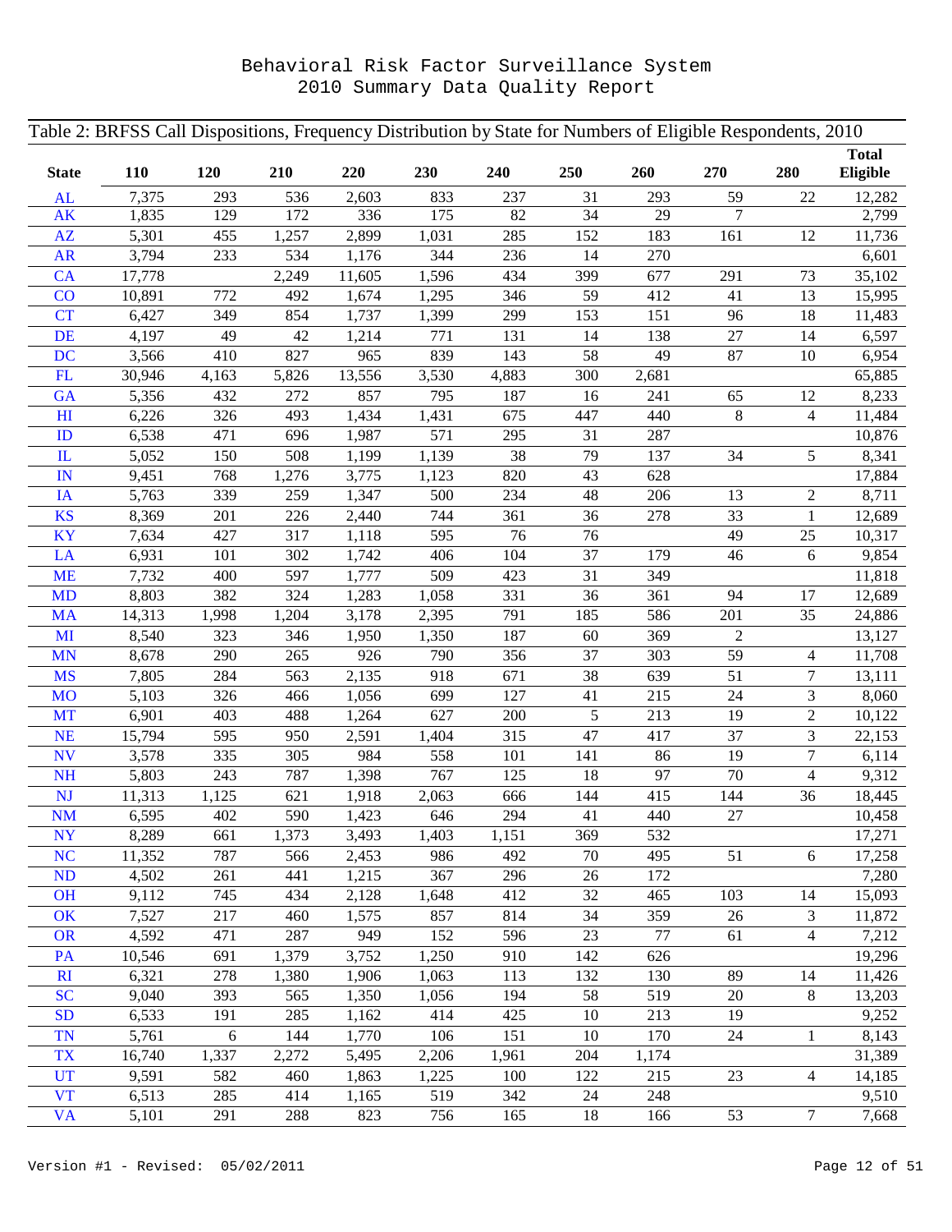Table 2: BRFSS Call Dispositions, Frequency Distribution by State for Numbers of Eligible Respondents, 2010

| State | 110 | 120 | 210 | 220 | 230 | 240 | 250 | 260 | 270 | 280 | Total Eligible |
|---|---|---|---|---|---|---|---|---|---|---|---|
| AL | 7,375 | 293 | 536 | 2,603 | 833 | 237 | 31 | 293 | 59 | 22 | 12,282 |
| AK | 1,835 | 129 | 172 | 336 | 175 | 82 | 34 | 29 | 7 | | 2,799 |
| AZ | 5,301 | 455 | 1,257 | 2,899 | 1,031 | 285 | 152 | 183 | 161 | 12 | 11,736 |
| AR | 3,794 | 233 | 534 | 1,176 | 344 | 236 | 14 | 270 | | | 6,601 |
| CA | 17,778 | | 2,249 | 11,605 | 1,596 | 434 | 399 | 677 | 291 | 73 | 35,102 |
| CO | 10,891 | 772 | 492 | 1,674 | 1,295 | 346 | 59 | 412 | 41 | 13 | 15,995 |
| CT | 6,427 | 349 | 854 | 1,737 | 1,399 | 299 | 153 | 151 | 96 | 18 | 11,483 |
| DE | 4,197 | 49 | 42 | 1,214 | 771 | 131 | 14 | 138 | 27 | 14 | 6,597 |
| DC | 3,566 | 410 | 827 | 965 | 839 | 143 | 58 | 49 | 87 | 10 | 6,954 |
| FL | 30,946 | 4,163 | 5,826 | 13,556 | 3,530 | 4,883 | 300 | 2,681 | | | 65,885 |
| GA | 5,356 | 432 | 272 | 857 | 795 | 187 | 16 | 241 | 65 | 12 | 8,233 |
| HI | 6,226 | 326 | 493 | 1,434 | 1,431 | 675 | 447 | 440 | 8 | 4 | 11,484 |
| ID | 6,538 | 471 | 696 | 1,987 | 571 | 295 | 31 | 287 | | | 10,876 |
| IL | 5,052 | 150 | 508 | 1,199 | 1,139 | 38 | 79 | 137 | 34 | 5 | 8,341 |
| IN | 9,451 | 768 | 1,276 | 3,775 | 1,123 | 820 | 43 | 628 | | | 17,884 |
| IA | 5,763 | 339 | 259 | 1,347 | 500 | 234 | 48 | 206 | 13 | 2 | 8,711 |
| KS | 8,369 | 201 | 226 | 2,440 | 744 | 361 | 36 | 278 | 33 | 1 | 12,689 |
| KY | 7,634 | 427 | 317 | 1,118 | 595 | 76 | 76 | | 49 | 25 | 10,317 |
| LA | 6,931 | 101 | 302 | 1,742 | 406 | 104 | 37 | 179 | 46 | 6 | 9,854 |
| ME | 7,732 | 400 | 597 | 1,777 | 509 | 423 | 31 | 349 | | | 11,818 |
| MD | 8,803 | 382 | 324 | 1,283 | 1,058 | 331 | 36 | 361 | 94 | 17 | 12,689 |
| MA | 14,313 | 1,998 | 1,204 | 3,178 | 2,395 | 791 | 185 | 586 | 201 | 35 | 24,886 |
| MI | 8,540 | 323 | 346 | 1,950 | 1,350 | 187 | 60 | 369 | 2 | | 13,127 |
| MN | 8,678 | 290 | 265 | 926 | 790 | 356 | 37 | 303 | 59 | 4 | 11,708 |
| MS | 7,805 | 284 | 563 | 2,135 | 918 | 671 | 38 | 639 | 51 | 7 | 13,111 |
| MO | 5,103 | 326 | 466 | 1,056 | 699 | 127 | 41 | 215 | 24 | 3 | 8,060 |
| MT | 6,901 | 403 | 488 | 1,264 | 627 | 200 | 5 | 213 | 19 | 2 | 10,122 |
| NE | 15,794 | 595 | 950 | 2,591 | 1,404 | 315 | 47 | 417 | 37 | 3 | 22,153 |
| NV | 3,578 | 335 | 305 | 984 | 558 | 101 | 141 | 86 | 19 | 7 | 6,114 |
| NH | 5,803 | 243 | 787 | 1,398 | 767 | 125 | 18 | 97 | 70 | 4 | 9,312 |
| NJ | 11,313 | 1,125 | 621 | 1,918 | 2,063 | 666 | 144 | 415 | 144 | 36 | 18,445 |
| NM | 6,595 | 402 | 590 | 1,423 | 646 | 294 | 41 | 440 | 27 | | 10,458 |
| NY | 8,289 | 661 | 1,373 | 3,493 | 1,403 | 1,151 | 369 | 532 | | | 17,271 |
| NC | 11,352 | 787 | 566 | 2,453 | 986 | 492 | 70 | 495 | 51 | 6 | 17,258 |
| ND | 4,502 | 261 | 441 | 1,215 | 367 | 296 | 26 | 172 | | | 7,280 |
| OH | 9,112 | 745 | 434 | 2,128 | 1,648 | 412 | 32 | 465 | 103 | 14 | 15,093 |
| OK | 7,527 | 217 | 460 | 1,575 | 857 | 814 | 34 | 359 | 26 | 3 | 11,872 |
| OR | 4,592 | 471 | 287 | 949 | 152 | 596 | 23 | 77 | 61 | 4 | 7,212 |
| PA | 10,546 | 691 | 1,379 | 3,752 | 1,250 | 910 | 142 | 626 | | | 19,296 |
| RI | 6,321 | 278 | 1,380 | 1,906 | 1,063 | 113 | 132 | 130 | 89 | 14 | 11,426 |
| SC | 9,040 | 393 | 565 | 1,350 | 1,056 | 194 | 58 | 519 | 20 | 8 | 13,203 |
| SD | 6,533 | 191 | 285 | 1,162 | 414 | 425 | 10 | 213 | 19 | | 9,252 |
| TN | 5,761 | 6 | 144 | 1,770 | 106 | 151 | 10 | 170 | 24 | 1 | 8,143 |
| TX | 16,740 | 1,337 | 2,272 | 5,495 | 2,206 | 1,961 | 204 | 1,174 | | | 31,389 |
| UT | 9,591 | 582 | 460 | 1,863 | 1,225 | 100 | 122 | 215 | 23 | 4 | 14,185 |
| VT | 6,513 | 285 | 414 | 1,165 | 519 | 342 | 24 | 248 | | | 9,510 |
| VA | 5,101 | 291 | 288 | 823 | 756 | 165 | 18 | 166 | 53 | 7 | 7,668 |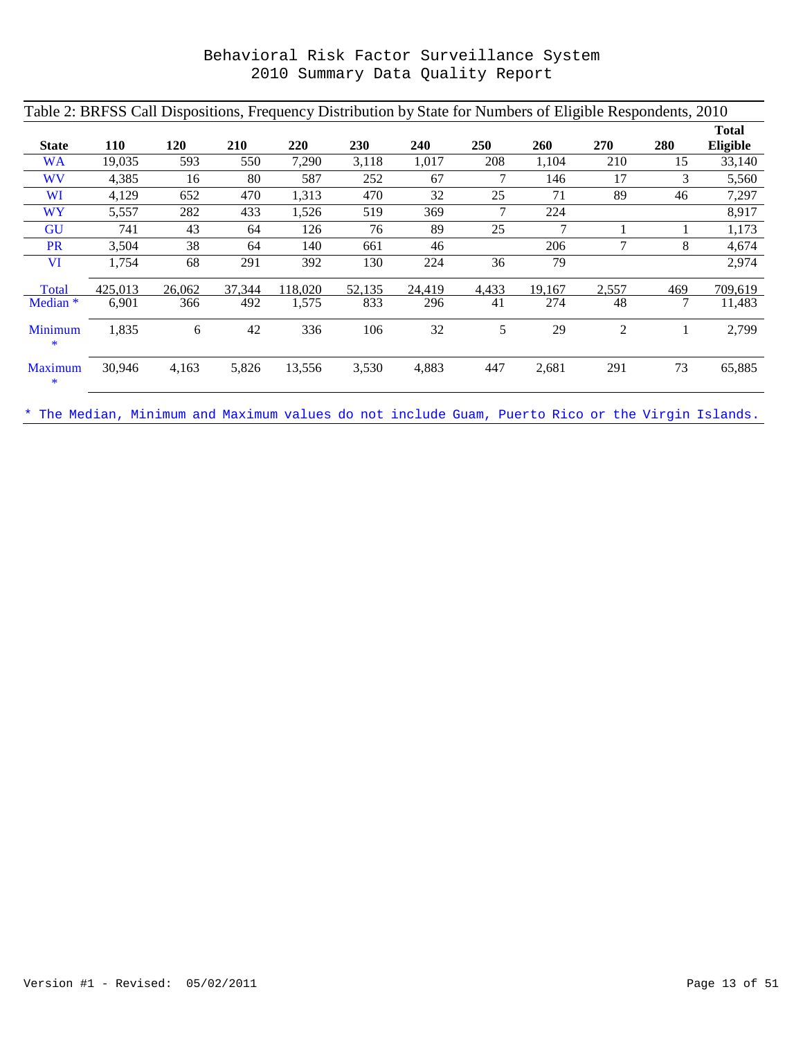# Behavioral Risk Factor Surveillance System
## 2010 Summary Data Quality Report

Table 2: BRFSS Call Dispositions, Frequency Distribution by State for Numbers of Eligible Respondents, 2010

| State | 110 | 120 | 210 | 220 | 230 | 240 | 250 | 260 | 270 | 280 | Total Eligible |
|---|---|---|---|---|---|---|---|---|---|---|---|
| WA | 19,035 | 593 | 550 | 7,290 | 3,118 | 1,017 | 208 | 1,104 | 210 | 15 | 33,140 |
| WV | 4,385 | 16 | 80 | 587 | 252 | 67 | 7 | 146 | 17 | 3 | 5,560 |
| WI | 4,129 | 652 | 470 | 1,313 | 470 | 32 | 25 | 71 | 89 | 46 | 7,297 |
| WY | 5,557 | 282 | 433 | 1,526 | 519 | 369 | 7 | 224 | | | 8,917 |
| GU | 741 | 43 | 64 | 126 | 76 | 89 | 25 | 7 | 1 | 1 | 1,173 |
| PR | 3,504 | 38 | 64 | 140 | 661 | 46 | | 206 | 7 | 8 | 4,674 |
| VI | 1,754 | 68 | 291 | 392 | 130 | 224 | 36 | 79 | | | 2,974 |
| Total | 425,013 | 26,062 | 37,344 | 118,020 | 52,135 | 24,419 | 4,433 | 19,167 | 2,557 | 469 | 709,619 |
| Median * | 6,901 | 366 | 492 | 1,575 | 833 | 296 | 41 | 274 | 48 | 7 | 11,483 |
| Minimum * | 1,835 | 6 | 42 | 336 | 106 | 32 | 5 | 29 | 2 | 1 | 2,799 |
| Maximum * | 30,946 | 4,163 | 5,826 | 13,556 | 3,530 | 4,883 | 447 | 2,681 | 291 | 73 | 65,885 |

* The Median, Minimum and Maximum values do not include Guam, Puerto Rico or the Virgin Islands.

Version #1 - Revised: 05/02/2011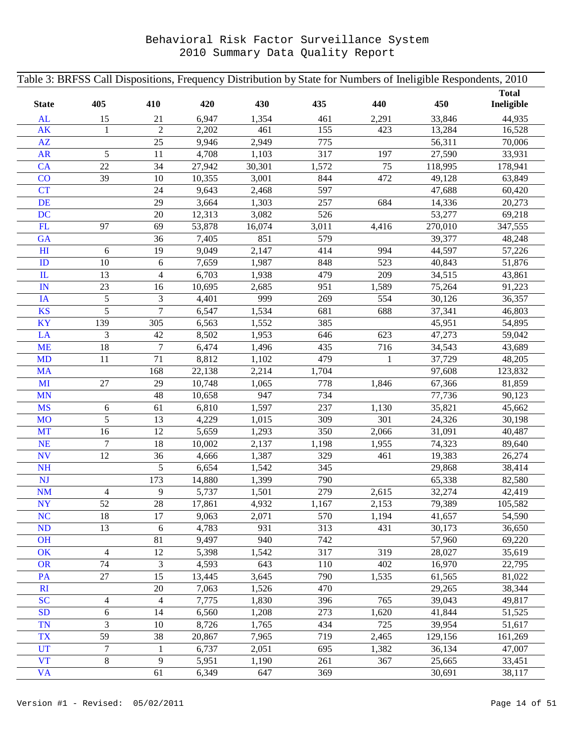# Behavioral Risk Factor Surveillance System
# 2010 Summary Data Quality Report

Table 3: BRFSS Call Dispositions, Frequency Distribution by State for Numbers of Ineligible Respondents, 2010

| State | 405 | 410 | 420 | 430 | 435 | 440 | 450 | Total Ineligible |
|---|---|---|---|---|---|---|---|---|
| AL | 15 | 21 | 6,947 | 1,354 | 461 | 2,291 | 33,846 | 44,935 |
| AK | 1 | 2 | 2,202 | 461 | 155 | 423 | 13,284 | 16,528 |
| AZ | | 25 | 9,946 | 2,949 | 775 | | 56,311 | 70,006 |
| AR | 5 | 11 | 4,708 | 1,103 | 317 | 197 | 27,590 | 33,931 |
| CA | 22 | 34 | 27,942 | 30,301 | 1,572 | 75 | 118,995 | 178,941 |
| CO | 39 | 10 | 10,355 | 3,001 | 844 | 472 | 49,128 | 63,849 |
| CT | | 24 | 9,643 | 2,468 | 597 | | 47,688 | 60,420 |
| DE | | 29 | 3,664 | 1,303 | 257 | 684 | 14,336 | 20,273 |
| DC | | 20 | 12,313 | 3,082 | 526 | | 53,277 | 69,218 |
| FL | 97 | 69 | 53,878 | 16,074 | 3,011 | 4,416 | 270,010 | 347,555 |
| GA | | 36 | 7,405 | 851 | 579 | | 39,377 | 48,248 |
| HI | 6 | 19 | 9,049 | 2,147 | 414 | 994 | 44,597 | 57,226 |
| ID | 10 | 6 | 7,659 | 1,987 | 848 | 523 | 40,843 | 51,876 |
| IL | 13 | 4 | 6,703 | 1,938 | 479 | 209 | 34,515 | 43,861 |
| IN | 23 | 16 | 10,695 | 2,685 | 951 | 1,589 | 75,264 | 91,223 |
| IA | 5 | 3 | 4,401 | 999 | 269 | 554 | 30,126 | 36,357 |
| KS | 5 | 7 | 6,547 | 1,534 | 681 | 688 | 37,341 | 46,803 |
| KY | 139 | 305 | 6,563 | 1,552 | 385 | | 45,951 | 54,895 |
| LA | 3 | 42 | 8,502 | 1,953 | 646 | 623 | 47,273 | 59,042 |
| ME | 18 | 7 | 6,474 | 1,496 | 435 | 716 | 34,543 | 43,689 |
| MD | 11 | 71 | 8,812 | 1,102 | 479 | 1 | 37,729 | 48,205 |
| MA | | 168 | 22,138 | 2,214 | 1,704 | | 97,608 | 123,832 |
| MI | 27 | 29 | 10,748 | 1,065 | 778 | 1,846 | 67,366 | 81,859 |
| MN | | 48 | 10,658 | 947 | 734 | | 77,736 | 90,123 |
| MS | 6 | 61 | 6,810 | 1,597 | 237 | 1,130 | 35,821 | 45,662 |
| MO | 5 | 13 | 4,229 | 1,015 | 309 | 301 | 24,326 | 30,198 |
| MT | 16 | 12 | 5,659 | 1,293 | 350 | 2,066 | 31,091 | 40,487 |
| NE | 7 | 18 | 10,002 | 2,137 | 1,198 | 1,955 | 74,323 | 89,640 |
| NV | 12 | 36 | 4,666 | 1,387 | 329 | 461 | 19,383 | 26,274 |
| NH | | 5 | 6,654 | 1,542 | 345 | | 29,868 | 38,414 |
| NJ | | 173 | 14,880 | 1,399 | 790 | | 65,338 | 82,580 |
| NM | 4 | 9 | 5,737 | 1,501 | 279 | 2,615 | 32,274 | 42,419 |
| NY | 52 | 28 | 17,861 | 4,932 | 1,167 | 2,153 | 79,389 | 105,582 |
| NC | 18 | 17 | 9,063 | 2,071 | 570 | 1,194 | 41,657 | 54,590 |
| ND | 13 | 6 | 4,783 | 931 | 313 | 431 | 30,173 | 36,650 |
| OH | | 81 | 9,497 | 940 | 742 | | 57,960 | 69,220 |
| OK | 4 | 12 | 5,398 | 1,542 | 317 | 319 | 28,027 | 35,619 |
| OR | 74 | 3 | 4,593 | 643 | 110 | 402 | 16,970 | 22,795 |
| PA | 27 | 15 | 13,445 | 3,645 | 790 | 1,535 | 61,565 | 81,022 |
| RI | | 20 | 7,063 | 1,526 | 470 | | 29,265 | 38,344 |
| SC | 4 | 4 | 7,775 | 1,830 | 396 | 765 | 39,043 | 49,817 |
| SD | 6 | 14 | 6,560 | 1,208 | 273 | 1,620 | 41,844 | 51,525 |
| TN | 3 | 10 | 8,726 | 1,765 | 434 | 725 | 39,954 | 51,617 |
| TX | 59 | 38 | 20,867 | 7,965 | 719 | 2,465 | 129,156 | 161,269 |
| UT | 7 | 1 | 6,737 | 2,051 | 695 | 1,382 | 36,134 | 47,007 |
| VT | 8 | 9 | 5,951 | 1,190 | 261 | 367 | 25,665 | 33,451 |
| VA | | 61 | 6,349 | 647 | 369 | | 30,691 | 38,117 |

Version #1 - Revised: 05/02/2011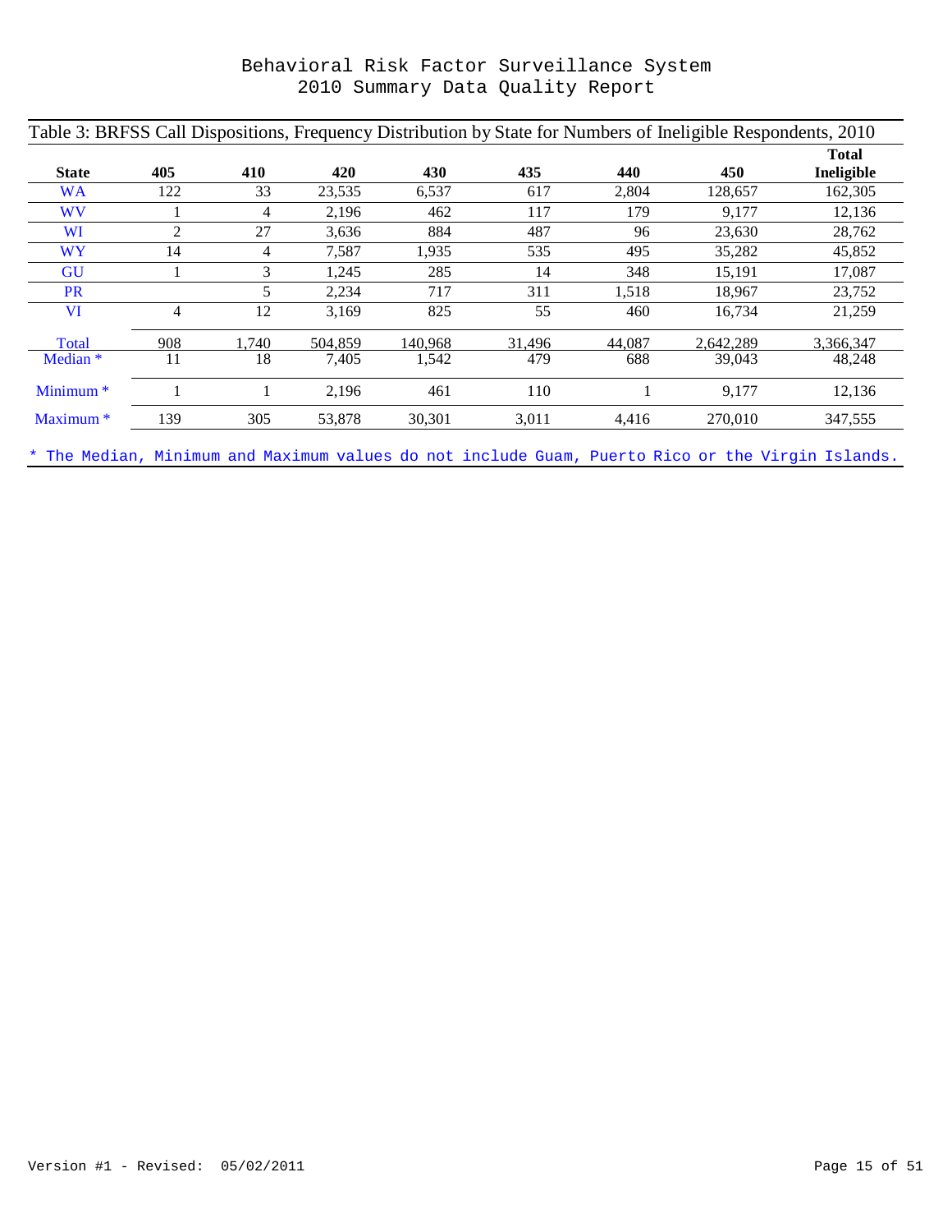# Behavioral Risk Factor Surveillance System
# 2010 Summary Data Quality Report

Table 3: BRFSS Call Dispositions, Frequency Distribution by State for Numbers of Ineligible Respondents, 2010

| State | 405 | 410 | 420 | 430 | 435 | 440 | 450 | Total Ineligible |
|---|---|---|---|---|---|---|---|---|
| WA | 122 | 33 | 23,535 | 6,537 | 617 | 2,804 | 128,657 | 162,305 |
| WV | 1 | 4 | 2,196 | 462 | 117 | 179 | 9,177 | 12,136 |
| WI | 2 | 27 | 3,636 | 884 | 487 | 96 | 23,630 | 28,762 |
| WY | 14 | 4 | 7,587 | 1,935 | 535 | 495 | 35,282 | 45,852 |
| GU | 1 | 3 | 1,245 | 285 | 14 | 348 | 15,191 | 17,087 |
| PR | | 5 | 2,234 | 717 | 311 | 1,518 | 18,967 | 23,752 |
| VI | 4 | 12 | 3,169 | 825 | 55 | 460 | 16,734 | 21,259 |
| Total | 908 | 1,740 | 504,859 | 140,968 | 31,496 | 44,087 | 2,642,289 | 3,366,347 |
| Median * | 11 | 18 | 7,405 | 1,542 | 479 | 688 | 39,043 | 48,248 |
| Minimum * | 1 | 1 | 2,196 | 461 | 110 | 1 | 9,177 | 12,136 |
| Maximum * | 139 | 305 | 53,878 | 30,301 | 3,011 | 4,416 | 270,010 | 347,555 |

* The Median, Minimum and Maximum values do not include Guam, Puerto Rico or the Virgin Islands.

Version #1 - Revised: 05/02/2011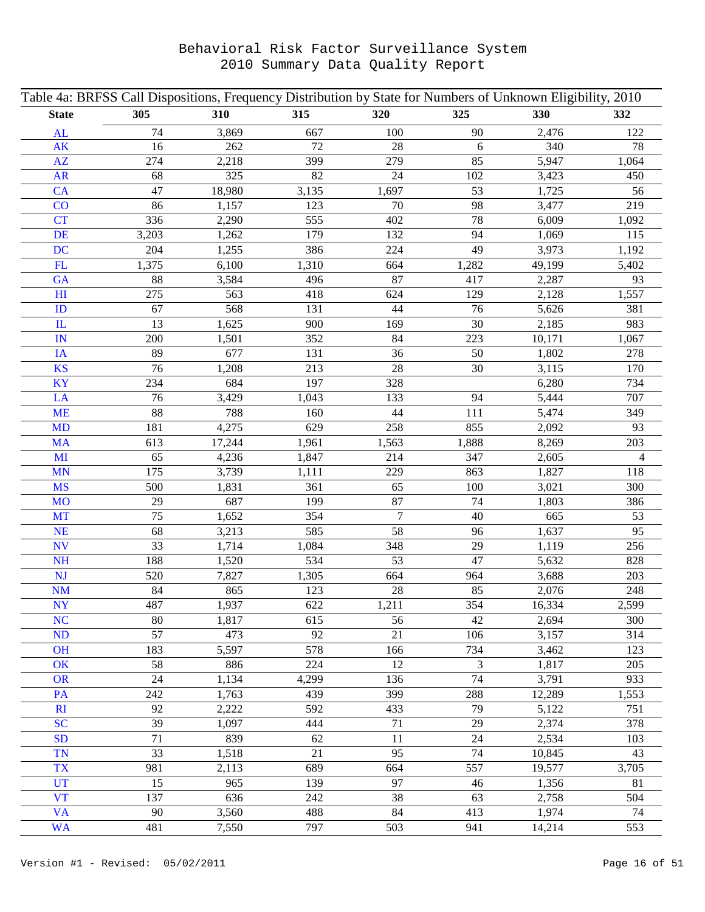# Behavioral Risk Factor Surveillance System
## 2010 Summary Data Quality Report

Table 4a: BRFSS Call Dispositions, Frequency Distribution by State for Numbers of Unknown Eligibility, 2010

| State | 305 | 310 | 315 | 320 | 325 | 330 | 332 |
|---|---|---|---|---|---|---|---|
| AL | 74 | 3,869 | 667 | 100 | 90 | 2,476 | 122 |
| AK | 16 | 262 | 72 | 28 | 6 | 340 | 78 |
| AZ | 274 | 2,218 | 399 | 279 | 85 | 5,947 | 1,064 |
| AR | 68 | 325 | 82 | 24 | 102 | 3,423 | 450 |
| CA | 47 | 18,980 | 3,135 | 1,697 | 53 | 1,725 | 56 |
| CO | 86 | 1,157 | 123 | 70 | 98 | 3,477 | 219 |
| CT | 336 | 2,290 | 555 | 402 | 78 | 6,009 | 1,092 |
| DE | 3,203 | 1,262 | 179 | 132 | 94 | 1,069 | 115 |
| DC | 204 | 1,255 | 386 | 224 | 49 | 3,973 | 1,192 |
| FL | 1,375 | 6,100 | 1,310 | 664 | 1,282 | 49,199 | 5,402 |
| GA | 88 | 3,584 | 496 | 87 | 417 | 2,287 | 93 |
| HI | 275 | 563 | 418 | 624 | 129 | 2,128 | 1,557 |
| ID | 67 | 568 | 131 | 44 | 76 | 5,626 | 381 |
| IL | 13 | 1,625 | 900 | 169 | 30 | 2,185 | 983 |
| IN | 200 | 1,501 | 352 | 84 | 223 | 10,171 | 1,067 |
| IA | 89 | 677 | 131 | 36 | 50 | 1,802 | 278 |
| KS | 76 | 1,208 | 213 | 28 | 30 | 3,115 | 170 |
| KY | 234 | 684 | 197 | 328 | | 6,280 | 734 |
| LA | 76 | 3,429 | 1,043 | 133 | 94 | 5,444 | 707 |
| ME | 88 | 788 | 160 | 44 | 111 | 5,474 | 349 |
| MD | 181 | 4,275 | 629 | 258 | 855 | 2,092 | 93 |
| MA | 613 | 17,244 | 1,961 | 1,563 | 1,888 | 8,269 | 203 |
| MI | 65 | 4,236 | 1,847 | 214 | 347 | 2,605 | 4 |
| MN | 175 | 3,739 | 1,111 | 229 | 863 | 1,827 | 118 |
| MS | 500 | 1,831 | 361 | 65 | 100 | 3,021 | 300 |
| MO | 29 | 687 | 199 | 87 | 74 | 1,803 | 386 |
| MT | 75 | 1,652 | 354 | 7 | 40 | 665 | 53 |
| NE | 68 | 3,213 | 585 | 58 | 96 | 1,637 | 95 |
| NV | 33 | 1,714 | 1,084 | 348 | 29 | 1,119 | 256 |
| NH | 188 | 1,520 | 534 | 53 | 47 | 5,632 | 828 |
| NJ | 520 | 7,827 | 1,305 | 664 | 964 | 3,688 | 203 |
| NM | 84 | 865 | 123 | 28 | 85 | 2,076 | 248 |
| NY | 487 | 1,937 | 622 | 1,211 | 354 | 16,334 | 2,599 |
| NC | 80 | 1,817 | 615 | 56 | 42 | 2,694 | 300 |
| ND | 57 | 473 | 92 | 21 | 106 | 3,157 | 314 |
| OH | 183 | 5,597 | 578 | 166 | 734 | 3,462 | 123 |
| OK | 58 | 886 | 224 | 12 | 3 | 1,817 | 205 |
| OR | 24 | 1,134 | 4,299 | 136 | 74 | 3,791 | 933 |
| PA | 242 | 1,763 | 439 | 399 | 288 | 12,289 | 1,553 |
| RI | 92 | 2,222 | 592 | 433 | 79 | 5,122 | 751 |
| SC | 39 | 1,097 | 444 | 71 | 29 | 2,374 | 378 |
| SD | 71 | 839 | 62 | 11 | 24 | 2,534 | 103 |
| TN | 33 | 1,518 | 21 | 95 | 74 | 10,845 | 43 |
| TX | 981 | 2,113 | 689 | 664 | 557 | 19,577 | 3,705 |
| UT | 15 | 965 | 139 | 97 | 46 | 1,356 | 81 |
| VT | 137 | 636 | 242 | 38 | 63 | 2,758 | 504 |
| VA | 90 | 3,560 | 488 | 84 | 413 | 1,974 | 74 |
| WA | 481 | 7,550 | 797 | 503 | 941 | 14,214 | 553 |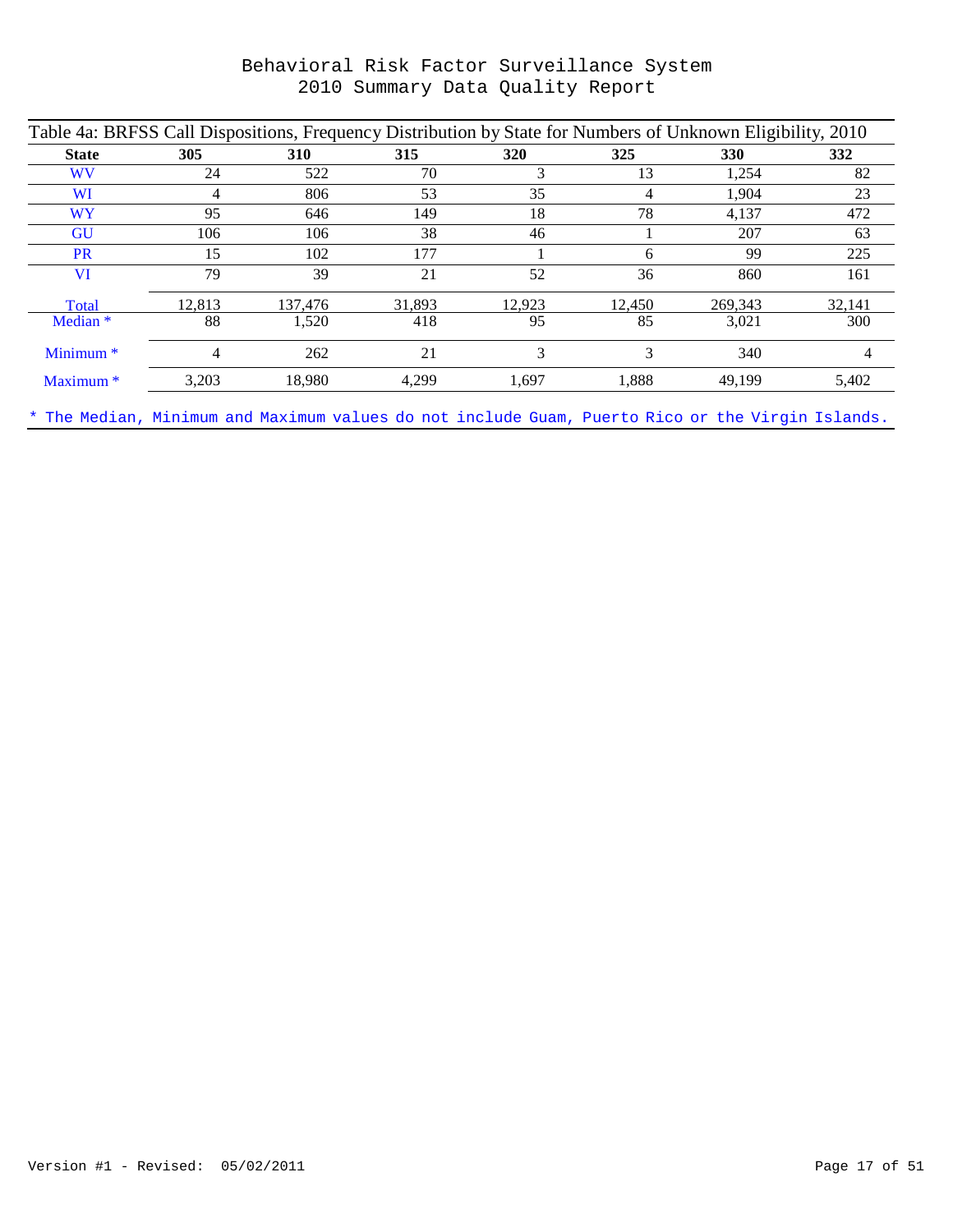# Behavioral Risk Factor Surveillance System
## 2010 Summary Data Quality Report

Table 4a: BRFSS Call Dispositions, Frequency Distribution by State for Numbers of Unknown Eligibility, 2010

| State | 305 | 310 | 315 | 320 | 325 | 330 | 332 |
|---|---|---|---|---|---|---|---|
| WV | 24 | 522 | 70 | 3 | 13 | 1,254 | 82 |
| WI | 4 | 806 | 53 | 35 | 4 | 1,904 | 23 |
| WY | 95 | 646 | 149 | 18 | 78 | 4,137 | 472 |
| GU | 106 | 106 | 38 | 46 | 1 | 207 | 63 |
| PR | 15 | 102 | 177 | 1 | 6 | 99 | 225 |
| VI | 79 | 39 | 21 | 52 | 36 | 860 | 161 |
| Total | 12,813 | 137,476 | 31,893 | 12,923 | 12,450 | 269,343 | 32,141 |
| Median * | 88 | 1,520 | 418 | 95 | 85 | 3,021 | 300 |
| Minimum * | 4 | 262 | 21 | 3 | 3 | 340 | 4 |
| Maximum * | 3,203 | 18,980 | 4,299 | 1,697 | 1,888 | 49,199 | 5,402 |

* The Median, Minimum and Maximum values do not include Guam, Puerto Rico or the Virgin Islands.

Version #1 - Revised: 05/02/2011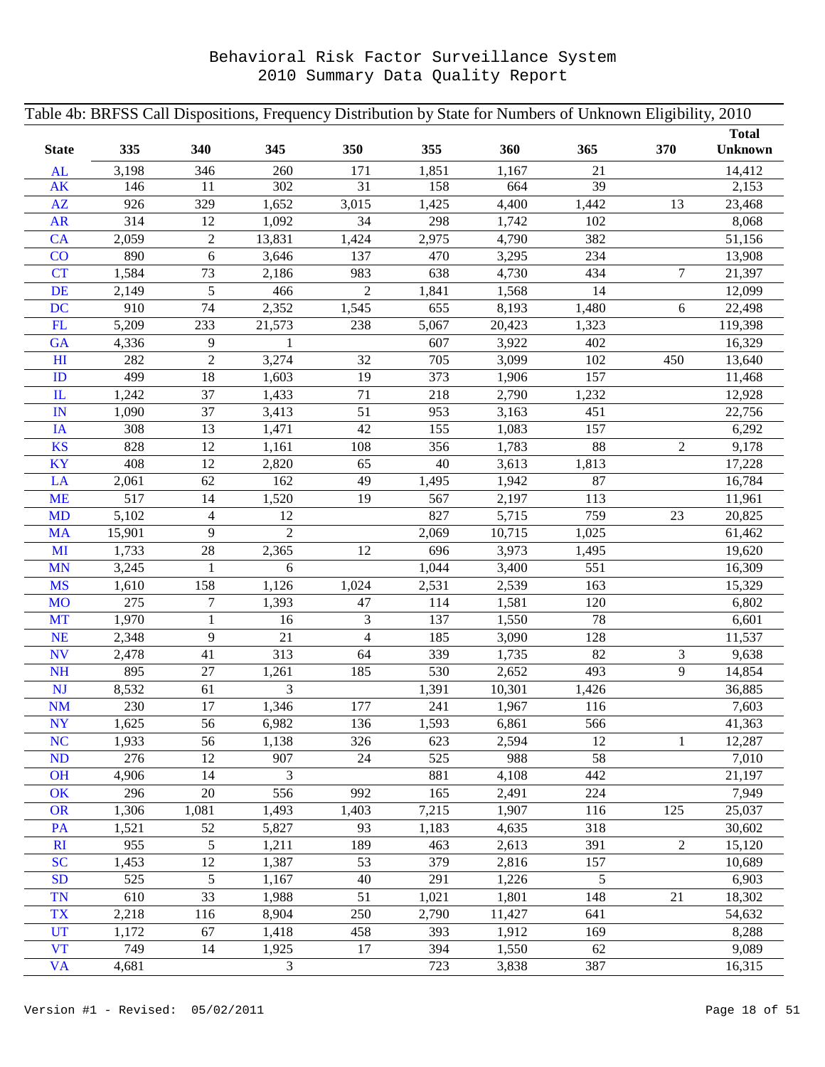# Behavioral Risk Factor Surveillance System
# 2010 Summary Data Quality Report

Table 4b: BRFSS Call Dispositions, Frequency Distribution by State for Numbers of Unknown Eligibility, 2010

| State | 335 | 340 | 345 | 350 | 355 | 360 | 365 | 370 | Total Unknown |
|---|---|---|---|---|---|---|---|---|---|
| AL | 3,198 | 346 | 260 | 171 | 1,851 | 1,167 | 21 | | 14,412 |
| AK | 146 | 11 | 302 | 31 | 158 | 664 | 39 | | 2,153 |
| AZ | 926 | 329 | 1,652 | 3,015 | 1,425 | 4,400 | 1,442 | 13 | 23,468 |
| AR | 314 | 12 | 1,092 | 34 | 298 | 1,742 | 102 | | 8,068 |
| CA | 2,059 | 2 | 13,831 | 1,424 | 2,975 | 4,790 | 382 | | 51,156 |
| CO | 890 | 6 | 3,646 | 137 | 470 | 3,295 | 234 | | 13,908 |
| CT | 1,584 | 73 | 2,186 | 983 | 638 | 4,730 | 434 | 7 | 21,397 |
| DE | 2,149 | 5 | 466 | 2 | 1,841 | 1,568 | 14 | | 12,099 |
| DC | 910 | 74 | 2,352 | 1,545 | 655 | 8,193 | 1,480 | 6 | 22,498 |
| FL | 5,209 | 233 | 21,573 | 238 | 5,067 | 20,423 | 1,323 | | 119,398 |
| GA | 4,336 | 9 | 1 | | 607 | 3,922 | 402 | | 16,329 |
| HI | 282 | 2 | 3,274 | 32 | 705 | 3,099 | 102 | 450 | 13,640 |
| ID | 499 | 18 | 1,603 | 19 | 373 | 1,906 | 157 | | 11,468 |
| IL | 1,242 | 37 | 1,433 | 71 | 218 | 2,790 | 1,232 | | 12,928 |
| IN | 1,090 | 37 | 3,413 | 51 | 953 | 3,163 | 451 | | 22,756 |
| IA | 308 | 13 | 1,471 | 42 | 155 | 1,083 | 157 | | 6,292 |
| KS | 828 | 12 | 1,161 | 108 | 356 | 1,783 | 88 | 2 | 9,178 |
| KY | 408 | 12 | 2,820 | 65 | 40 | 3,613 | 1,813 | | 17,228 |
| LA | 2,061 | 62 | 162 | 49 | 1,495 | 1,942 | 87 | | 16,784 |
| ME | 517 | 14 | 1,520 | 19 | 567 | 2,197 | 113 | | 11,961 |
| MD | 5,102 | 4 | 12 | | 827 | 5,715 | 759 | 23 | 20,825 |
| MA | 15,901 | 9 | 2 | | 2,069 | 10,715 | 1,025 | | 61,462 |
| MI | 1,733 | 28 | 2,365 | 12 | 696 | 3,973 | 1,495 | | 19,620 |
| MN | 3,245 | 1 | 6 | | 1,044 | 3,400 | 551 | | 16,309 |
| MS | 1,610 | 158 | 1,126 | 1,024 | 2,531 | 2,539 | 163 | | 15,329 |
| MO | 275 | 7 | 1,393 | 47 | 114 | 1,581 | 120 | | 6,802 |
| MT | 1,970 | 1 | 16 | 3 | 137 | 1,550 | 78 | | 6,601 |
| NE | 2,348 | 9 | 21 | 4 | 185 | 3,090 | 128 | | 11,537 |
| NV | 2,478 | 41 | 313 | 64 | 339 | 1,735 | 82 | 3 | 9,638 |
| NH | 895 | 27 | 1,261 | 185 | 530 | 2,652 | 493 | 9 | 14,854 |
| NJ | 8,532 | 61 | 3 | | 1,391 | 10,301 | 1,426 | | 36,885 |
| NM | 230 | 17 | 1,346 | 177 | 241 | 1,967 | 116 | | 7,603 |
| NY | 1,625 | 56 | 6,982 | 136 | 1,593 | 6,861 | 566 | | 41,363 |
| NC | 1,933 | 56 | 1,138 | 326 | 623 | 2,594 | 12 | 1 | 12,287 |
| ND | 276 | 12 | 907 | 24 | 525 | 988 | 58 | | 7,010 |
| OH | 4,906 | 14 | 3 | | 881 | 4,108 | 442 | | 21,197 |
| OK | 296 | 20 | 556 | 992 | 165 | 2,491 | 224 | | 7,949 |
| OR | 1,306 | 1,081 | 1,493 | 1,403 | 7,215 | 1,907 | 116 | 125 | 25,037 |
| PA | 1,521 | 52 | 5,827 | 93 | 1,183 | 4,635 | 318 | | 30,602 |
| RI | 955 | 5 | 1,211 | 189 | 463 | 2,613 | 391 | 2 | 15,120 |
| SC | 1,453 | 12 | 1,387 | 53 | 379 | 2,816 | 157 | | 10,689 |
| SD | 525 | 5 | 1,167 | 40 | 291 | 1,226 | 5 | | 6,903 |
| TN | 610 | 33 | 1,988 | 51 | 1,021 | 1,801 | 148 | 21 | 18,302 |
| TX | 2,218 | 116 | 8,904 | 250 | 2,790 | 11,427 | 641 | | 54,632 |
| UT | 1,172 | 67 | 1,418 | 458 | 393 | 1,912 | 169 | | 8,288 |
| VT | 749 | 14 | 1,925 | 17 | 394 | 1,550 | 62 | | 9,089 |
| VA | 4,681 | | 3 | | 723 | 3,838 | 387 | | 16,315 |

Version #1 - Revised: 05/02/2011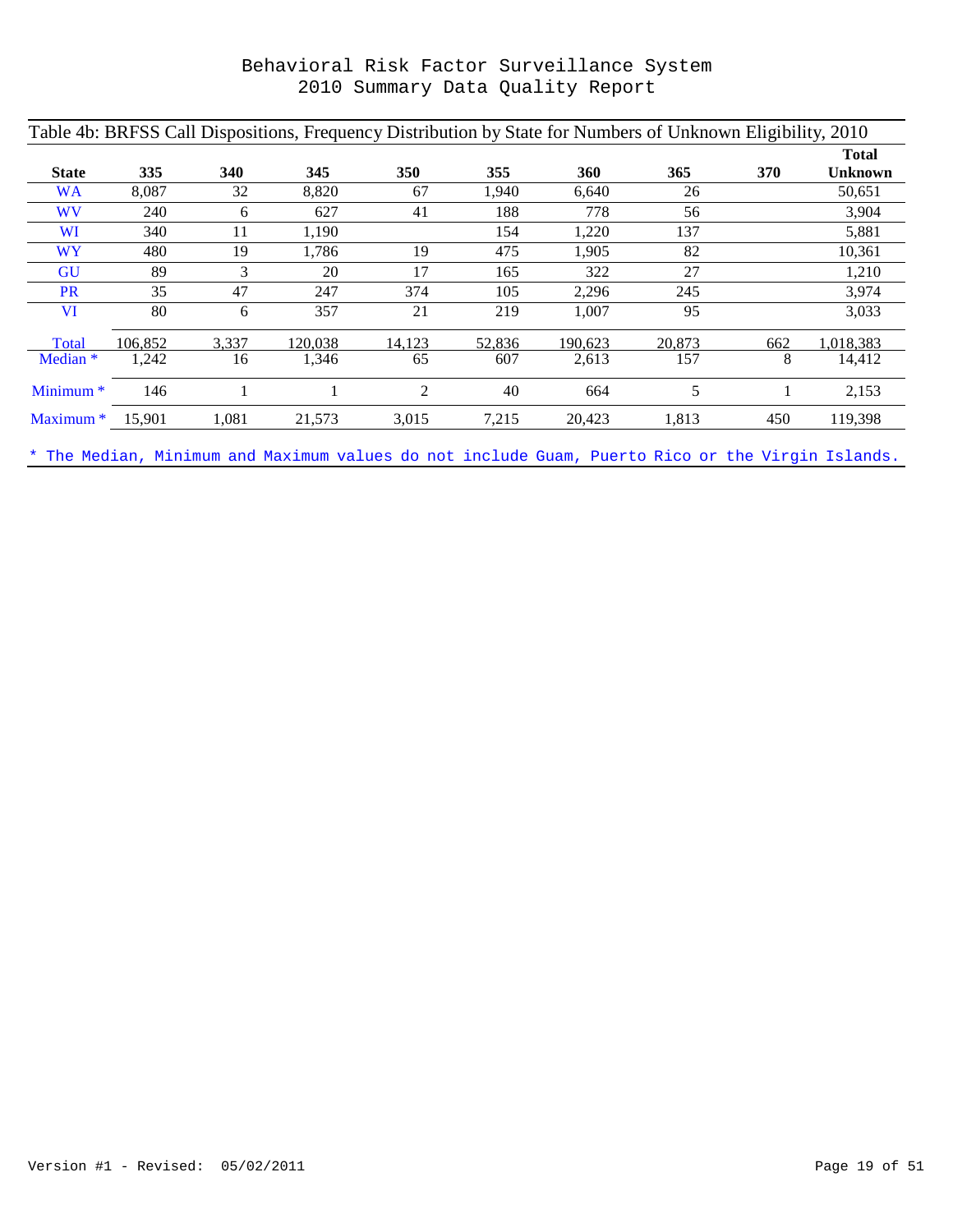# Behavioral Risk Factor Surveillance System
# 2010 Summary Data Quality Report

Table 4b: BRFSS Call Dispositions, Frequency Distribution by State for Numbers of Unknown Eligibility, 2010

| State | 335 | 340 | 345 | 350 | 355 | 360 | 365 | 370 | Total Unknown |
|---|---|---|---|---|---|---|---|---|---|
| WA | 8,087 | 32 | 8,820 | 67 | 1,940 | 6,640 | 26 | | 50,651 |
| WV | 240 | 6 | 627 | 41 | 188 | 778 | 56 | | 3,904 |
| WI | 340 | 11 | 1,190 | | 154 | 1,220 | 137 | | 5,881 |
| WY | 480 | 19 | 1,786 | 19 | 475 | 1,905 | 82 | | 10,361 |
| GU | 89 | 3 | 20 | 17 | 165 | 322 | 27 | | 1,210 |
| PR | 35 | 47 | 247 | 374 | 105 | 2,296 | 245 | | 3,974 |
| VI | 80 | 6 | 357 | 21 | 219 | 1,007 | 95 | | 3,033 |
| Total | 106,852 | 3,337 | 120,038 | 14,123 | 52,836 | 190,623 | 20,873 | 662 | 1,018,383 |
| Median * | 1,242 | 16 | 1,346 | 65 | 607 | 2,613 | 157 | 8 | 14,412 |
| Minimum * | 146 | 1 | 1 | 2 | 40 | 664 | 5 | 1 | 2,153 |
| Maximum * | 15,901 | 1,081 | 21,573 | 3,015 | 7,215 | 20,423 | 1,813 | 450 | 119,398 |

* The Median, Minimum and Maximum values do not include Guam, Puerto Rico or the Virgin Islands.

Version #1 - Revised: 05/02/2011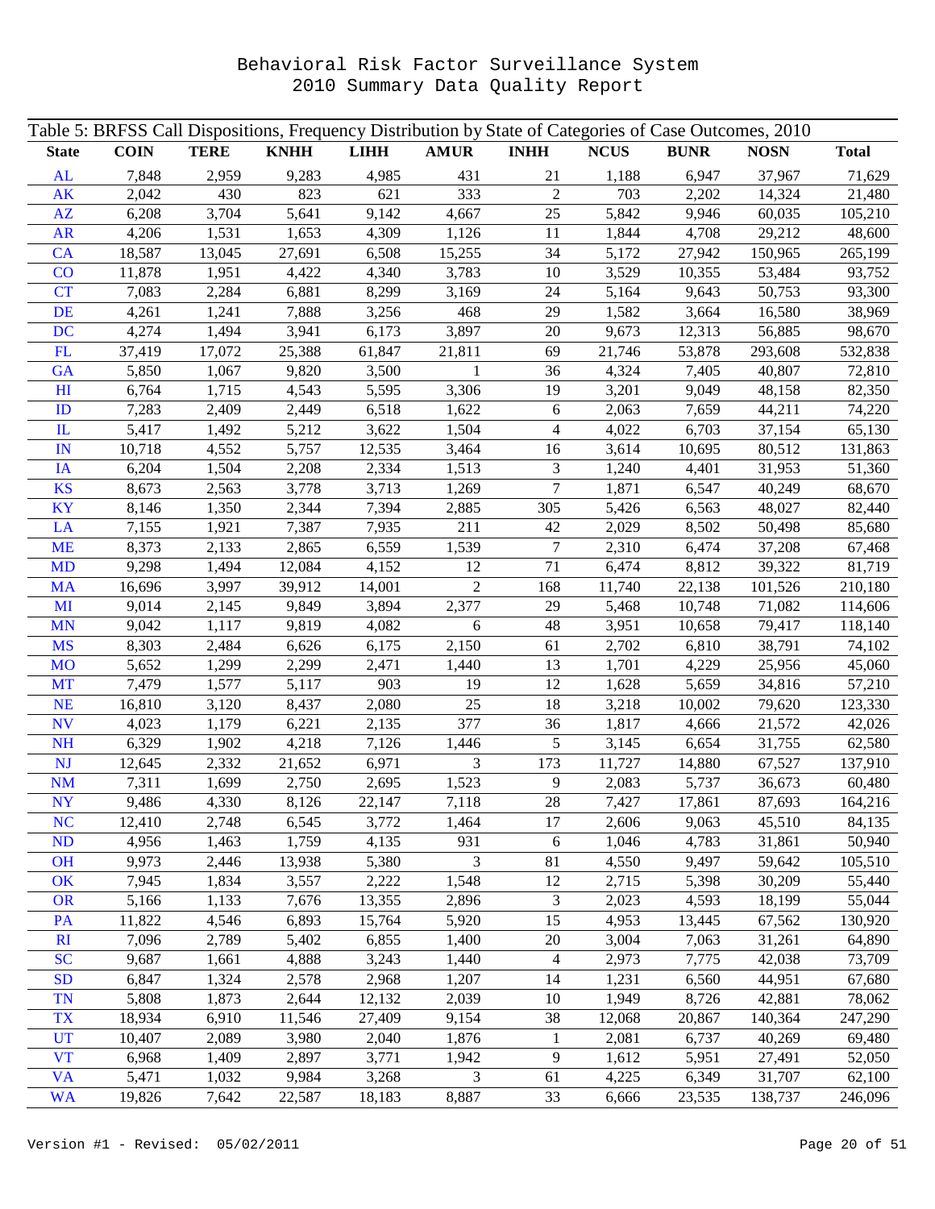# Behavioral Risk Factor Surveillance System
# 2010 Summary Data Quality Report

Table 5: BRFSS Call Dispositions, Frequency Distribution by State of Categories of Case Outcomes, 2010

| State | COIN | TERE | KNHH | LIHH | AMUR | INHH | NCUS | BUNR | NOSN | Total |
|---|---|---|---|---|---|---|---|---|---|---|
| AL | 7,848 | 2,959 | 9,283 | 4,985 | 431 | 21 | 1,188 | 6,947 | 37,967 | 71,629 |
| AK | 2,042 | 430 | 823 | 621 | 333 | 2 | 703 | 2,202 | 14,324 | 21,480 |
| AZ | 6,208 | 3,704 | 5,641 | 9,142 | 4,667 | 25 | 5,842 | 9,946 | 60,035 | 105,210 |
| AR | 4,206 | 1,531 | 1,653 | 4,309 | 1,126 | 11 | 1,844 | 4,708 | 29,212 | 48,600 |
| CA | 18,587 | 13,045 | 27,691 | 6,508 | 15,255 | 34 | 5,172 | 27,942 | 150,965 | 265,199 |
| CO | 11,878 | 1,951 | 4,422 | 4,340 | 3,783 | 10 | 3,529 | 10,355 | 53,484 | 93,752 |
| CT | 7,083 | 2,284 | 6,881 | 8,299 | 3,169 | 24 | 5,164 | 9,643 | 50,753 | 93,300 |
| DE | 4,261 | 1,241 | 7,888 | 3,256 | 468 | 29 | 1,582 | 3,664 | 16,580 | 38,969 |
| DC | 4,274 | 1,494 | 3,941 | 6,173 | 3,897 | 20 | 9,673 | 12,313 | 56,885 | 98,670 |
| FL | 37,419 | 17,072 | 25,388 | 61,847 | 21,811 | 69 | 21,746 | 53,878 | 293,608 | 532,838 |
| GA | 5,850 | 1,067 | 9,820 | 3,500 | 1 | 36 | 4,324 | 7,405 | 40,807 | 72,810 |
| HI | 6,764 | 1,715 | 4,543 | 5,595 | 3,306 | 19 | 3,201 | 9,049 | 48,158 | 82,350 |
| ID | 7,283 | 2,409 | 2,449 | 6,518 | 1,622 | 6 | 2,063 | 7,659 | 44,211 | 74,220 |
| IL | 5,417 | 1,492 | 5,212 | 3,622 | 1,504 | 4 | 4,022 | 6,703 | 37,154 | 65,130 |
| IN | 10,718 | 4,552 | 5,757 | 12,535 | 3,464 | 16 | 3,614 | 10,695 | 80,512 | 131,863 |
| IA | 6,204 | 1,504 | 2,208 | 2,334 | 1,513 | 3 | 1,240 | 4,401 | 31,953 | 51,360 |
| KS | 8,673 | 2,563 | 3,778 | 3,713 | 1,269 | 7 | 1,871 | 6,547 | 40,249 | 68,670 |
| KY | 8,146 | 1,350 | 2,344 | 7,394 | 2,885 | 305 | 5,426 | 6,563 | 48,027 | 82,440 |
| LA | 7,155 | 1,921 | 7,387 | 7,935 | 211 | 42 | 2,029 | 8,502 | 50,498 | 85,680 |
| ME | 8,373 | 2,133 | 2,865 | 6,559 | 1,539 | 7 | 2,310 | 6,474 | 37,208 | 67,468 |
| MD | 9,298 | 1,494 | 12,084 | 4,152 | 12 | 71 | 6,474 | 8,812 | 39,322 | 81,719 |
| MA | 16,696 | 3,997 | 39,912 | 14,001 | 2 | 168 | 11,740 | 22,138 | 101,526 | 210,180 |
| MI | 9,014 | 2,145 | 9,849 | 3,894 | 2,377 | 29 | 5,468 | 10,748 | 71,082 | 114,606 |
| MN | 9,042 | 1,117 | 9,819 | 4,082 | 6 | 48 | 3,951 | 10,658 | 79,417 | 118,140 |
| MS | 8,303 | 2,484 | 6,626 | 6,175 | 2,150 | 61 | 2,702 | 6,810 | 38,791 | 74,102 |
| MO | 5,652 | 1,299 | 2,299 | 2,471 | 1,440 | 13 | 1,701 | 4,229 | 25,956 | 45,060 |
| MT | 7,479 | 1,577 | 5,117 | 903 | 19 | 12 | 1,628 | 5,659 | 34,816 | 57,210 |
| NE | 16,810 | 3,120 | 8,437 | 2,080 | 25 | 18 | 3,218 | 10,002 | 79,620 | 123,330 |
| NV | 4,023 | 1,179 | 6,221 | 2,135 | 377 | 36 | 1,817 | 4,666 | 21,572 | 42,026 |
| NH | 6,329 | 1,902 | 4,218 | 7,126 | 1,446 | 5 | 3,145 | 6,654 | 31,755 | 62,580 |
| NJ | 12,645 | 2,332 | 21,652 | 6,971 | 3 | 173 | 11,727 | 14,880 | 67,527 | 137,910 |
| NM | 7,311 | 1,699 | 2,750 | 2,695 | 1,523 | 9 | 2,083 | 5,737 | 36,673 | 60,480 |
| NY | 9,486 | 4,330 | 8,126 | 22,147 | 7,118 | 28 | 7,427 | 17,861 | 87,693 | 164,216 |
| NC | 12,410 | 2,748 | 6,545 | 3,772 | 1,464 | 17 | 2,606 | 9,063 | 45,510 | 84,135 |
| ND | 4,956 | 1,463 | 1,759 | 4,135 | 931 | 6 | 1,046 | 4,783 | 31,861 | 50,940 |
| OH | 9,973 | 2,446 | 13,938 | 5,380 | 3 | 81 | 4,550 | 9,497 | 59,642 | 105,510 |
| OK | 7,945 | 1,834 | 3,557 | 2,222 | 1,548 | 12 | 2,715 | 5,398 | 30,209 | 55,440 |
| OR | 5,166 | 1,133 | 7,676 | 13,355 | 2,896 | 3 | 2,023 | 4,593 | 18,199 | 55,044 |
| PA | 11,822 | 4,546 | 6,893 | 15,764 | 5,920 | 15 | 4,953 | 13,445 | 67,562 | 130,920 |
| RI | 7,096 | 2,789 | 5,402 | 6,855 | 1,400 | 20 | 3,004 | 7,063 | 31,261 | 64,890 |
| SC | 9,687 | 1,661 | 4,888 | 3,243 | 1,440 | 4 | 2,973 | 7,775 | 42,038 | 73,709 |
| SD | 6,847 | 1,324 | 2,578 | 2,968 | 1,207 | 14 | 1,231 | 6,560 | 44,951 | 67,680 |
| TN | 5,808 | 1,873 | 2,644 | 12,132 | 2,039 | 10 | 1,949 | 8,726 | 42,881 | 78,062 |
| TX | 18,934 | 6,910 | 11,546 | 27,409 | 9,154 | 38 | 12,068 | 20,867 | 140,364 | 247,290 |
| UT | 10,407 | 2,089 | 3,980 | 2,040 | 1,876 | 1 | 2,081 | 6,737 | 40,269 | 69,480 |
| VT | 6,968 | 1,409 | 2,897 | 3,771 | 1,942 | 9 | 1,612 | 5,951 | 27,491 | 52,050 |
| VA | 5,471 | 1,032 | 9,984 | 3,268 | 3 | 61 | 4,225 | 6,349 | 31,707 | 62,100 |
| WA | 19,826 | 7,642 | 22,587 | 18,183 | 8,887 | 33 | 6,666 | 23,535 | 138,737 | 246,096 |

Version #1 - Revised: 05/02/2011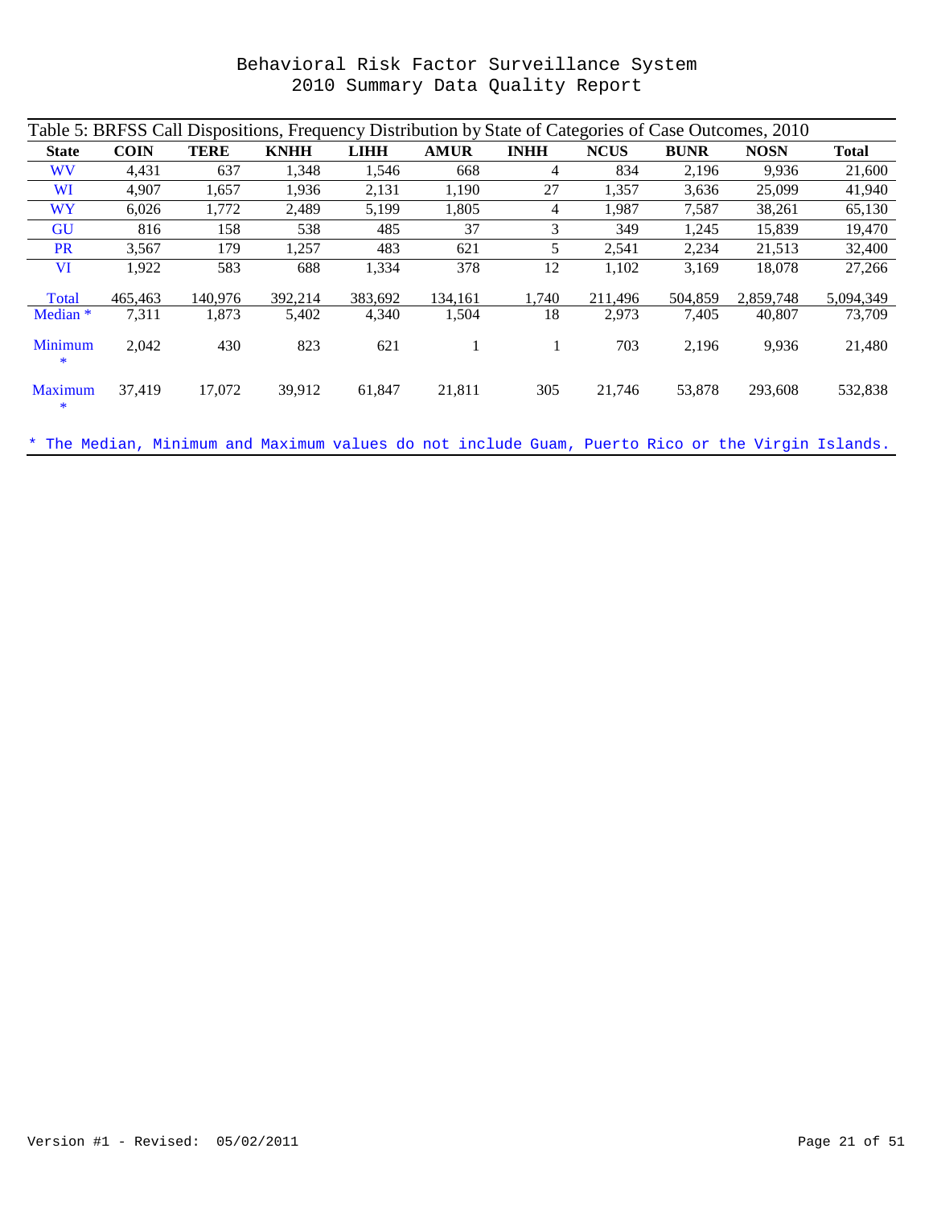# Behavioral Risk Factor Surveillance System
## 2010 Summary Data Quality Report

Table 5: BRFSS Call Dispositions, Frequency Distribution by State of Categories of Case Outcomes, 2010

| State | COIN | TERE | KNHH | LIHH | AMUR | INHH | NCUS | BUNR | NOSN | Total |
|---|---|---|---|---|---|---|---|---|---|---|
| WV | 4,431 | 637 | 1,348 | 1,546 | 668 | 4 | 834 | 2,196 | 9,936 | 21,600 |
| WI | 4,907 | 1,657 | 1,936 | 2,131 | 1,190 | 27 | 1,357 | 3,636 | 25,099 | 41,940 |
| WY | 6,026 | 1,772 | 2,489 | 5,199 | 1,805 | 4 | 1,987 | 7,587 | 38,261 | 65,130 |
| GU | 816 | 158 | 538 | 485 | 37 | 3 | 349 | 1,245 | 15,839 | 19,470 |
| PR | 3,567 | 179 | 1,257 | 483 | 621 | 5 | 2,541 | 2,234 | 21,513 | 32,400 |
| VI | 1,922 | 583 | 688 | 1,334 | 378 | 12 | 1,102 | 3,169 | 18,078 | 27,266 |
| Total | 465,463 | 140,976 | 392,214 | 383,692 | 134,161 | 1,740 | 211,496 | 504,859 | 2,859,748 | 5,094,349 |
| Median * | 7,311 | 1,873 | 5,402 | 4,340 | 1,504 | 18 | 2,973 | 7,405 | 40,807 | 73,709 |
| Minimum * | 2,042 | 430 | 823 | 621 | 1 | 1 | 703 | 2,196 | 9,936 | 21,480 |
| Maximum * | 37,419 | 17,072 | 39,912 | 61,847 | 21,811 | 305 | 21,746 | 53,878 | 293,608 | 532,838 |

* The Median, Minimum and Maximum values do not include Guam, Puerto Rico or the Virgin Islands.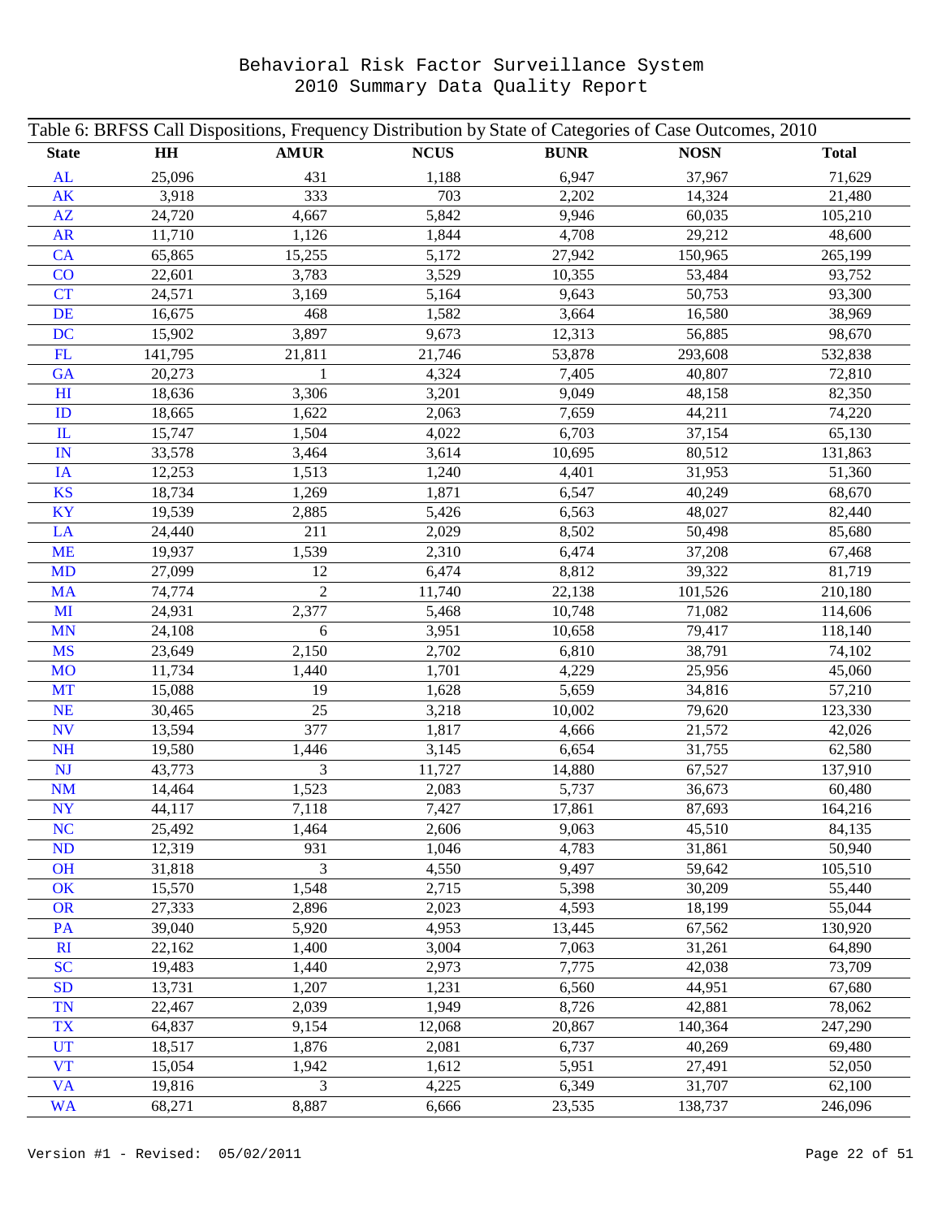# Behavioral Risk Factor Surveillance System
## 2010 Summary Data Quality Report

Table 6: BRFSS Call Dispositions, Frequency Distribution by State of Categories of Case Outcomes, 2010

| State | HH | AMUR | NCUS | BUNR | NOSN | Total |
|---|---|---|---|---|---|---|
| AL | 25,096 | 431 | 1,188 | 6,947 | 37,967 | 71,629 |
| AK | 3,918 | 333 | 703 | 2,202 | 14,324 | 21,480 |
| AZ | 24,720 | 4,667 | 5,842 | 9,946 | 60,035 | 105,210 |
| AR | 11,710 | 1,126 | 1,844 | 4,708 | 29,212 | 48,600 |
| CA | 65,865 | 15,255 | 5,172 | 27,942 | 150,965 | 265,199 |
| CO | 22,601 | 3,783 | 3,529 | 10,355 | 53,484 | 93,752 |
| CT | 24,571 | 3,169 | 5,164 | 9,643 | 50,753 | 93,300 |
| DE | 16,675 | 468 | 1,582 | 3,664 | 16,580 | 38,969 |
| DC | 15,902 | 3,897 | 9,673 | 12,313 | 56,885 | 98,670 |
| FL | 141,795 | 21,811 | 21,746 | 53,878 | 293,608 | 532,838 |
| GA | 20,273 | 1 | 4,324 | 7,405 | 40,807 | 72,810 |
| HI | 18,636 | 3,306 | 3,201 | 9,049 | 48,158 | 82,350 |
| ID | 18,665 | 1,622 | 2,063 | 7,659 | 44,211 | 74,220 |
| IL | 15,747 | 1,504 | 4,022 | 6,703 | 37,154 | 65,130 |
| IN | 33,578 | 3,464 | 3,614 | 10,695 | 80,512 | 131,863 |
| IA | 12,253 | 1,513 | 1,240 | 4,401 | 31,953 | 51,360 |
| KS | 18,734 | 1,269 | 1,871 | 6,547 | 40,249 | 68,670 |
| KY | 19,539 | 2,885 | 5,426 | 6,563 | 48,027 | 82,440 |
| LA | 24,440 | 211 | 2,029 | 8,502 | 50,498 | 85,680 |
| ME | 19,937 | 1,539 | 2,310 | 6,474 | 37,208 | 67,468 |
| MD | 27,099 | 12 | 6,474 | 8,812 | 39,322 | 81,719 |
| MA | 74,774 | 2 | 11,740 | 22,138 | 101,526 | 210,180 |
| MI | 24,931 | 2,377 | 5,468 | 10,748 | 71,082 | 114,606 |
| MN | 24,108 | 6 | 3,951 | 10,658 | 79,417 | 118,140 |
| MS | 23,649 | 2,150 | 2,702 | 6,810 | 38,791 | 74,102 |
| MO | 11,734 | 1,440 | 1,701 | 4,229 | 25,956 | 45,060 |
| MT | 15,088 | 19 | 1,628 | 5,659 | 34,816 | 57,210 |
| NE | 30,465 | 25 | 3,218 | 10,002 | 79,620 | 123,330 |
| NV | 13,594 | 377 | 1,817 | 4,666 | 21,572 | 42,026 |
| NH | 19,580 | 1,446 | 3,145 | 6,654 | 31,755 | 62,580 |
| NJ | 43,773 | 3 | 11,727 | 14,880 | 67,527 | 137,910 |
| NM | 14,464 | 1,523 | 2,083 | 5,737 | 36,673 | 60,480 |
| NY | 44,117 | 7,118 | 7,427 | 17,861 | 87,693 | 164,216 |
| NC | 25,492 | 1,464 | 2,606 | 9,063 | 45,510 | 84,135 |
| ND | 12,319 | 931 | 1,046 | 4,783 | 31,861 | 50,940 |
| OH | 31,818 | 3 | 4,550 | 9,497 | 59,642 | 105,510 |
| OK | 15,570 | 1,548 | 2,715 | 5,398 | 30,209 | 55,440 |
| OR | 27,333 | 2,896 | 2,023 | 4,593 | 18,199 | 55,044 |
| PA | 39,040 | 5,920 | 4,953 | 13,445 | 67,562 | 130,920 |
| RI | 22,162 | 1,400 | 3,004 | 7,063 | 31,261 | 64,890 |
| SC | 19,483 | 1,440 | 2,973 | 7,775 | 42,038 | 73,709 |
| SD | 13,731 | 1,207 | 1,231 | 6,560 | 44,951 | 67,680 |
| TN | 22,467 | 2,039 | 1,949 | 8,726 | 42,881 | 78,062 |
| TX | 64,837 | 9,154 | 12,068 | 20,867 | 140,364 | 247,290 |
| UT | 18,517 | 1,876 | 2,081 | 6,737 | 40,269 | 69,480 |
| VT | 15,054 | 1,942 | 1,612 | 5,951 | 27,491 | 52,050 |
| VA | 19,816 | 3 | 4,225 | 6,349 | 31,707 | 62,100 |
| WA | 68,271 | 8,887 | 6,666 | 23,535 | 138,737 | 246,096 |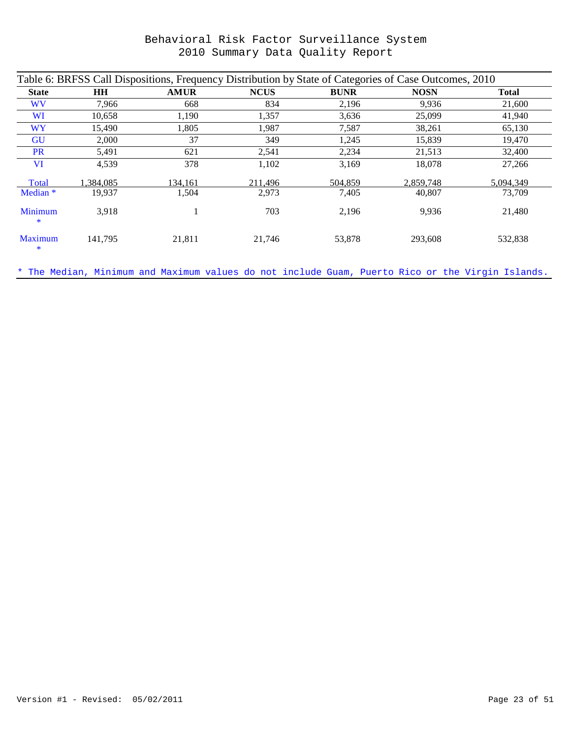# Behavioral Risk Factor Surveillance System
# 2010 Summary Data Quality Report

Table 6: BRFSS Call Dispositions, Frequency Distribution by State of Categories of Case Outcomes, 2010

| State | HH | AMUR | NCUS | BUNR | NOSN | Total |
|---|---|---|---|---|---|---|
| WV | 7,966 | 668 | 834 | 2,196 | 9,936 | 21,600 |
| WI | 10,658 | 1,190 | 1,357 | 3,636 | 25,099 | 41,940 |
| WY | 15,490 | 1,805 | 1,987 | 7,587 | 38,261 | 65,130 |
| GU | 2,000 | 37 | 349 | 1,245 | 15,839 | 19,470 |
| PR | 5,491 | 621 | 2,541 | 2,234 | 21,513 | 32,400 |
| VI | 4,539 | 378 | 1,102 | 3,169 | 18,078 | 27,266 |
| Total | 1,384,085 | 134,161 | 211,496 | 504,859 | 2,859,748 | 5,094,349 |
| Median * | 19,937 | 1,504 | 2,973 | 7,405 | 40,807 | 73,709 |
| Minimum * | 3,918 | 1 | 703 | 2,196 | 9,936 | 21,480 |
| Maximum * | 141,795 | 21,811 | 21,746 | 53,878 | 293,608 | 532,838 |

* The Median, Minimum and Maximum values do not include Guam, Puerto Rico or the Virgin Islands.

Version #1 - Revised: 05/02/2011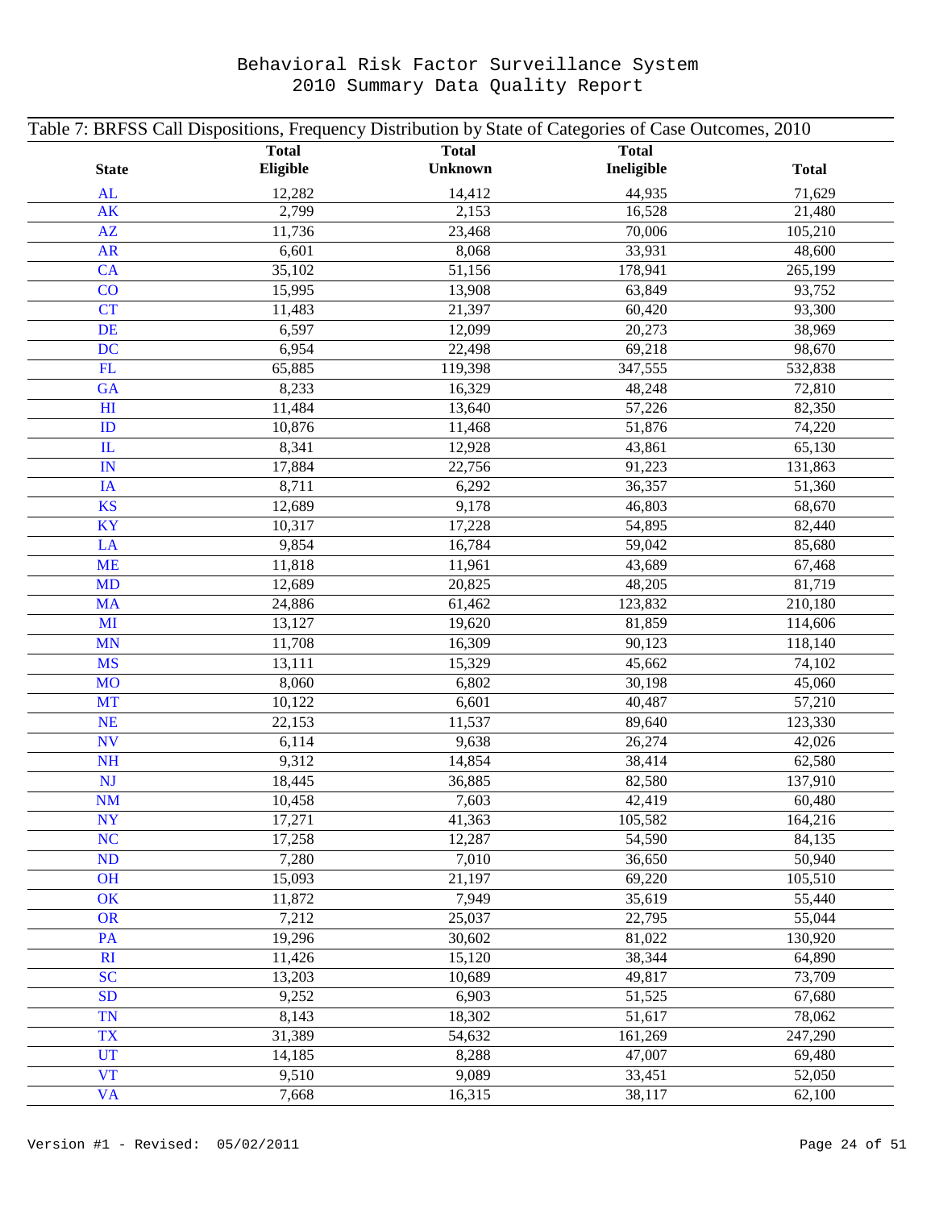# Behavioral Risk Factor Surveillance System
# 2010 Summary Data Quality Report

Table 7: BRFSS Call Dispositions, Frequency Distribution by State of Categories of Case Outcomes, 2010

| State | Total Eligible | Total Unknown | Total Ineligible | Total |
|---|---|---|---|---|
| AL | 12,282 | 14,412 | 44,935 | 71,629 |
| AK | 2,799 | 2,153 | 16,528 | 21,480 |
| AZ | 11,736 | 23,468 | 70,006 | 105,210 |
| AR | 6,601 | 8,068 | 33,931 | 48,600 |
| CA | 35,102 | 51,156 | 178,941 | 265,199 |
| CO | 15,995 | 13,908 | 63,849 | 93,752 |
| CT | 11,483 | 21,397 | 60,420 | 93,300 |
| DE | 6,597 | 12,099 | 20,273 | 38,969 |
| DC | 6,954 | 22,498 | 69,218 | 98,670 |
| FL | 65,885 | 119,398 | 347,555 | 532,838 |
| GA | 8,233 | 16,329 | 48,248 | 72,810 |
| HI | 11,484 | 13,640 | 57,226 | 82,350 |
| ID | 10,876 | 11,468 | 51,876 | 74,220 |
| IL | 8,341 | 12,928 | 43,861 | 65,130 |
| IN | 17,884 | 22,756 | 91,223 | 131,863 |
| IA | 8,711 | 6,292 | 36,357 | 51,360 |
| KS | 12,689 | 9,178 | 46,803 | 68,670 |
| KY | 10,317 | 17,228 | 54,895 | 82,440 |
| LA | 9,854 | 16,784 | 59,042 | 85,680 |
| ME | 11,818 | 11,961 | 43,689 | 67,468 |
| MD | 12,689 | 20,825 | 48,205 | 81,719 |
| MA | 24,886 | 61,462 | 123,832 | 210,180 |
| MI | 13,127 | 19,620 | 81,859 | 114,606 |
| MN | 11,708 | 16,309 | 90,123 | 118,140 |
| MS | 13,111 | 15,329 | 45,662 | 74,102 |
| MO | 8,060 | 6,802 | 30,198 | 45,060 |
| MT | 10,122 | 6,601 | 40,487 | 57,210 |
| NE | 22,153 | 11,537 | 89,640 | 123,330 |
| NV | 6,114 | 9,638 | 26,274 | 42,026 |
| NH | 9,312 | 14,854 | 38,414 | 62,580 |
| NJ | 18,445 | 36,885 | 82,580 | 137,910 |
| NM | 10,458 | 7,603 | 42,419 | 60,480 |
| NY | 17,271 | 41,363 | 105,582 | 164,216 |
| NC | 17,258 | 12,287 | 54,590 | 84,135 |
| ND | 7,280 | 7,010 | 36,650 | 50,940 |
| OH | 15,093 | 21,197 | 69,220 | 105,510 |
| OK | 11,872 | 7,949 | 35,619 | 55,440 |
| OR | 7,212 | 25,037 | 22,795 | 55,044 |
| PA | 19,296 | 30,602 | 81,022 | 130,920 |
| RI | 11,426 | 15,120 | 38,344 | 64,890 |
| SC | 13,203 | 10,689 | 49,817 | 73,709 |
| SD | 9,252 | 6,903 | 51,525 | 67,680 |
| TN | 8,143 | 18,302 | 51,617 | 78,062 |
| TX | 31,389 | 54,632 | 161,269 | 247,290 |
| UT | 14,185 | 8,288 | 47,007 | 69,480 |
| VT | 9,510 | 9,089 | 33,451 | 52,050 |
| VA | 7,668 | 16,315 | 38,117 | 62,100 |

Version #1 - Revised: 05/02/2011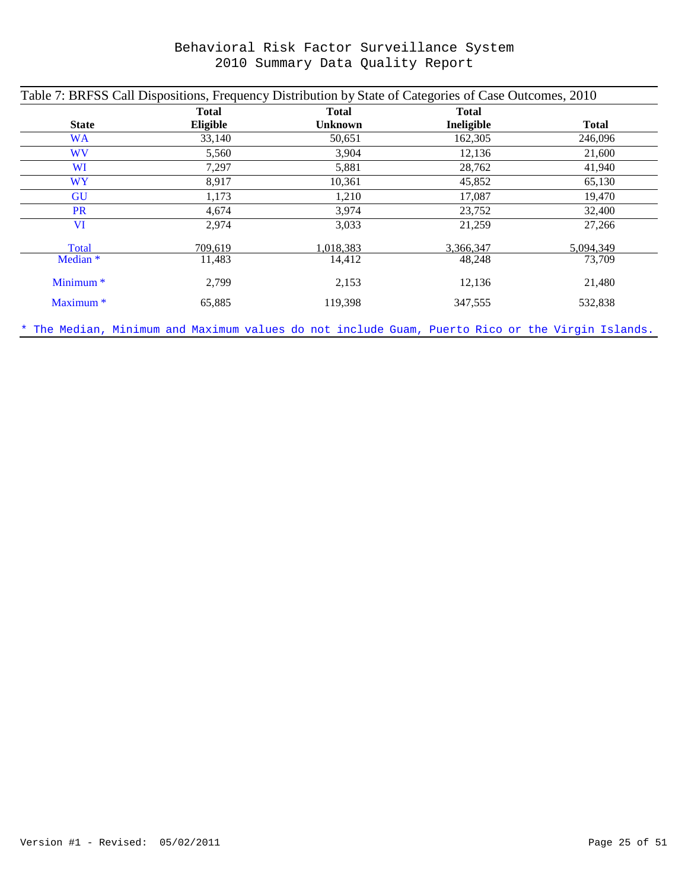# Behavioral Risk Factor Surveillance System
## 2010 Summary Data Quality Report

Table 7: BRFSS Call Dispositions, Frequency Distribution by State of Categories of Case Outcomes, 2010

| State | Total Eligible | Total Unknown | Total Ineligible | Total |
|---|---|---|---|---|
| WA | 33,140 | 50,651 | 162,305 | 246,096 |
| WV | 5,560 | 3,904 | 12,136 | 21,600 |
| WI | 7,297 | 5,881 | 28,762 | 41,940 |
| WY | 8,917 | 10,361 | 45,852 | 65,130 |
| GU | 1,173 | 1,210 | 17,087 | 19,470 |
| PR | 4,674 | 3,974 | 23,752 | 32,400 |
| VI | 2,974 | 3,033 | 21,259 | 27,266 |
| Total | 709,619 | 1,018,383 | 3,366,347 | 5,094,349 |
| Median * | 11,483 | 14,412 | 48,248 | 73,709 |
| Minimum * | 2,799 | 2,153 | 12,136 | 21,480 |
| Maximum * | 65,885 | 119,398 | 347,555 | 532,838 |

* The Median, Minimum and Maximum values do not include Guam, Puerto Rico or the Virgin Islands.

Version #1 - Revised: 05/02/2011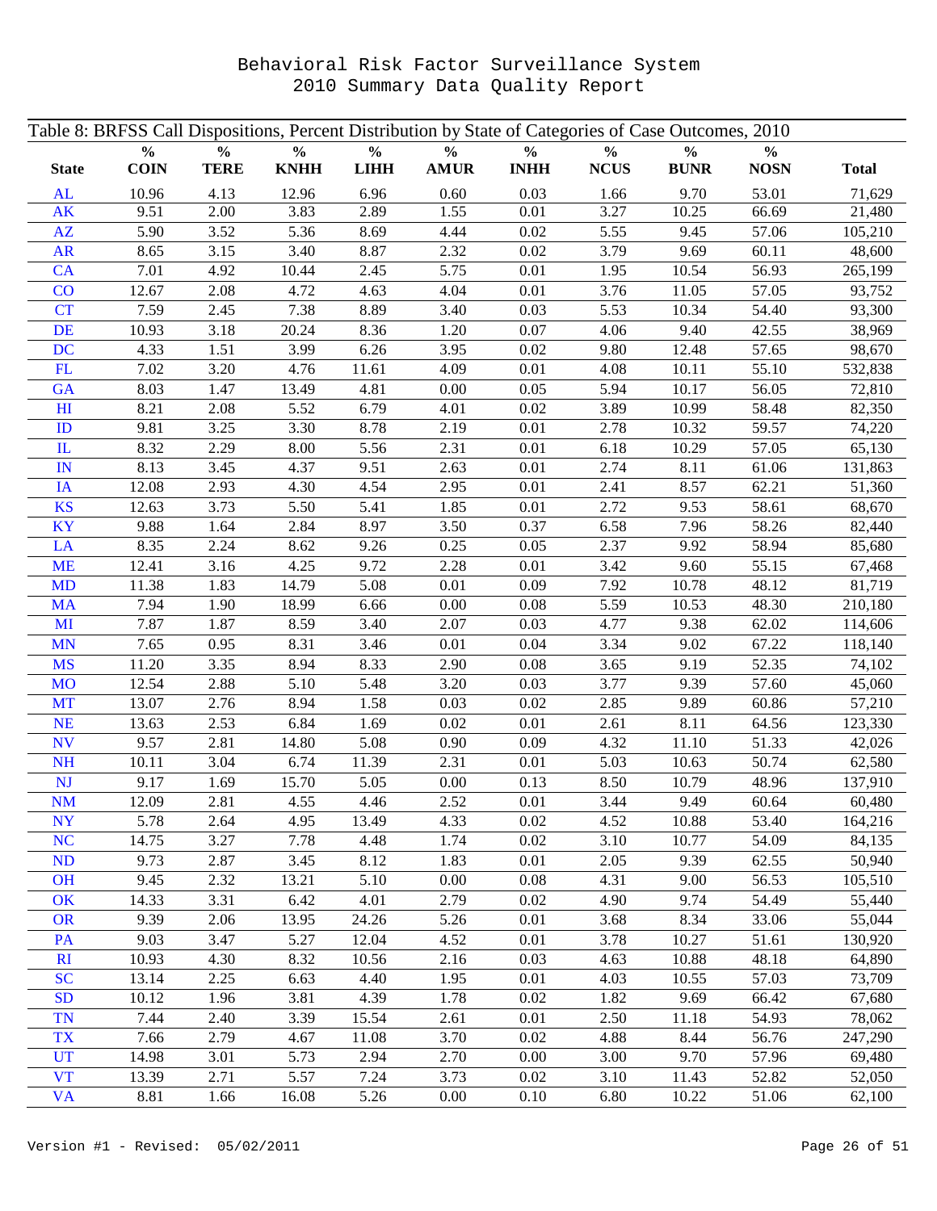# Behavioral Risk Factor Surveillance System
# 2010 Summary Data Quality Report

Table 8: BRFSS Call Dispositions, Percent Distribution by State of Categories of Case Outcomes, 2010

| State | % COIN | % TERE | % KNHH | % LIHH | % AMUR | % INHH | % NCUS | % BUNR | % NOSN | Total |
|---|---|---|---|---|---|---|---|---|---|---|
| AL | 10.96 | 4.13 | 12.96 | 6.96 | 0.60 | 0.03 | 1.66 | 9.70 | 53.01 | 71,629 |
| AK | 9.51 | 2.00 | 3.83 | 2.89 | 1.55 | 0.01 | 3.27 | 10.25 | 66.69 | 21,480 |
| AZ | 5.90 | 3.52 | 5.36 | 8.69 | 4.44 | 0.02 | 5.55 | 9.45 | 57.06 | 105,210 |
| AR | 8.65 | 3.15 | 3.40 | 8.87 | 2.32 | 0.02 | 3.79 | 9.69 | 60.11 | 48,600 |
| CA | 7.01 | 4.92 | 10.44 | 2.45 | 5.75 | 0.01 | 1.95 | 10.54 | 56.93 | 265,199 |
| CO | 12.67 | 2.08 | 4.72 | 4.63 | 4.04 | 0.01 | 3.76 | 11.05 | 57.05 | 93,752 |
| CT | 7.59 | 2.45 | 7.38 | 8.89 | 3.40 | 0.03 | 5.53 | 10.34 | 54.40 | 93,300 |
| DE | 10.93 | 3.18 | 20.24 | 8.36 | 1.20 | 0.07 | 4.06 | 9.40 | 42.55 | 38,969 |
| DC | 4.33 | 1.51 | 3.99 | 6.26 | 3.95 | 0.02 | 9.80 | 12.48 | 57.65 | 98,670 |
| FL | 7.02 | 3.20 | 4.76 | 11.61 | 4.09 | 0.01 | 4.08 | 10.11 | 55.10 | 532,838 |
| GA | 8.03 | 1.47 | 13.49 | 4.81 | 0.00 | 0.05 | 5.94 | 10.17 | 56.05 | 72,810 |
| HI | 8.21 | 2.08 | 5.52 | 6.79 | 4.01 | 0.02 | 3.89 | 10.99 | 58.48 | 82,350 |
| ID | 9.81 | 3.25 | 3.30 | 8.78 | 2.19 | 0.01 | 2.78 | 10.32 | 59.57 | 74,220 |
| IL | 8.32 | 2.29 | 8.00 | 5.56 | 2.31 | 0.01 | 6.18 | 10.29 | 57.05 | 65,130 |
| IN | 8.13 | 3.45 | 4.37 | 9.51 | 2.63 | 0.01 | 2.74 | 8.11 | 61.06 | 131,863 |
| IA | 12.08 | 2.93 | 4.30 | 4.54 | 2.95 | 0.01 | 2.41 | 8.57 | 62.21 | 51,360 |
| KS | 12.63 | 3.73 | 5.50 | 5.41 | 1.85 | 0.01 | 2.72 | 9.53 | 58.61 | 68,670 |
| KY | 9.88 | 1.64 | 2.84 | 8.97 | 3.50 | 0.37 | 6.58 | 7.96 | 58.26 | 82,440 |
| LA | 8.35 | 2.24 | 8.62 | 9.26 | 0.25 | 0.05 | 2.37 | 9.92 | 58.94 | 85,680 |
| ME | 12.41 | 3.16 | 4.25 | 9.72 | 2.28 | 0.01 | 3.42 | 9.60 | 55.15 | 67,468 |
| MD | 11.38 | 1.83 | 14.79 | 5.08 | 0.01 | 0.09 | 7.92 | 10.78 | 48.12 | 81,719 |
| MA | 7.94 | 1.90 | 18.99 | 6.66 | 0.00 | 0.08 | 5.59 | 10.53 | 48.30 | 210,180 |
| MI | 7.87 | 1.87 | 8.59 | 3.40 | 2.07 | 0.03 | 4.77 | 9.38 | 62.02 | 114,606 |
| MN | 7.65 | 0.95 | 8.31 | 3.46 | 0.01 | 0.04 | 3.34 | 9.02 | 67.22 | 118,140 |
| MS | 11.20 | 3.35 | 8.94 | 8.33 | 2.90 | 0.08 | 3.65 | 9.19 | 52.35 | 74,102 |
| MO | 12.54 | 2.88 | 5.10 | 5.48 | 3.20 | 0.03 | 3.77 | 9.39 | 57.60 | 45,060 |
| MT | 13.07 | 2.76 | 8.94 | 1.58 | 0.03 | 0.02 | 2.85 | 9.89 | 60.86 | 57,210 |
| NE | 13.63 | 2.53 | 6.84 | 1.69 | 0.02 | 0.01 | 2.61 | 8.11 | 64.56 | 123,330 |
| NV | 9.57 | 2.81 | 14.80 | 5.08 | 0.90 | 0.09 | 4.32 | 11.10 | 51.33 | 42,026 |
| NH | 10.11 | 3.04 | 6.74 | 11.39 | 2.31 | 0.01 | 5.03 | 10.63 | 50.74 | 62,580 |
| NJ | 9.17 | 1.69 | 15.70 | 5.05 | 0.00 | 0.13 | 8.50 | 10.79 | 48.96 | 137,910 |
| NM | 12.09 | 2.81 | 4.55 | 4.46 | 2.52 | 0.01 | 3.44 | 9.49 | 60.64 | 60,480 |
| NY | 5.78 | 2.64 | 4.95 | 13.49 | 4.33 | 0.02 | 4.52 | 10.88 | 53.40 | 164,216 |
| NC | 14.75 | 3.27 | 7.78 | 4.48 | 1.74 | 0.02 | 3.10 | 10.77 | 54.09 | 84,135 |
| ND | 9.73 | 2.87 | 3.45 | 8.12 | 1.83 | 0.01 | 2.05 | 9.39 | 62.55 | 50,940 |
| OH | 9.45 | 2.32 | 13.21 | 5.10 | 0.00 | 0.08 | 4.31 | 9.00 | 56.53 | 105,510 |
| OK | 14.33 | 3.31 | 6.42 | 4.01 | 2.79 | 0.02 | 4.90 | 9.74 | 54.49 | 55,440 |
| OR | 9.39 | 2.06 | 13.95 | 24.26 | 5.26 | 0.01 | 3.68 | 8.34 | 33.06 | 55,044 |
| PA | 9.03 | 3.47 | 5.27 | 12.04 | 4.52 | 0.01 | 3.78 | 10.27 | 51.61 | 130,920 |
| RI | 10.93 | 4.30 | 8.32 | 10.56 | 2.16 | 0.03 | 4.63 | 10.88 | 48.18 | 64,890 |
| SC | 13.14 | 2.25 | 6.63 | 4.40 | 1.95 | 0.01 | 4.03 | 10.55 | 57.03 | 73,709 |
| SD | 10.12 | 1.96 | 3.81 | 4.39 | 1.78 | 0.02 | 1.82 | 9.69 | 66.42 | 67,680 |
| TN | 7.44 | 2.40 | 3.39 | 15.54 | 2.61 | 0.01 | 2.50 | 11.18 | 54.93 | 78,062 |
| TX | 7.66 | 2.79 | 4.67 | 11.08 | 3.70 | 0.02 | 4.88 | 8.44 | 56.76 | 247,290 |
| UT | 14.98 | 3.01 | 5.73 | 2.94 | 2.70 | 0.00 | 3.00 | 9.70 | 57.96 | 69,480 |
| VT | 13.39 | 2.71 | 5.57 | 7.24 | 3.73 | 0.02 | 3.10 | 11.43 | 52.82 | 52,050 |
| VA | 8.81 | 1.66 | 16.08 | 5.26 | 0.00 | 0.10 | 6.80 | 10.22 | 51.06 | 62,100 |

Version #1 - Revised: 05/02/2011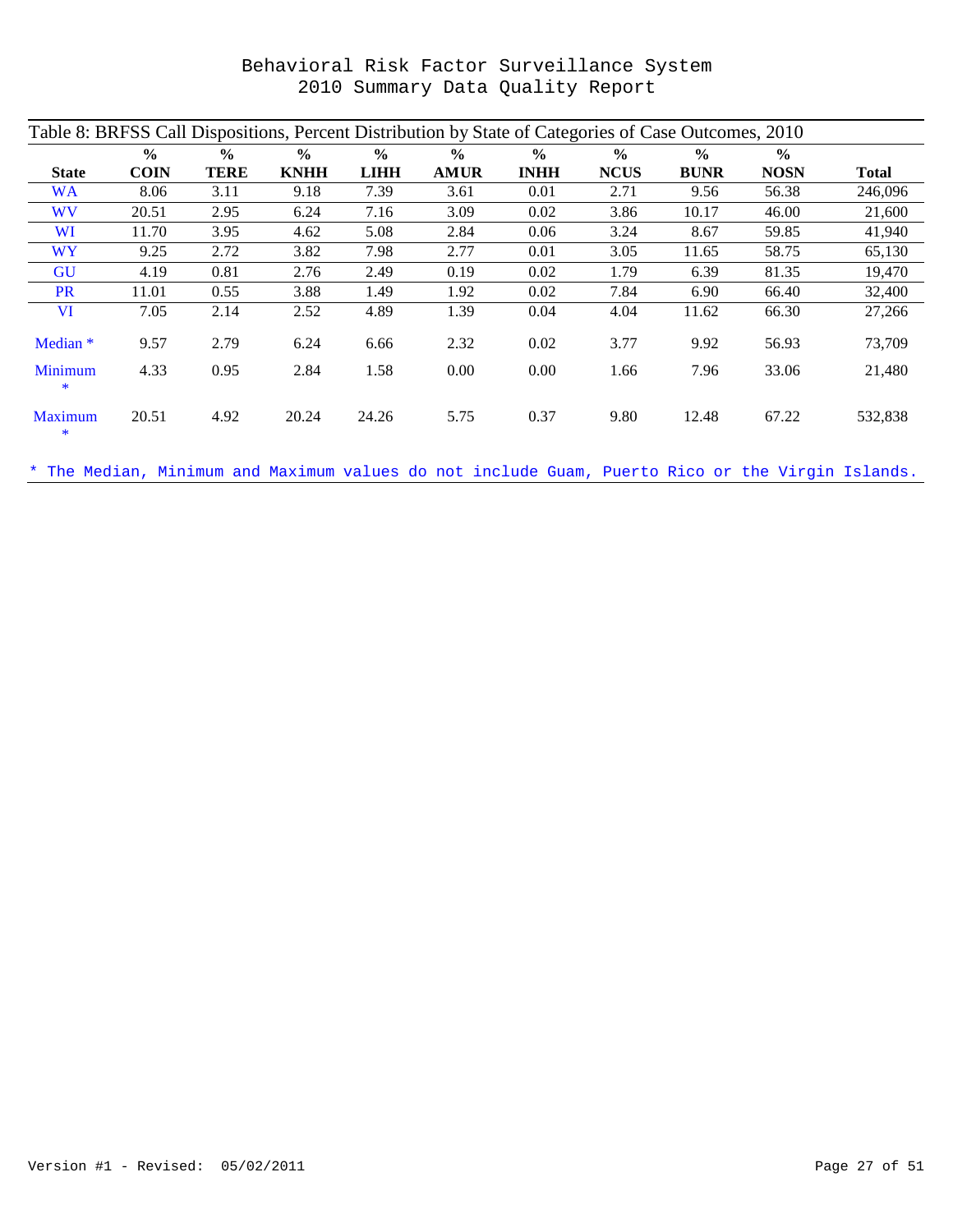# Behavioral Risk Factor Surveillance System
## 2010 Summary Data Quality Report

Table 8: BRFSS Call Dispositions, Percent Distribution by State of Categories of Case Outcomes, 2010

| State | % COIN | % TERE | % KNHH | % LIHH | % AMUR | % INHH | % NCUS | % BUNR | % NOSN | Total |
|---|---|---|---|---|---|---|---|---|---|---|
| WA | 8.06 | 3.11 | 9.18 | 7.39 | 3.61 | 0.01 | 2.71 | 9.56 | 56.38 | 246,096 |
| WV | 20.51 | 2.95 | 6.24 | 7.16 | 3.09 | 0.02 | 3.86 | 10.17 | 46.00 | 21,600 |
| WI | 11.70 | 3.95 | 4.62 | 5.08 | 2.84 | 0.06 | 3.24 | 8.67 | 59.85 | 41,940 |
| WY | 9.25 | 2.72 | 3.82 | 7.98 | 2.77 | 0.01 | 3.05 | 11.65 | 58.75 | 65,130 |
| GU | 4.19 | 0.81 | 2.76 | 2.49 | 0.19 | 0.02 | 1.79 | 6.39 | 81.35 | 19,470 |
| PR | 11.01 | 0.55 | 3.88 | 1.49 | 1.92 | 0.02 | 7.84 | 6.90 | 66.40 | 32,400 |
| VI | 7.05 | 2.14 | 2.52 | 4.89 | 1.39 | 0.04 | 4.04 | 11.62 | 66.30 | 27,266 |
| Median * | 9.57 | 2.79 | 6.24 | 6.66 | 2.32 | 0.02 | 3.77 | 9.92 | 56.93 | 73,709 |
| Minimum * | 4.33 | 0.95 | 2.84 | 1.58 | 0.00 | 0.00 | 1.66 | 7.96 | 33.06 | 21,480 |
| Maximum * | 20.51 | 4.92 | 20.24 | 24.26 | 5.75 | 0.37 | 9.80 | 12.48 | 67.22 | 532,838 |

* The Median, Minimum and Maximum values do not include Guam, Puerto Rico or the Virgin Islands.

Version #1 - Revised: 05/02/2011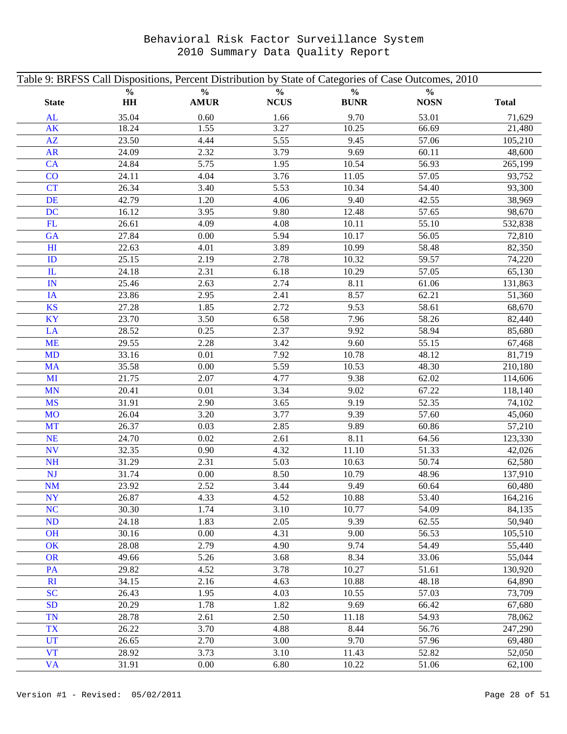# Behavioral Risk Factor Surveillance System
# 2010 Summary Data Quality Report

Table 9: BRFSS Call Dispositions, Percent Distribution by State of Categories of Case Outcomes, 2010

| State | % HH | % AMUR | % NCUS | % BUNR | % NOSN | Total |
|---|---|---|---|---|---|---|
| AL | 35.04 | 0.60 | 1.66 | 9.70 | 53.01 | 71,629 |
| AK | 18.24 | 1.55 | 3.27 | 10.25 | 66.69 | 21,480 |
| AZ | 23.50 | 4.44 | 5.55 | 9.45 | 57.06 | 105,210 |
| AR | 24.09 | 2.32 | 3.79 | 9.69 | 60.11 | 48,600 |
| CA | 24.84 | 5.75 | 1.95 | 10.54 | 56.93 | 265,199 |
| CO | 24.11 | 4.04 | 3.76 | 11.05 | 57.05 | 93,752 |
| CT | 26.34 | 3.40 | 5.53 | 10.34 | 54.40 | 93,300 |
| DE | 42.79 | 1.20 | 4.06 | 9.40 | 42.55 | 38,969 |
| DC | 16.12 | 3.95 | 9.80 | 12.48 | 57.65 | 98,670 |
| FL | 26.61 | 4.09 | 4.08 | 10.11 | 55.10 | 532,838 |
| GA | 27.84 | 0.00 | 5.94 | 10.17 | 56.05 | 72,810 |
| HI | 22.63 | 4.01 | 3.89 | 10.99 | 58.48 | 82,350 |
| ID | 25.15 | 2.19 | 2.78 | 10.32 | 59.57 | 74,220 |
| IL | 24.18 | 2.31 | 6.18 | 10.29 | 57.05 | 65,130 |
| IN | 25.46 | 2.63 | 2.74 | 8.11 | 61.06 | 131,863 |
| IA | 23.86 | 2.95 | 2.41 | 8.57 | 62.21 | 51,360 |
| KS | 27.28 | 1.85 | 2.72 | 9.53 | 58.61 | 68,670 |
| KY | 23.70 | 3.50 | 6.58 | 7.96 | 58.26 | 82,440 |
| LA | 28.52 | 0.25 | 2.37 | 9.92 | 58.94 | 85,680 |
| ME | 29.55 | 2.28 | 3.42 | 9.60 | 55.15 | 67,468 |
| MD | 33.16 | 0.01 | 7.92 | 10.78 | 48.12 | 81,719 |
| MA | 35.58 | 0.00 | 5.59 | 10.53 | 48.30 | 210,180 |
| MI | 21.75 | 2.07 | 4.77 | 9.38 | 62.02 | 114,606 |
| MN | 20.41 | 0.01 | 3.34 | 9.02 | 67.22 | 118,140 |
| MS | 31.91 | 2.90 | 3.65 | 9.19 | 52.35 | 74,102 |
| MO | 26.04 | 3.20 | 3.77 | 9.39 | 57.60 | 45,060 |
| MT | 26.37 | 0.03 | 2.85 | 9.89 | 60.86 | 57,210 |
| NE | 24.70 | 0.02 | 2.61 | 8.11 | 64.56 | 123,330 |
| NV | 32.35 | 0.90 | 4.32 | 11.10 | 51.33 | 42,026 |
| NH | 31.29 | 2.31 | 5.03 | 10.63 | 50.74 | 62,580 |
| NJ | 31.74 | 0.00 | 8.50 | 10.79 | 48.96 | 137,910 |
| NM | 23.92 | 2.52 | 3.44 | 9.49 | 60.64 | 60,480 |
| NY | 26.87 | 4.33 | 4.52 | 10.88 | 53.40 | 164,216 |
| NC | 30.30 | 1.74 | 3.10 | 10.77 | 54.09 | 84,135 |
| ND | 24.18 | 1.83 | 2.05 | 9.39 | 62.55 | 50,940 |
| OH | 30.16 | 0.00 | 4.31 | 9.00 | 56.53 | 105,510 |
| OK | 28.08 | 2.79 | 4.90 | 9.74 | 54.49 | 55,440 |
| OR | 49.66 | 5.26 | 3.68 | 8.34 | 33.06 | 55,044 |
| PA | 29.82 | 4.52 | 3.78 | 10.27 | 51.61 | 130,920 |
| RI | 34.15 | 2.16 | 4.63 | 10.88 | 48.18 | 64,890 |
| SC | 26.43 | 1.95 | 4.03 | 10.55 | 57.03 | 73,709 |
| SD | 20.29 | 1.78 | 1.82 | 9.69 | 66.42 | 67,680 |
| TN | 28.78 | 2.61 | 2.50 | 11.18 | 54.93 | 78,062 |
| TX | 26.22 | 3.70 | 4.88 | 8.44 | 56.76 | 247,290 |
| UT | 26.65 | 2.70 | 3.00 | 9.70 | 57.96 | 69,480 |
| VT | 28.92 | 3.73 | 3.10 | 11.43 | 52.82 | 52,050 |
| VA | 31.91 | 0.00 | 6.80 | 10.22 | 51.06 | 62,100 |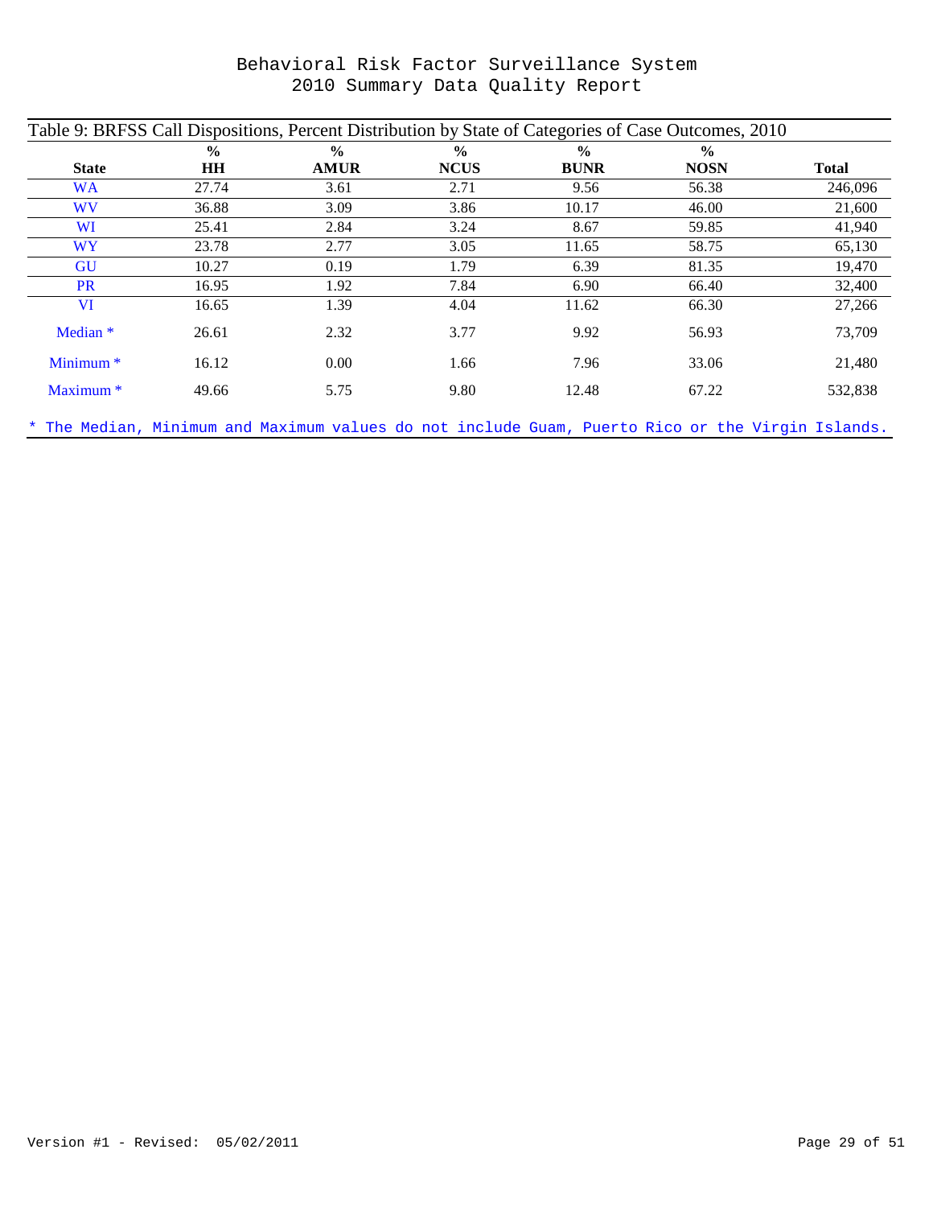# Behavioral Risk Factor Surveillance System
# 2010 Summary Data Quality Report

Table 9: BRFSS Call Dispositions, Percent Distribution by State of Categories of Case Outcomes, 2010

| State | % HH | % AMUR | % NCUS | % BUNR | % NOSN | Total |
|---|---|---|---|---|---|---|
| WA | 27.74 | 3.61 | 2.71 | 9.56 | 56.38 | 246,096 |
| WV | 36.88 | 3.09 | 3.86 | 10.17 | 46.00 | 21,600 |
| WI | 25.41 | 2.84 | 3.24 | 8.67 | 59.85 | 41,940 |
| WY | 23.78 | 2.77 | 3.05 | 11.65 | 58.75 | 65,130 |
| GU | 10.27 | 0.19 | 1.79 | 6.39 | 81.35 | 19,470 |
| PR | 16.95 | 1.92 | 7.84 | 6.90 | 66.40 | 32,400 |
| VI | 16.65 | 1.39 | 4.04 | 11.62 | 66.30 | 27,266 |
| Median * | 26.61 | 2.32 | 3.77 | 9.92 | 56.93 | 73,709 |
| Minimum * | 16.12 | 0.00 | 1.66 | 7.96 | 33.06 | 21,480 |
| Maximum * | 49.66 | 5.75 | 9.80 | 12.48 | 67.22 | 532,838 |

* The Median, Minimum and Maximum values do not include Guam, Puerto Rico or the Virgin Islands.

Version #1 - Revised: 05/02/2011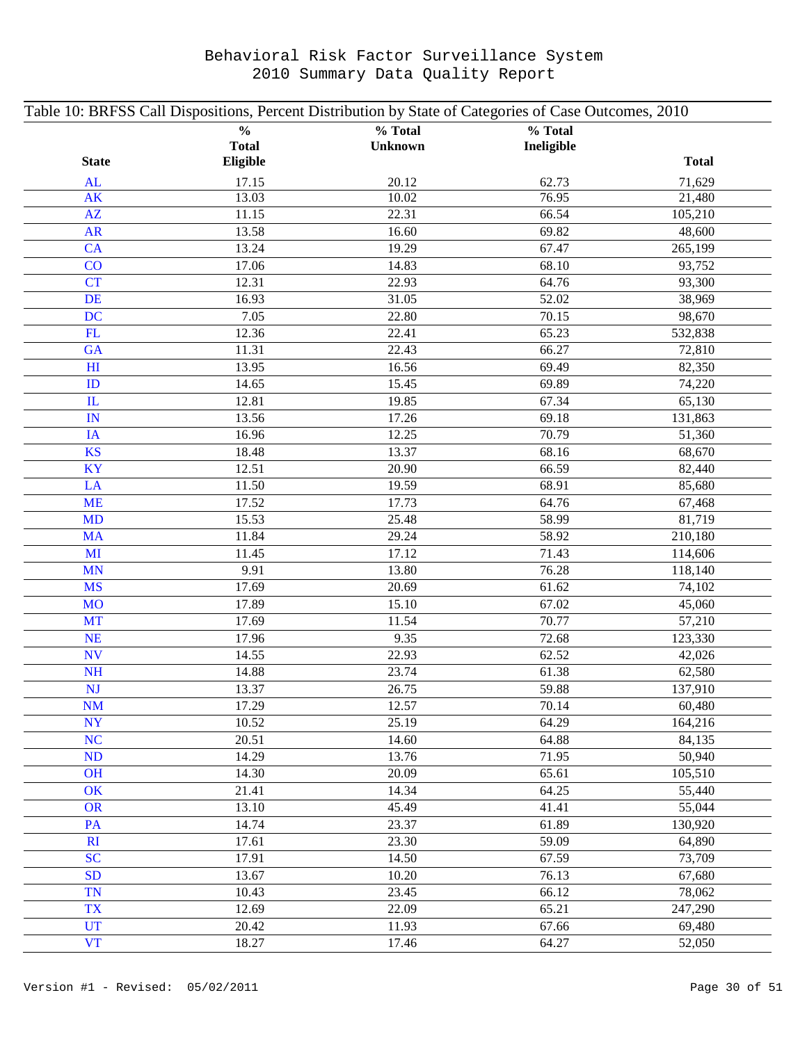# Behavioral Risk Factor Surveillance System
# 2010 Summary Data Quality Report

Table 10: BRFSS Call Dispositions, Percent Distribution by State of Categories of Case Outcomes, 2010

| State | % Total Eligible | % Total Unknown | % Total Ineligible | Total |
|---|---|---|---|---|
| AL | 17.15 | 20.12 | 62.73 | 71,629 |
| AK | 13.03 | 10.02 | 76.95 | 21,480 |
| AZ | 11.15 | 22.31 | 66.54 | 105,210 |
| AR | 13.58 | 16.60 | 69.82 | 48,600 |
| CA | 13.24 | 19.29 | 67.47 | 265,199 |
| CO | 17.06 | 14.83 | 68.10 | 93,752 |
| CT | 12.31 | 22.93 | 64.76 | 93,300 |
| DE | 16.93 | 31.05 | 52.02 | 38,969 |
| DC | 7.05 | 22.80 | 70.15 | 98,670 |
| FL | 12.36 | 22.41 | 65.23 | 532,838 |
| GA | 11.31 | 22.43 | 66.27 | 72,810 |
| HI | 13.95 | 16.56 | 69.49 | 82,350 |
| ID | 14.65 | 15.45 | 69.89 | 74,220 |
| IL | 12.81 | 19.85 | 67.34 | 65,130 |
| IN | 13.56 | 17.26 | 69.18 | 131,863 |
| IA | 16.96 | 12.25 | 70.79 | 51,360 |
| KS | 18.48 | 13.37 | 68.16 | 68,670 |
| KY | 12.51 | 20.90 | 66.59 | 82,440 |
| LA | 11.50 | 19.59 | 68.91 | 85,680 |
| ME | 17.52 | 17.73 | 64.76 | 67,468 |
| MD | 15.53 | 25.48 | 58.99 | 81,719 |
| MA | 11.84 | 29.24 | 58.92 | 210,180 |
| MI | 11.45 | 17.12 | 71.43 | 114,606 |
| MN | 9.91 | 13.80 | 76.28 | 118,140 |
| MS | 17.69 | 20.69 | 61.62 | 74,102 |
| MO | 17.89 | 15.10 | 67.02 | 45,060 |
| MT | 17.69 | 11.54 | 70.77 | 57,210 |
| NE | 17.96 | 9.35 | 72.68 | 123,330 |
| NV | 14.55 | 22.93 | 62.52 | 42,026 |
| NH | 14.88 | 23.74 | 61.38 | 62,580 |
| NJ | 13.37 | 26.75 | 59.88 | 137,910 |
| NM | 17.29 | 12.57 | 70.14 | 60,480 |
| NY | 10.52 | 25.19 | 64.29 | 164,216 |
| NC | 20.51 | 14.60 | 64.88 | 84,135 |
| ND | 14.29 | 13.76 | 71.95 | 50,940 |
| OH | 14.30 | 20.09 | 65.61 | 105,510 |
| OK | 21.41 | 14.34 | 64.25 | 55,440 |
| OR | 13.10 | 45.49 | 41.41 | 55,044 |
| PA | 14.74 | 23.37 | 61.89 | 130,920 |
| RI | 17.61 | 23.30 | 59.09 | 64,890 |
| SC | 17.91 | 14.50 | 67.59 | 73,709 |
| SD | 13.67 | 10.20 | 76.13 | 67,680 |
| TN | 10.43 | 23.45 | 66.12 | 78,062 |
| TX | 12.69 | 22.09 | 65.21 | 247,290 |
| UT | 20.42 | 11.93 | 67.66 | 69,480 |
| VT | 18.27 | 17.46 | 64.27 | 52,050 |

Version #1 - Revised: 05/02/2011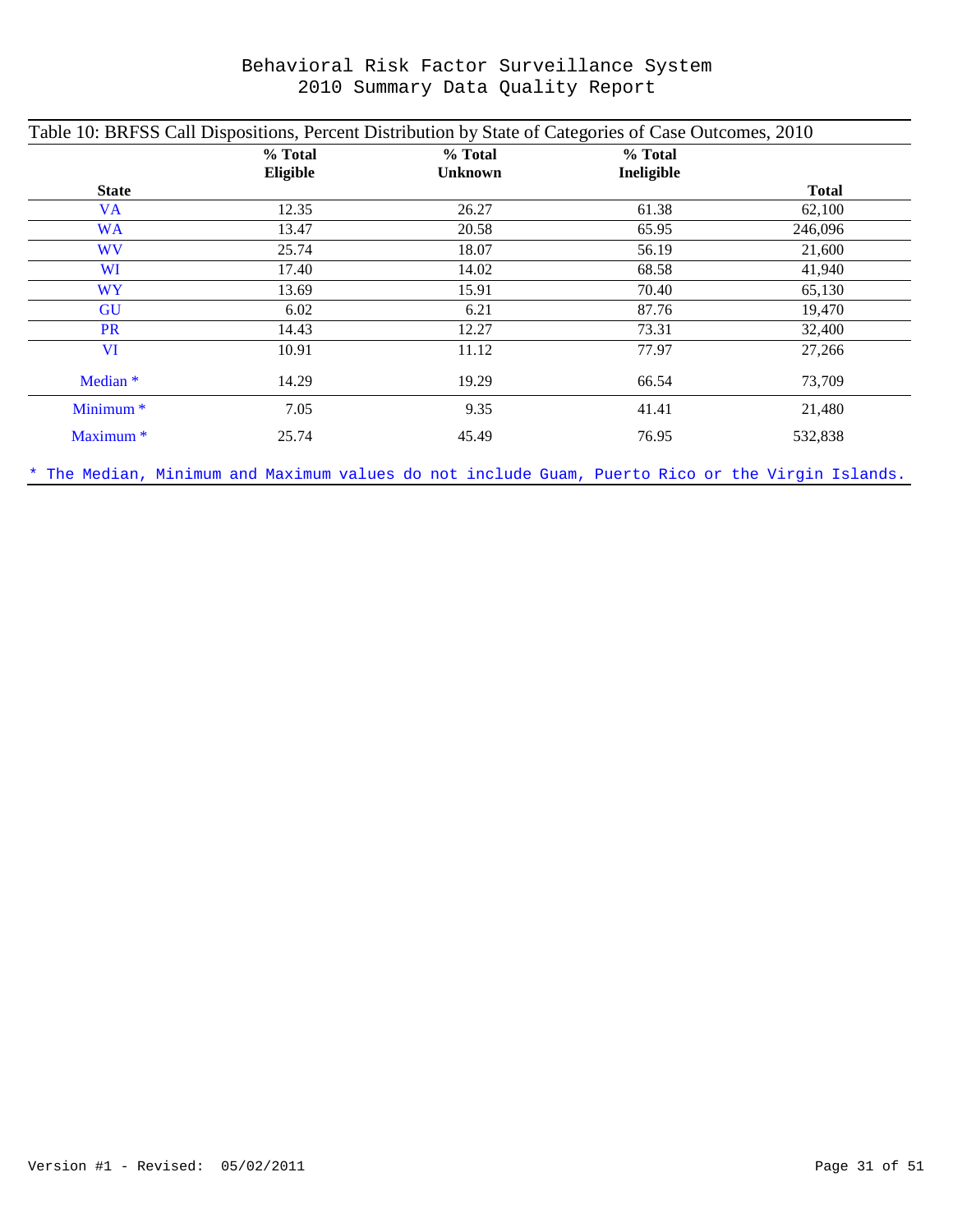# Behavioral Risk Factor Surveillance System
# 2010 Summary Data Quality Report

Table 10: BRFSS Call Dispositions, Percent Distribution by State of Categories of Case Outcomes, 2010

| State | % Total Eligible | % Total Unknown | % Total Ineligible | Total |
|---|---|---|---|---|
| VA | 12.35 | 26.27 | 61.38 | 62,100 |
| WA | 13.47 | 20.58 | 65.95 | 246,096 |
| WV | 25.74 | 18.07 | 56.19 | 21,600 |
| WI | 17.40 | 14.02 | 68.58 | 41,940 |
| WY | 13.69 | 15.91 | 70.40 | 65,130 |
| GU | 6.02 | 6.21 | 87.76 | 19,470 |
| PR | 14.43 | 12.27 | 73.31 | 32,400 |
| VI | 10.91 | 11.12 | 77.97 | 27,266 |
| Median * | 14.29 | 19.29 | 66.54 | 73,709 |
| Minimum * | 7.05 | 9.35 | 41.41 | 21,480 |
| Maximum * | 25.74 | 45.49 | 76.95 | 532,838 |

* The Median, Minimum and Maximum values do not include Guam, Puerto Rico or the Virgin Islands.

Version #1 - Revised: 05/02/2011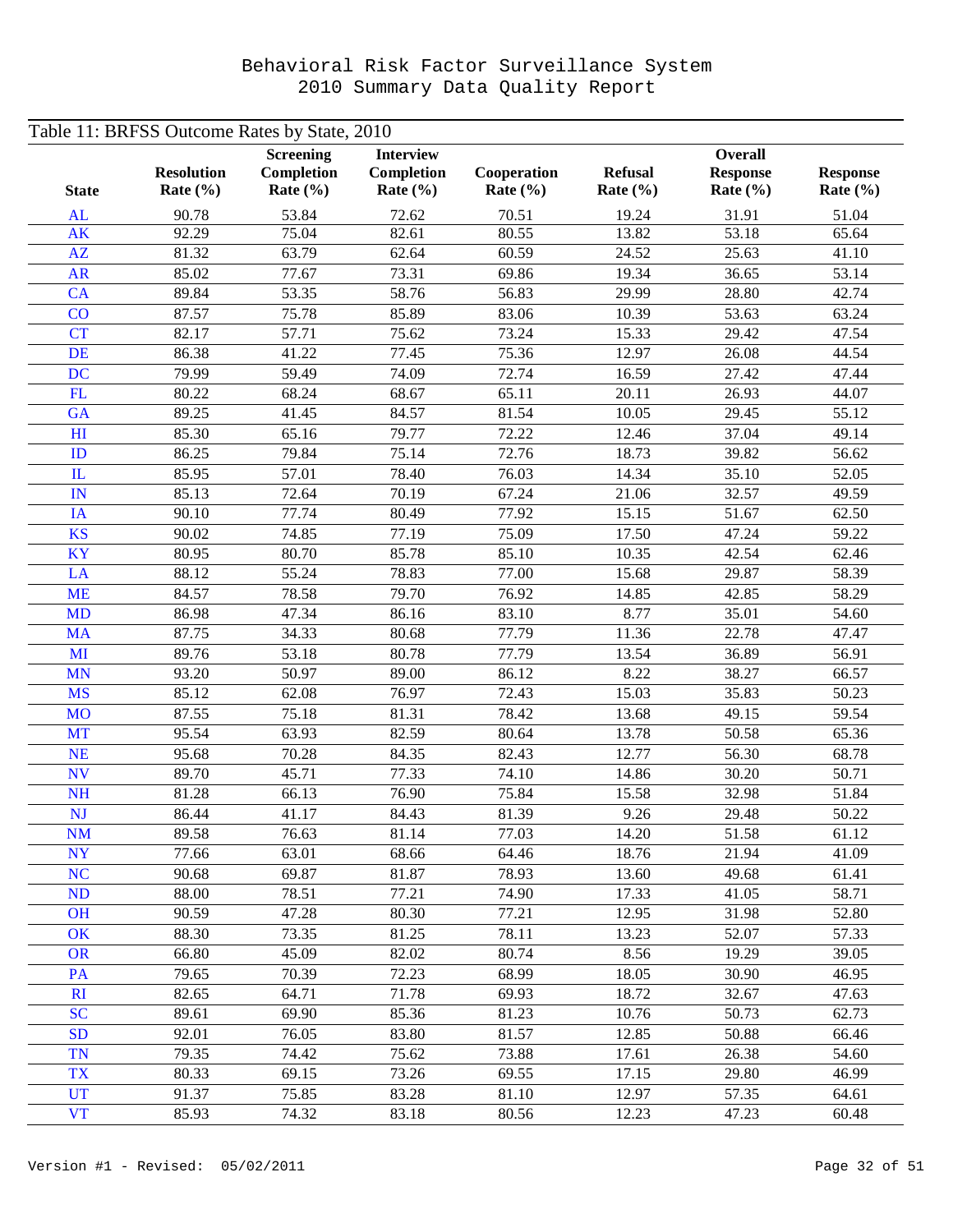# Behavioral Risk Factor Surveillance System
## 2010 Summary Data Quality Report

Table 11: BRFSS Outcome Rates by State, 2010

| State | Resolution Rate (%) | Screening Completion Rate (%) | Interview Completion Rate (%) | Cooperation Rate (%) | Refusal Rate (%) | Overall Response Rate (%) | Response Rate (%) |
|---|---|---|---|---|---|---|---|
| AL | 90.78 | 53.84 | 72.62 | 70.51 | 19.24 | 31.91 | 51.04 |
| AK | 92.29 | 75.04 | 82.61 | 80.55 | 13.82 | 53.18 | 65.64 |
| AZ | 81.32 | 63.79 | 62.64 | 60.59 | 24.52 | 25.63 | 41.10 |
| AR | 85.02 | 77.67 | 73.31 | 69.86 | 19.34 | 36.65 | 53.14 |
| CA | 89.84 | 53.35 | 58.76 | 56.83 | 29.99 | 28.80 | 42.74 |
| CO | 87.57 | 75.78 | 85.89 | 83.06 | 10.39 | 53.63 | 63.24 |
| CT | 82.17 | 57.71 | 75.62 | 73.24 | 15.33 | 29.42 | 47.54 |
| DE | 86.38 | 41.22 | 77.45 | 75.36 | 12.97 | 26.08 | 44.54 |
| DC | 79.99 | 59.49 | 74.09 | 72.74 | 16.59 | 27.42 | 47.44 |
| FL | 80.22 | 68.24 | 68.67 | 65.11 | 20.11 | 26.93 | 44.07 |
| GA | 89.25 | 41.45 | 84.57 | 81.54 | 10.05 | 29.45 | 55.12 |
| HI | 85.30 | 65.16 | 79.77 | 72.22 | 12.46 | 37.04 | 49.14 |
| ID | 86.25 | 79.84 | 75.14 | 72.76 | 18.73 | 39.82 | 56.62 |
| IL | 85.95 | 57.01 | 78.40 | 76.03 | 14.34 | 35.10 | 52.05 |
| IN | 85.13 | 72.64 | 70.19 | 67.24 | 21.06 | 32.57 | 49.59 |
| IA | 90.10 | 77.74 | 80.49 | 77.92 | 15.15 | 51.67 | 62.50 |
| KS | 90.02 | 74.85 | 77.19 | 75.09 | 17.50 | 47.24 | 59.22 |
| KY | 80.95 | 80.70 | 85.78 | 85.10 | 10.35 | 42.54 | 62.46 |
| LA | 88.12 | 55.24 | 78.83 | 77.00 | 15.68 | 29.87 | 58.39 |
| ME | 84.57 | 78.58 | 79.70 | 76.92 | 14.85 | 42.85 | 58.29 |
| MD | 86.98 | 47.34 | 86.16 | 83.10 | 8.77 | 35.01 | 54.60 |
| MA | 87.75 | 34.33 | 80.68 | 77.79 | 11.36 | 22.78 | 47.47 |
| MI | 89.76 | 53.18 | 80.78 | 77.79 | 13.54 | 36.89 | 56.91 |
| MN | 93.20 | 50.97 | 89.00 | 86.12 | 8.22 | 38.27 | 66.57 |
| MS | 85.12 | 62.08 | 76.97 | 72.43 | 15.03 | 35.83 | 50.23 |
| MO | 87.55 | 75.18 | 81.31 | 78.42 | 13.68 | 49.15 | 59.54 |
| MT | 95.54 | 63.93 | 82.59 | 80.64 | 13.78 | 50.58 | 65.36 |
| NE | 95.68 | 70.28 | 84.35 | 82.43 | 12.77 | 56.30 | 68.78 |
| NV | 89.70 | 45.71 | 77.33 | 74.10 | 14.86 | 30.20 | 50.71 |
| NH | 81.28 | 66.13 | 76.90 | 75.84 | 15.58 | 32.98 | 51.84 |
| NJ | 86.44 | 41.17 | 84.43 | 81.39 | 9.26 | 29.48 | 50.22 |
| NM | 89.58 | 76.63 | 81.14 | 77.03 | 14.20 | 51.58 | 61.12 |
| NY | 77.66 | 63.01 | 68.66 | 64.46 | 18.76 | 21.94 | 41.09 |
| NC | 90.68 | 69.87 | 81.87 | 78.93 | 13.60 | 49.68 | 61.41 |
| ND | 88.00 | 78.51 | 77.21 | 74.90 | 17.33 | 41.05 | 58.71 |
| OH | 90.59 | 47.28 | 80.30 | 77.21 | 12.95 | 31.98 | 52.80 |
| OK | 88.30 | 73.35 | 81.25 | 78.11 | 13.23 | 52.07 | 57.33 |
| OR | 66.80 | 45.09 | 82.02 | 80.74 | 8.56 | 19.29 | 39.05 |
| PA | 79.65 | 70.39 | 72.23 | 68.99 | 18.05 | 30.90 | 46.95 |
| RI | 82.65 | 64.71 | 71.78 | 69.93 | 18.72 | 32.67 | 47.63 |
| SC | 89.61 | 69.90 | 85.36 | 81.23 | 10.76 | 50.73 | 62.73 |
| SD | 92.01 | 76.05 | 83.80 | 81.57 | 12.85 | 50.88 | 66.46 |
| TN | 79.35 | 74.42 | 75.62 | 73.88 | 17.61 | 26.38 | 54.60 |
| TX | 80.33 | 69.15 | 73.26 | 69.55 | 17.15 | 29.80 | 46.99 |
| UT | 91.37 | 75.85 | 83.28 | 81.10 | 12.97 | 57.35 | 64.61 |
| VT | 85.93 | 74.32 | 83.18 | 80.56 | 12.23 | 47.23 | 60.48 |

Version #1 - Revised: 05/02/2011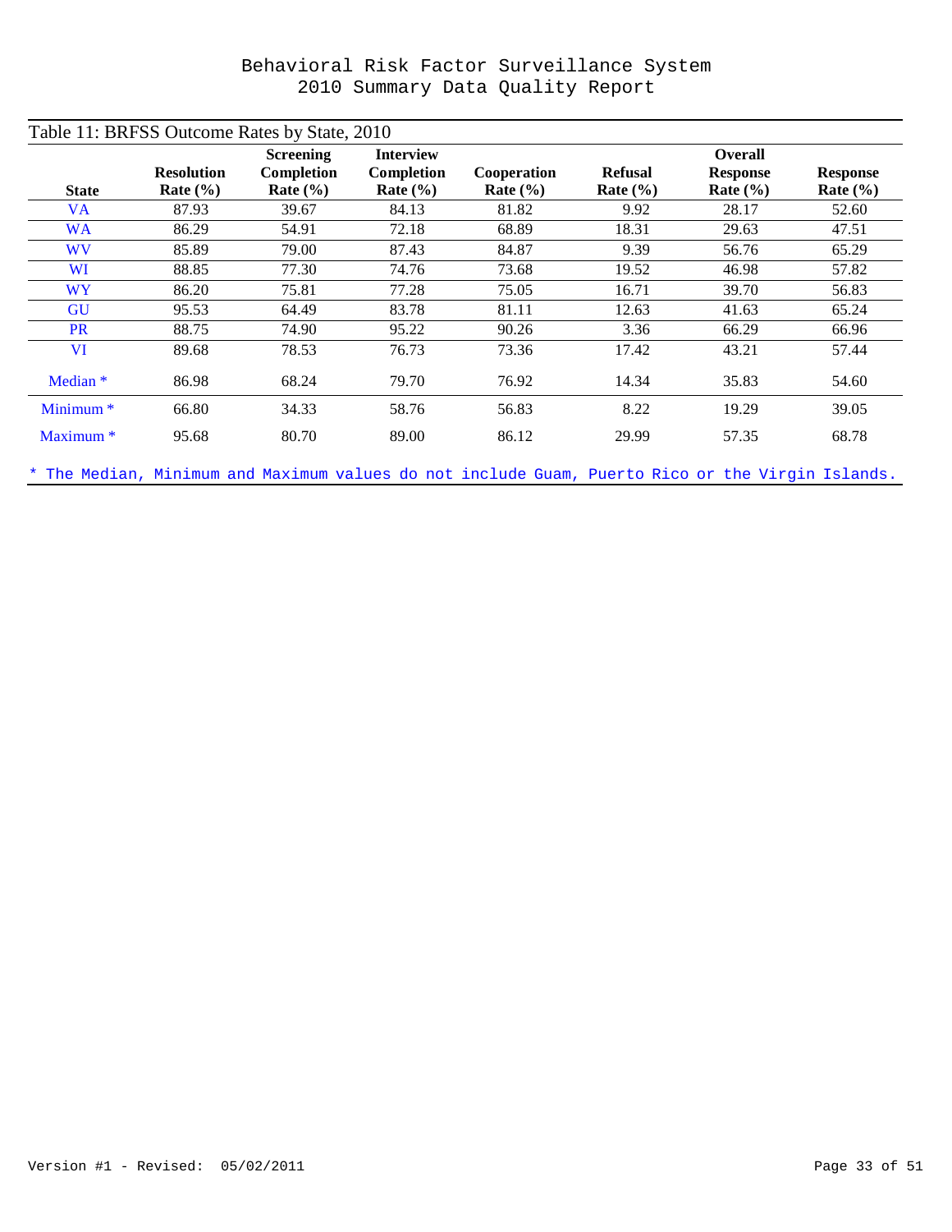# Behavioral Risk Factor Surveillance System
## 2010 Summary Data Quality Report

Table 11: BRFSS Outcome Rates by State, 2010

| State | Resolution Rate (%) | Screening Completion Rate (%) | Interview Completion Rate (%) | Cooperation Rate (%) | Refusal Rate (%) | Overall Response Rate (%) | Response Rate (%) |
|---|---|---|---|---|---|---|---|
| VA | 87.93 | 39.67 | 84.13 | 81.82 | 9.92 | 28.17 | 52.60 |
| WA | 86.29 | 54.91 | 72.18 | 68.89 | 18.31 | 29.63 | 47.51 |
| WV | 85.89 | 79.00 | 87.43 | 84.87 | 9.39 | 56.76 | 65.29 |
| WI | 88.85 | 77.30 | 74.76 | 73.68 | 19.52 | 46.98 | 57.82 |
| WY | 86.20 | 75.81 | 77.28 | 75.05 | 16.71 | 39.70 | 56.83 |
| GU | 95.53 | 64.49 | 83.78 | 81.11 | 12.63 | 41.63 | 65.24 |
| PR | 88.75 | 74.90 | 95.22 | 90.26 | 3.36 | 66.29 | 66.96 |
| VI | 89.68 | 78.53 | 76.73 | 73.36 | 17.42 | 43.21 | 57.44 |
| Median * | 86.98 | 68.24 | 79.70 | 76.92 | 14.34 | 35.83 | 54.60 |
| Minimum * | 66.80 | 34.33 | 58.76 | 56.83 | 8.22 | 19.29 | 39.05 |
| Maximum * | 95.68 | 80.70 | 89.00 | 86.12 | 29.99 | 57.35 | 68.78 |

* The Median, Minimum and Maximum values do not include Guam, Puerto Rico or the Virgin Islands.

Version #1 - Revised: 05/02/2011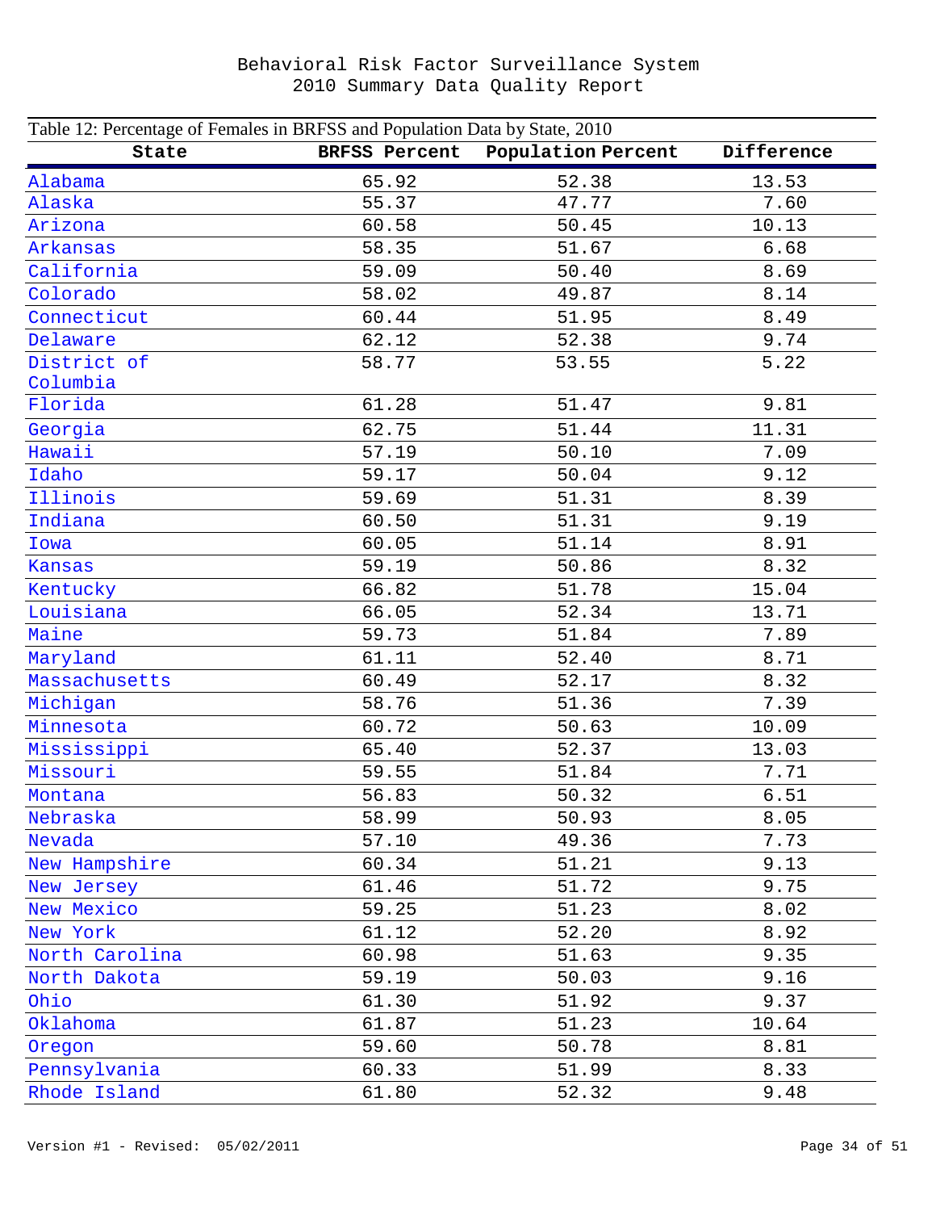Behavioral Risk Factor Surveillance System
2010 Summary Data Quality Report

Table 12: Percentage of Females in BRFSS and Population Data by State, 2010

| State | BRFSS Percent | Population Percent | Difference |
|---|---|---|---|
| Alabama | 65.92 | 52.38 | 13.53 |
| Alaska | 55.37 | 47.77 | 7.60 |
| Arizona | 60.58 | 50.45 | 10.13 |
| Arkansas | 58.35 | 51.67 | 6.68 |
| California | 59.09 | 50.40 | 8.69 |
| Colorado | 58.02 | 49.87 | 8.14 |
| Connecticut | 60.44 | 51.95 | 8.49 |
| Delaware | 62.12 | 52.38 | 9.74 |
| District of Columbia | 58.77 | 53.55 | 5.22 |
| Florida | 61.28 | 51.47 | 9.81 |
| Georgia | 62.75 | 51.44 | 11.31 |
| Hawaii | 57.19 | 50.10 | 7.09 |
| Idaho | 59.17 | 50.04 | 9.12 |
| Illinois | 59.69 | 51.31 | 8.39 |
| Indiana | 60.50 | 51.31 | 9.19 |
| Iowa | 60.05 | 51.14 | 8.91 |
| Kansas | 59.19 | 50.86 | 8.32 |
| Kentucky | 66.82 | 51.78 | 15.04 |
| Louisiana | 66.05 | 52.34 | 13.71 |
| Maine | 59.73 | 51.84 | 7.89 |
| Maryland | 61.11 | 52.40 | 8.71 |
| Massachusetts | 60.49 | 52.17 | 8.32 |
| Michigan | 58.76 | 51.36 | 7.39 |
| Minnesota | 60.72 | 50.63 | 10.09 |
| Mississippi | 65.40 | 52.37 | 13.03 |
| Missouri | 59.55 | 51.84 | 7.71 |
| Montana | 56.83 | 50.32 | 6.51 |
| Nebraska | 58.99 | 50.93 | 8.05 |
| Nevada | 57.10 | 49.36 | 7.73 |
| New Hampshire | 60.34 | 51.21 | 9.13 |
| New Jersey | 61.46 | 51.72 | 9.75 |
| New Mexico | 59.25 | 51.23 | 8.02 |
| New York | 61.12 | 52.20 | 8.92 |
| North Carolina | 60.98 | 51.63 | 9.35 |
| North Dakota | 59.19 | 50.03 | 9.16 |
| Ohio | 61.30 | 51.92 | 9.37 |
| Oklahoma | 61.87 | 51.23 | 10.64 |
| Oregon | 59.60 | 50.78 | 8.81 |
| Pennsylvania | 60.33 | 51.99 | 8.33 |
| Rhode Island | 61.80 | 52.32 | 9.48 |

Version #1 - Revised: 05/02/2011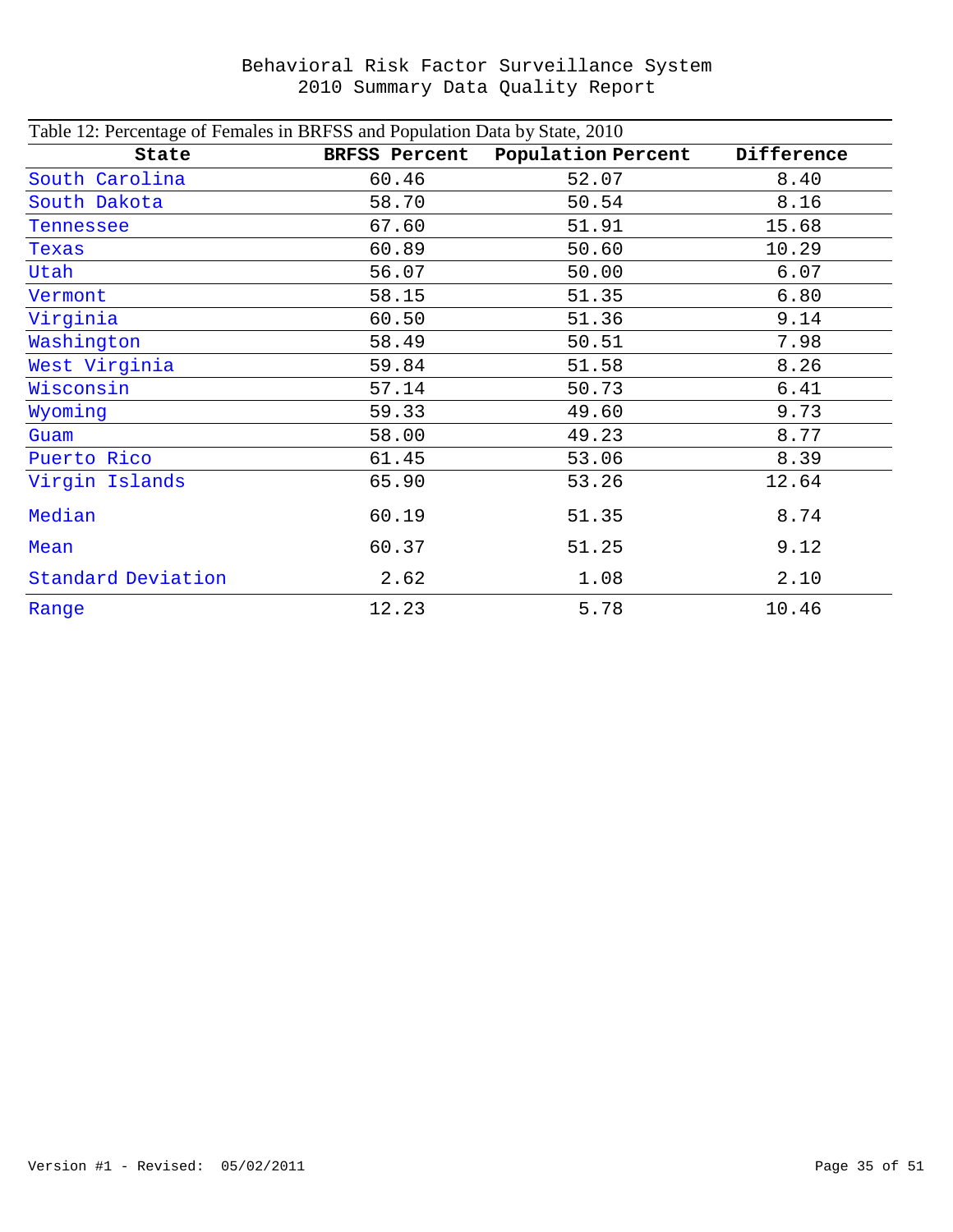Table 12: Percentage of Females in BRFSS and Population Data by State, 2010

| State | BRFSS Percent | Population Percent | Difference |
|---|---|---|---|
| South Carolina | 60.46 | 52.07 | 8.40 |
| South Dakota | 58.70 | 50.54 | 8.16 |
| Tennessee | 67.60 | 51.91 | 15.68 |
| Texas | 60.89 | 50.60 | 10.29 |
| Utah | 56.07 | 50.00 | 6.07 |
| Vermont | 58.15 | 51.35 | 6.80 |
| Virginia | 60.50 | 51.36 | 9.14 |
| Washington | 58.49 | 50.51 | 7.98 |
| West Virginia | 59.84 | 51.58 | 8.26 |
| Wisconsin | 57.14 | 50.73 | 6.41 |
| Wyoming | 59.33 | 49.60 | 9.73 |
| Guam | 58.00 | 49.23 | 8.77 |
| Puerto Rico | 61.45 | 53.06 | 8.39 |
| Virgin Islands | 65.90 | 53.26 | 12.64 |
| Median | 60.19 | 51.35 | 8.74 |
| Mean | 60.37 | 51.25 | 9.12 |
| Standard Deviation | 2.62 | 1.08 | 2.10 |
| Range | 12.23 | 5.78 | 10.46 |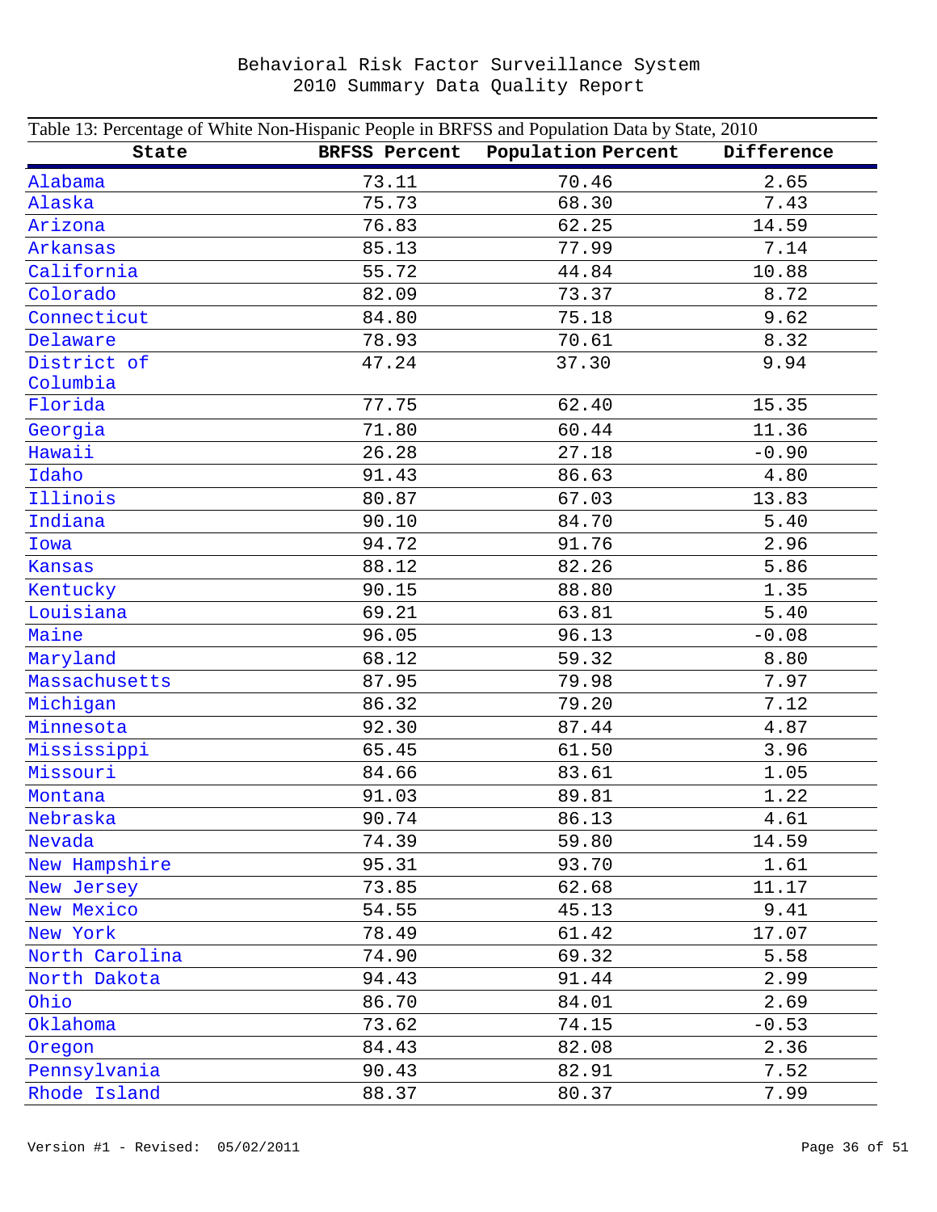Behavioral Risk Factor Surveillance System
2010 Summary Data Quality Report

Table 13: Percentage of White Non-Hispanic People in BRFSS and Population Data by State, 2010

| State | BRFSS Percent | Population Percent | Difference |
|---|---|---|---|
| Alabama | 73.11 | 70.46 | 2.65 |
| Alaska | 75.73 | 68.30 | 7.43 |
| Arizona | 76.83 | 62.25 | 14.59 |
| Arkansas | 85.13 | 77.99 | 7.14 |
| California | 55.72 | 44.84 | 10.88 |
| Colorado | 82.09 | 73.37 | 8.72 |
| Connecticut | 84.80 | 75.18 | 9.62 |
| Delaware | 78.93 | 70.61 | 8.32 |
| District of Columbia | 47.24 | 37.30 | 9.94 |
| Florida | 77.75 | 62.40 | 15.35 |
| Georgia | 71.80 | 60.44 | 11.36 |
| Hawaii | 26.28 | 27.18 | -0.90 |
| Idaho | 91.43 | 86.63 | 4.80 |
| Illinois | 80.87 | 67.03 | 13.83 |
| Indiana | 90.10 | 84.70 | 5.40 |
| Iowa | 94.72 | 91.76 | 2.96 |
| Kansas | 88.12 | 82.26 | 5.86 |
| Kentucky | 90.15 | 88.80 | 1.35 |
| Louisiana | 69.21 | 63.81 | 5.40 |
| Maine | 96.05 | 96.13 | -0.08 |
| Maryland | 68.12 | 59.32 | 8.80 |
| Massachusetts | 87.95 | 79.98 | 7.97 |
| Michigan | 86.32 | 79.20 | 7.12 |
| Minnesota | 92.30 | 87.44 | 4.87 |
| Mississippi | 65.45 | 61.50 | 3.96 |
| Missouri | 84.66 | 83.61 | 1.05 |
| Montana | 91.03 | 89.81 | 1.22 |
| Nebraska | 90.74 | 86.13 | 4.61 |
| Nevada | 74.39 | 59.80 | 14.59 |
| New Hampshire | 95.31 | 93.70 | 1.61 |
| New Jersey | 73.85 | 62.68 | 11.17 |
| New Mexico | 54.55 | 45.13 | 9.41 |
| New York | 78.49 | 61.42 | 17.07 |
| North Carolina | 74.90 | 69.32 | 5.58 |
| North Dakota | 94.43 | 91.44 | 2.99 |
| Ohio | 86.70 | 84.01 | 2.69 |
| Oklahoma | 73.62 | 74.15 | -0.53 |
| Oregon | 84.43 | 82.08 | 2.36 |
| Pennsylvania | 90.43 | 82.91 | 7.52 |
| Rhode Island | 88.37 | 80.37 | 7.99 |

Version #1 - Revised: 05/02/2011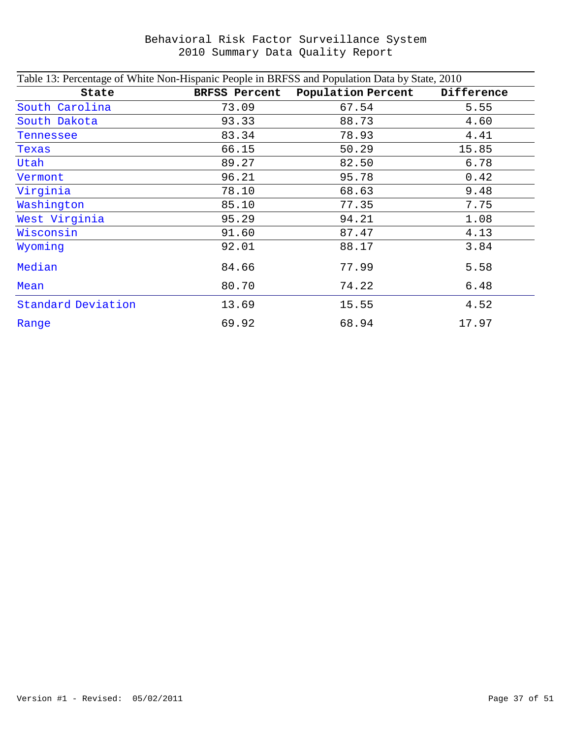Table 13: Percentage of White Non-Hispanic People in BRFSS and Population Data by State, 2010

| State | BRFSS Percent | Population Percent | Difference |
|---|---|---|---|
| South Carolina | 73.09 | 67.54 | 5.55 |
| South Dakota | 93.33 | 88.73 | 4.60 |
| Tennessee | 83.34 | 78.93 | 4.41 |
| Texas | 66.15 | 50.29 | 15.85 |
| Utah | 89.27 | 82.50 | 6.78 |
| Vermont | 96.21 | 95.78 | 0.42 |
| Virginia | 78.10 | 68.63 | 9.48 |
| Washington | 85.10 | 77.35 | 7.75 |
| West Virginia | 95.29 | 94.21 | 1.08 |
| Wisconsin | 91.60 | 87.47 | 4.13 |
| Wyoming | 92.01 | 88.17 | 3.84 |
| Median | 84.66 | 77.99 | 5.58 |
| Mean | 80.70 | 74.22 | 6.48 |
| Standard Deviation | 13.69 | 15.55 | 4.52 |
| Range | 69.92 | 68.94 | 17.97 |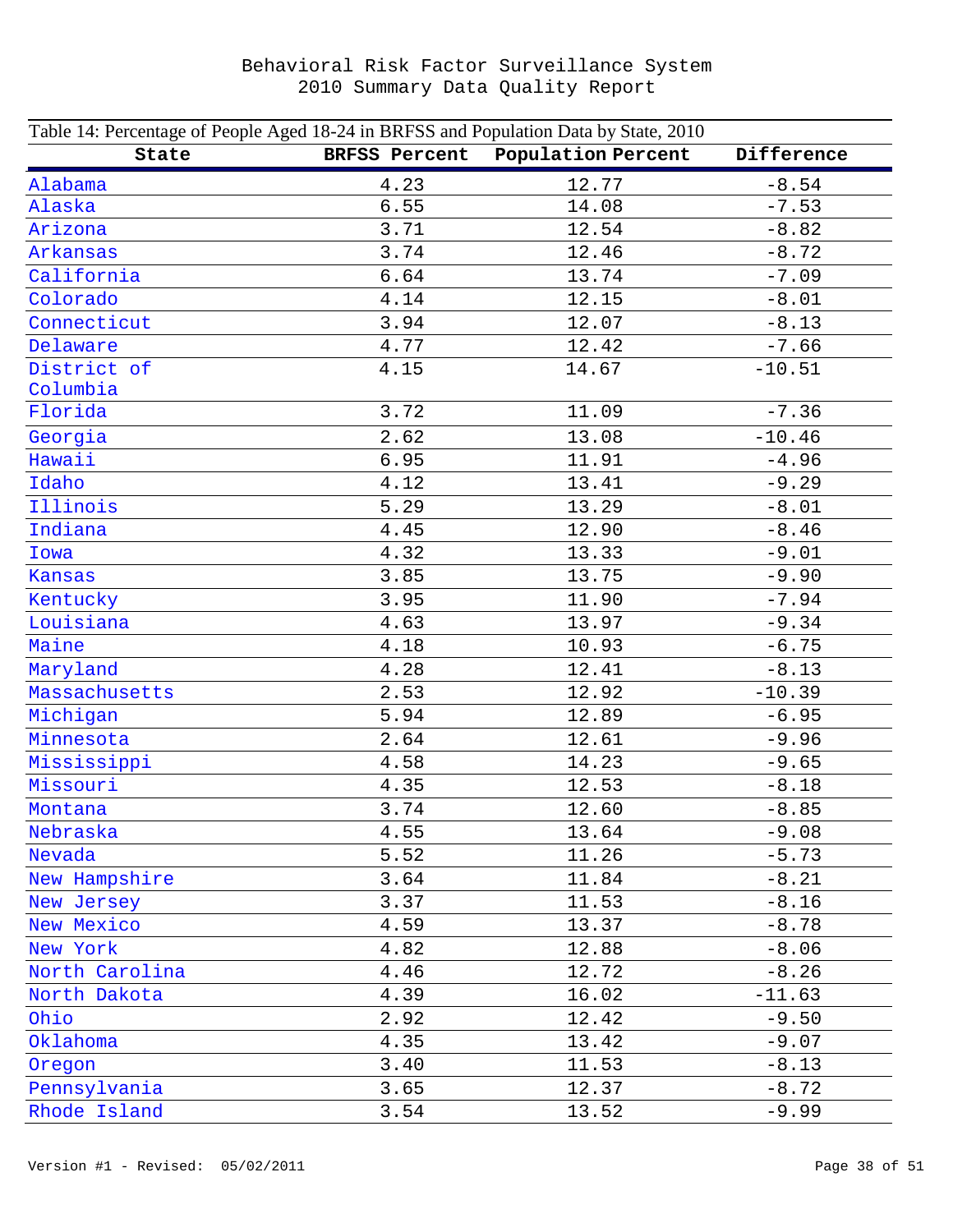Table 14: Percentage of People Aged 18-24 in BRFSS and Population Data by State, 2010

| State | BRFSS Percent | Population Percent | Difference |
|---|---|---|---|
| Alabama | 4.23 | 12.77 | -8.54 |
| Alaska | 6.55 | 14.08 | -7.53 |
| Arizona | 3.71 | 12.54 | -8.82 |
| Arkansas | 3.74 | 12.46 | -8.72 |
| California | 6.64 | 13.74 | -7.09 |
| Colorado | 4.14 | 12.15 | -8.01 |
| Connecticut | 3.94 | 12.07 | -8.13 |
| Delaware | 4.77 | 12.42 | -7.66 |
| District of Columbia | 4.15 | 14.67 | -10.51 |
| Florida | 3.72 | 11.09 | -7.36 |
| Georgia | 2.62 | 13.08 | -10.46 |
| Hawaii | 6.95 | 11.91 | -4.96 |
| Idaho | 4.12 | 13.41 | -9.29 |
| Illinois | 5.29 | 13.29 | -8.01 |
| Indiana | 4.45 | 12.90 | -8.46 |
| Iowa | 4.32 | 13.33 | -9.01 |
| Kansas | 3.85 | 13.75 | -9.90 |
| Kentucky | 3.95 | 11.90 | -7.94 |
| Louisiana | 4.63 | 13.97 | -9.34 |
| Maine | 4.18 | 10.93 | -6.75 |
| Maryland | 4.28 | 12.41 | -8.13 |
| Massachusetts | 2.53 | 12.92 | -10.39 |
| Michigan | 5.94 | 12.89 | -6.95 |
| Minnesota | 2.64 | 12.61 | -9.96 |
| Mississippi | 4.58 | 14.23 | -9.65 |
| Missouri | 4.35 | 12.53 | -8.18 |
| Montana | 3.74 | 12.60 | -8.85 |
| Nebraska | 4.55 | 13.64 | -9.08 |
| Nevada | 5.52 | 11.26 | -5.73 |
| New Hampshire | 3.64 | 11.84 | -8.21 |
| New Jersey | 3.37 | 11.53 | -8.16 |
| New Mexico | 4.59 | 13.37 | -8.78 |
| New York | 4.82 | 12.88 | -8.06 |
| North Carolina | 4.46 | 12.72 | -8.26 |
| North Dakota | 4.39 | 16.02 | -11.63 |
| Ohio | 2.92 | 12.42 | -9.50 |
| Oklahoma | 4.35 | 13.42 | -9.07 |
| Oregon | 3.40 | 11.53 | -8.13 |
| Pennsylvania | 3.65 | 12.37 | -8.72 |
| Rhode Island | 3.54 | 13.52 | -9.99 |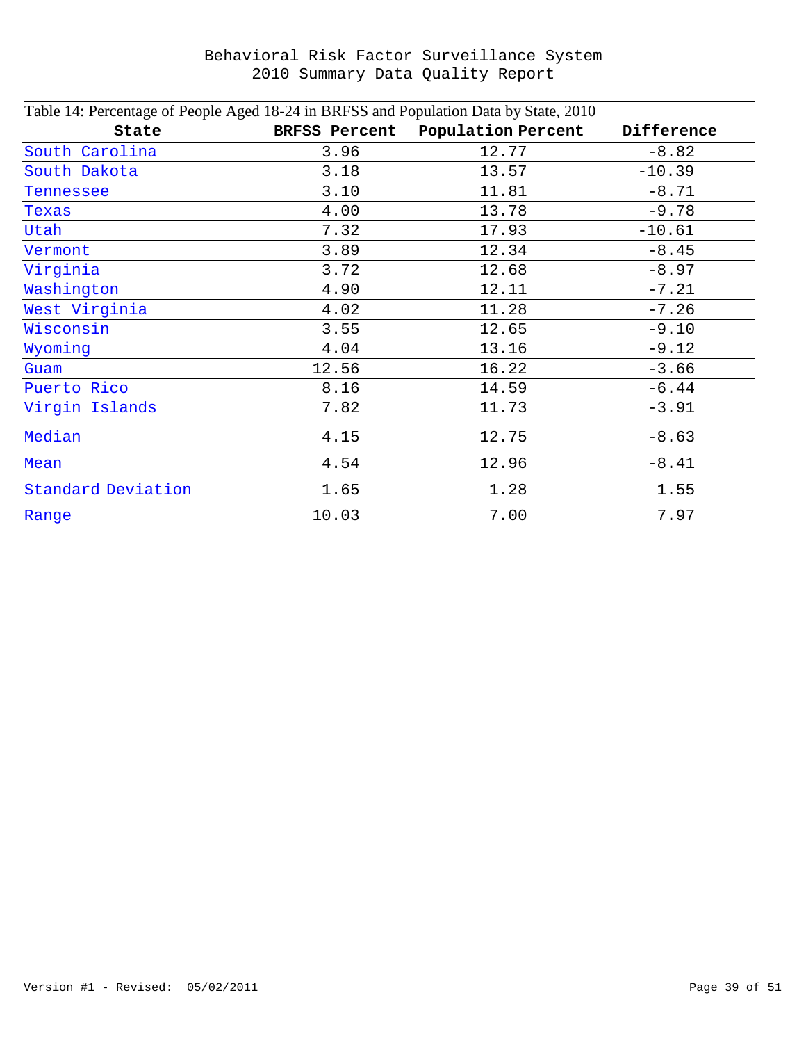Behavioral Risk Factor Surveillance System
2010 Summary Data Quality Report

Table 14: Percentage of People Aged 18-24 in BRFSS and Population Data by State, 2010

| State | BRFSS Percent | Population Percent | Difference |
|---|---|---|---|
| South Carolina | 3.96 | 12.77 | -8.82 |
| South Dakota | 3.18 | 13.57 | -10.39 |
| Tennessee | 3.10 | 11.81 | -8.71 |
| Texas | 4.00 | 13.78 | -9.78 |
| Utah | 7.32 | 17.93 | -10.61 |
| Vermont | 3.89 | 12.34 | -8.45 |
| Virginia | 3.72 | 12.68 | -8.97 |
| Washington | 4.90 | 12.11 | -7.21 |
| West Virginia | 4.02 | 11.28 | -7.26 |
| Wisconsin | 3.55 | 12.65 | -9.10 |
| Wyoming | 4.04 | 13.16 | -9.12 |
| Guam | 12.56 | 16.22 | -3.66 |
| Puerto Rico | 8.16 | 14.59 | -6.44 |
| Virgin Islands | 7.82 | 11.73 | -3.91 |
| Median | 4.15 | 12.75 | -8.63 |
| Mean | 4.54 | 12.96 | -8.41 |
| Standard Deviation | 1.65 | 1.28 | 1.55 |
| Range | 10.03 | 7.00 | 7.97 |

Version #1 - Revised: 05/02/2011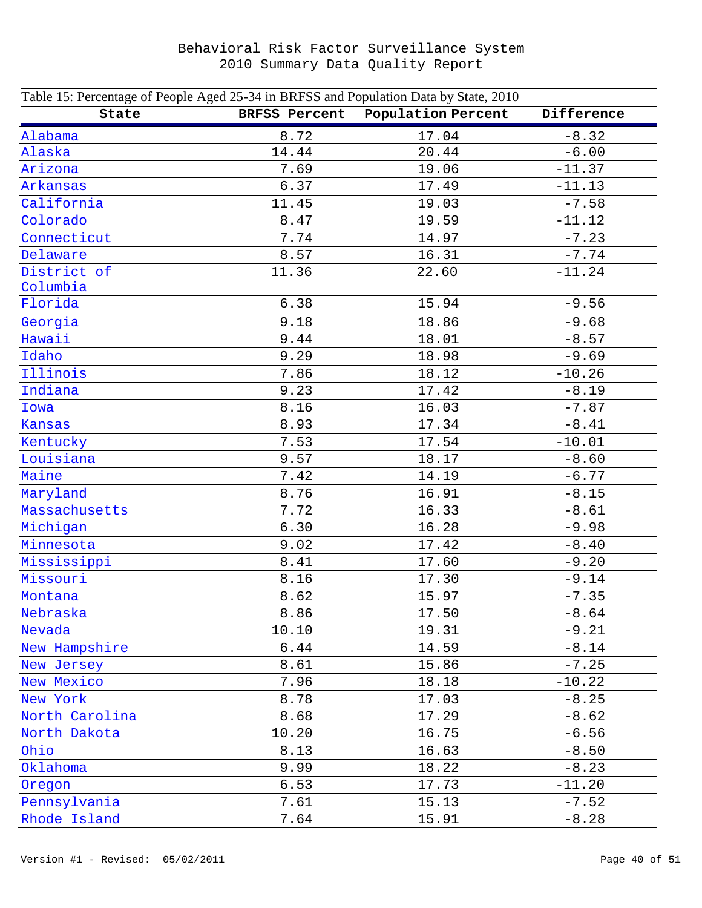Table 15: Percentage of People Aged 25-34 in BRFSS and Population Data by State, 2010

| State | BRFSS Percent | Population Percent | Difference |
|---|---|---|---|
| Alabama | 8.72 | 17.04 | -8.32 |
| Alaska | 14.44 | 20.44 | -6.00 |
| Arizona | 7.69 | 19.06 | -11.37 |
| Arkansas | 6.37 | 17.49 | -11.13 |
| California | 11.45 | 19.03 | -7.58 |
| Colorado | 8.47 | 19.59 | -11.12 |
| Connecticut | 7.74 | 14.97 | -7.23 |
| Delaware | 8.57 | 16.31 | -7.74 |
| District of Columbia | 11.36 | 22.60 | -11.24 |
| Florida | 6.38 | 15.94 | -9.56 |
| Georgia | 9.18 | 18.86 | -9.68 |
| Hawaii | 9.44 | 18.01 | -8.57 |
| Idaho | 9.29 | 18.98 | -9.69 |
| Illinois | 7.86 | 18.12 | -10.26 |
| Indiana | 9.23 | 17.42 | -8.19 |
| Iowa | 8.16 | 16.03 | -7.87 |
| Kansas | 8.93 | 17.34 | -8.41 |
| Kentucky | 7.53 | 17.54 | -10.01 |
| Louisiana | 9.57 | 18.17 | -8.60 |
| Maine | 7.42 | 14.19 | -6.77 |
| Maryland | 8.76 | 16.91 | -8.15 |
| Massachusetts | 7.72 | 16.33 | -8.61 |
| Michigan | 6.30 | 16.28 | -9.98 |
| Minnesota | 9.02 | 17.42 | -8.40 |
| Mississippi | 8.41 | 17.60 | -9.20 |
| Missouri | 8.16 | 17.30 | -9.14 |
| Montana | 8.62 | 15.97 | -7.35 |
| Nebraska | 8.86 | 17.50 | -8.64 |
| Nevada | 10.10 | 19.31 | -9.21 |
| New Hampshire | 6.44 | 14.59 | -8.14 |
| New Jersey | 8.61 | 15.86 | -7.25 |
| New Mexico | 7.96 | 18.18 | -10.22 |
| New York | 8.78 | 17.03 | -8.25 |
| North Carolina | 8.68 | 17.29 | -8.62 |
| North Dakota | 10.20 | 16.75 | -6.56 |
| Ohio | 8.13 | 16.63 | -8.50 |
| Oklahoma | 9.99 | 18.22 | -8.23 |
| Oregon | 6.53 | 17.73 | -11.20 |
| Pennsylvania | 7.61 | 15.13 | -7.52 |
| Rhode Island | 7.64 | 15.91 | -8.28 |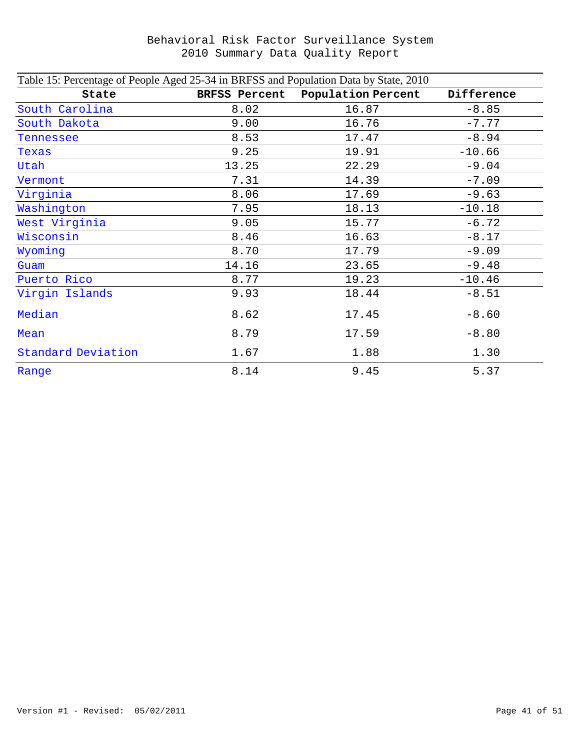Table 15: Percentage of People Aged 25-34 in BRFSS and Population Data by State, 2010

| State | BRFSS Percent | Population Percent | Difference |
|---|---|---|---|
| South Carolina | 8.02 | 16.87 | -8.85 |
| South Dakota | 9.00 | 16.76 | -7.77 |
| Tennessee | 8.53 | 17.47 | -8.94 |
| Texas | 9.25 | 19.91 | -10.66 |
| Utah | 13.25 | 22.29 | -9.04 |
| Vermont | 7.31 | 14.39 | -7.09 |
| Virginia | 8.06 | 17.69 | -9.63 |
| Washington | 7.95 | 18.13 | -10.18 |
| West Virginia | 9.05 | 15.77 | -6.72 |
| Wisconsin | 8.46 | 16.63 | -8.17 |
| Wyoming | 8.70 | 17.79 | -9.09 |
| Guam | 14.16 | 23.65 | -9.48 |
| Puerto Rico | 8.77 | 19.23 | -10.46 |
| Virgin Islands | 9.93 | 18.44 | -8.51 |
| Median | 8.62 | 17.45 | -8.60 |
| Mean | 8.79 | 17.59 | -8.80 |
| Standard Deviation | 1.67 | 1.88 | 1.30 |
| Range | 8.14 | 9.45 | 5.37 |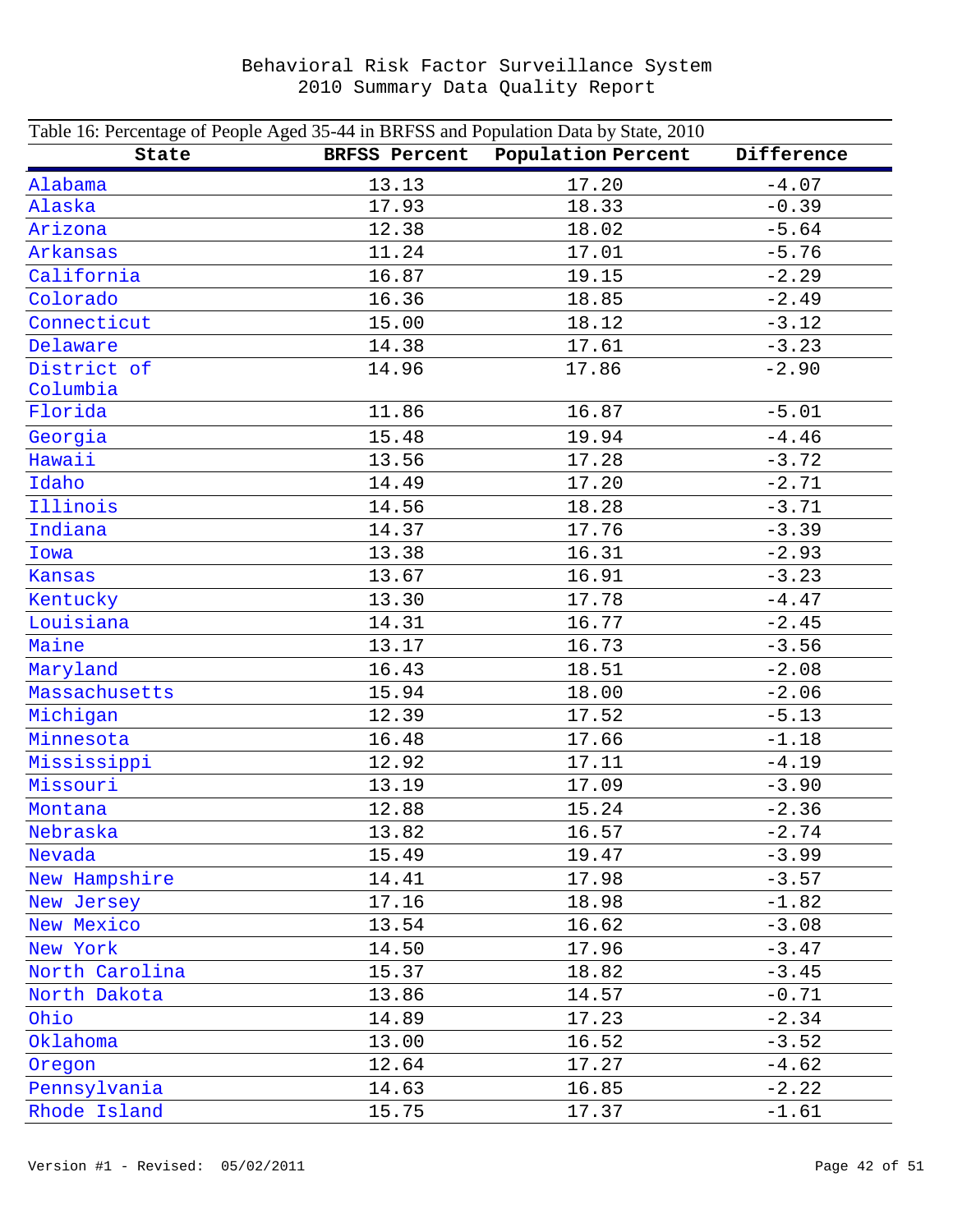Table 16: Percentage of People Aged 35-44 in BRFSS and Population Data by State, 2010

| State | BRFSS Percent | Population Percent | Difference |
|---|---|---|---|
| Alabama | 13.13 | 17.20 | -4.07 |
| Alaska | 17.93 | 18.33 | -0.39 |
| Arizona | 12.38 | 18.02 | -5.64 |
| Arkansas | 11.24 | 17.01 | -5.76 |
| California | 16.87 | 19.15 | -2.29 |
| Colorado | 16.36 | 18.85 | -2.49 |
| Connecticut | 15.00 | 18.12 | -3.12 |
| Delaware | 14.38 | 17.61 | -3.23 |
| District of Columbia | 14.96 | 17.86 | -2.90 |
| Florida | 11.86 | 16.87 | -5.01 |
| Georgia | 15.48 | 19.94 | -4.46 |
| Hawaii | 13.56 | 17.28 | -3.72 |
| Idaho | 14.49 | 17.20 | -2.71 |
| Illinois | 14.56 | 18.28 | -3.71 |
| Indiana | 14.37 | 17.76 | -3.39 |
| Iowa | 13.38 | 16.31 | -2.93 |
| Kansas | 13.67 | 16.91 | -3.23 |
| Kentucky | 13.30 | 17.78 | -4.47 |
| Louisiana | 14.31 | 16.77 | -2.45 |
| Maine | 13.17 | 16.73 | -3.56 |
| Maryland | 16.43 | 18.51 | -2.08 |
| Massachusetts | 15.94 | 18.00 | -2.06 |
| Michigan | 12.39 | 17.52 | -5.13 |
| Minnesota | 16.48 | 17.66 | -1.18 |
| Mississippi | 12.92 | 17.11 | -4.19 |
| Missouri | 13.19 | 17.09 | -3.90 |
| Montana | 12.88 | 15.24 | -2.36 |
| Nebraska | 13.82 | 16.57 | -2.74 |
| Nevada | 15.49 | 19.47 | -3.99 |
| New Hampshire | 14.41 | 17.98 | -3.57 |
| New Jersey | 17.16 | 18.98 | -1.82 |
| New Mexico | 13.54 | 16.62 | -3.08 |
| New York | 14.50 | 17.96 | -3.47 |
| North Carolina | 15.37 | 18.82 | -3.45 |
| North Dakota | 13.86 | 14.57 | -0.71 |
| Ohio | 14.89 | 17.23 | -2.34 |
| Oklahoma | 13.00 | 16.52 | -3.52 |
| Oregon | 12.64 | 17.27 | -4.62 |
| Pennsylvania | 14.63 | 16.85 | -2.22 |
| Rhode Island | 15.75 | 17.37 | -1.61 |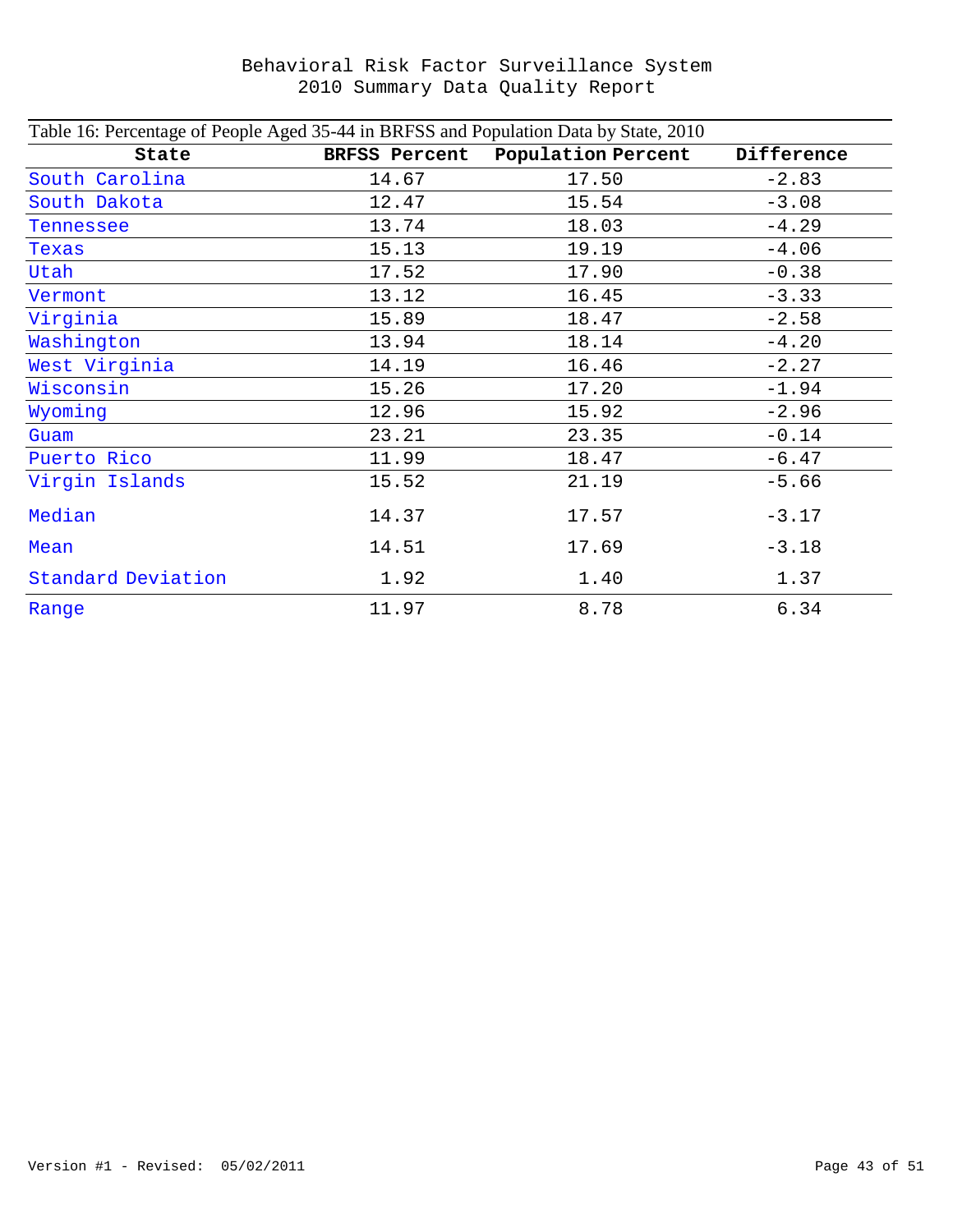Behavioral Risk Factor Surveillance System
2010 Summary Data Quality Report

Table 16: Percentage of People Aged 35-44 in BRFSS and Population Data by State, 2010

| State | BRFSS Percent | Population Percent | Difference |
|---|---|---|---|
| South Carolina | 14.67 | 17.50 | -2.83 |
| South Dakota | 12.47 | 15.54 | -3.08 |
| Tennessee | 13.74 | 18.03 | -4.29 |
| Texas | 15.13 | 19.19 | -4.06 |
| Utah | 17.52 | 17.90 | -0.38 |
| Vermont | 13.12 | 16.45 | -3.33 |
| Virginia | 15.89 | 18.47 | -2.58 |
| Washington | 13.94 | 18.14 | -4.20 |
| West Virginia | 14.19 | 16.46 | -2.27 |
| Wisconsin | 15.26 | 17.20 | -1.94 |
| Wyoming | 12.96 | 15.92 | -2.96 |
| Guam | 23.21 | 23.35 | -0.14 |
| Puerto Rico | 11.99 | 18.47 | -6.47 |
| Virgin Islands | 15.52 | 21.19 | -5.66 |
| Median | 14.37 | 17.57 | -3.17 |
| Mean | 14.51 | 17.69 | -3.18 |
| Standard Deviation | 1.92 | 1.40 | 1.37 |
| Range | 11.97 | 8.78 | 6.34 |

Version #1 - Revised: 05/02/2011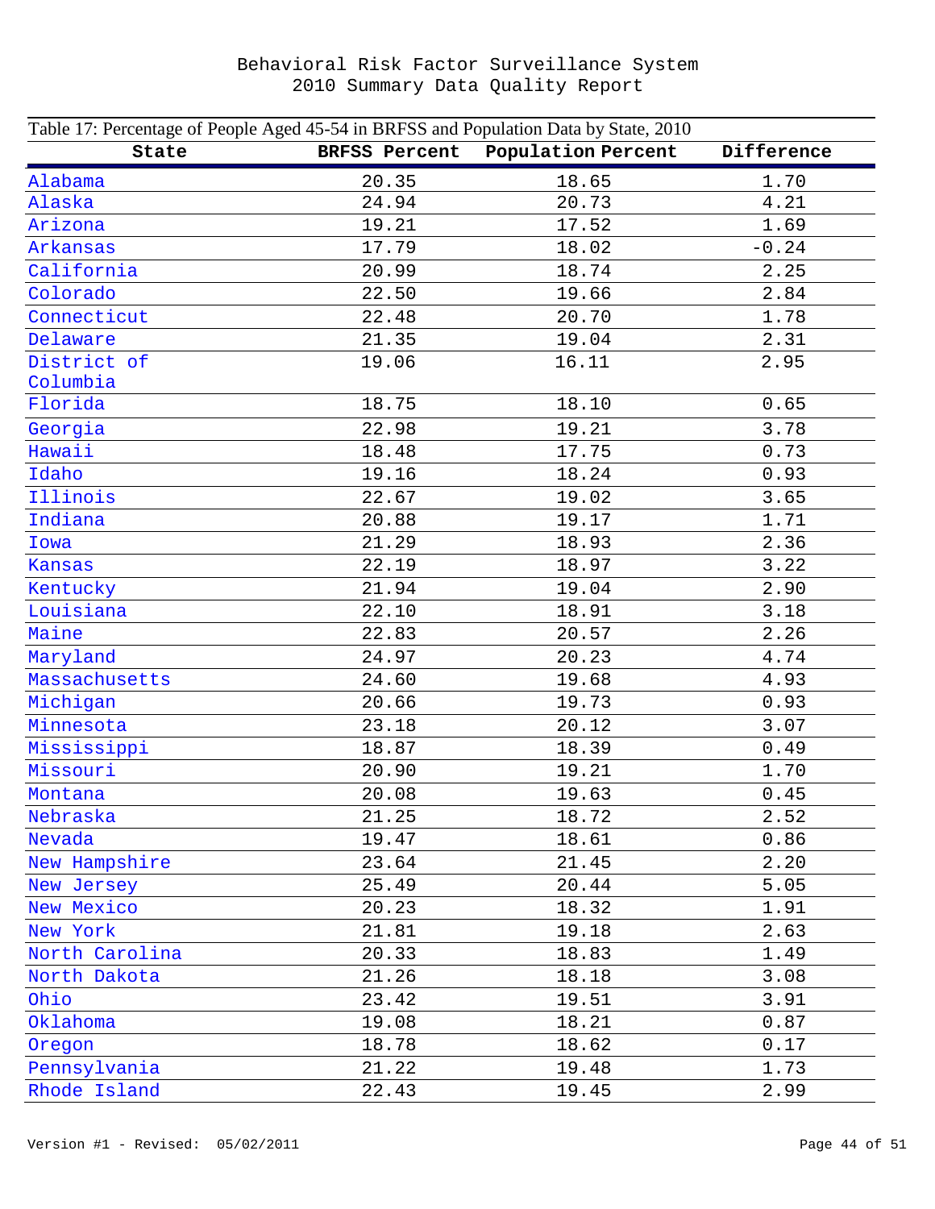Behavioral Risk Factor Surveillance System
2010 Summary Data Quality Report

Table 17: Percentage of People Aged 45-54 in BRFSS and Population Data by State, 2010

| State | BRFSS Percent | Population Percent | Difference |
|---|---|---|---|
| Alabama | 20.35 | 18.65 | 1.70 |
| Alaska | 24.94 | 20.73 | 4.21 |
| Arizona | 19.21 | 17.52 | 1.69 |
| Arkansas | 17.79 | 18.02 | -0.24 |
| California | 20.99 | 18.74 | 2.25 |
| Colorado | 22.50 | 19.66 | 2.84 |
| Connecticut | 22.48 | 20.70 | 1.78 |
| Delaware | 21.35 | 19.04 | 2.31 |
| District of Columbia | 19.06 | 16.11 | 2.95 |
| Florida | 18.75 | 18.10 | 0.65 |
| Georgia | 22.98 | 19.21 | 3.78 |
| Hawaii | 18.48 | 17.75 | 0.73 |
| Idaho | 19.16 | 18.24 | 0.93 |
| Illinois | 22.67 | 19.02 | 3.65 |
| Indiana | 20.88 | 19.17 | 1.71 |
| Iowa | 21.29 | 18.93 | 2.36 |
| Kansas | 22.19 | 18.97 | 3.22 |
| Kentucky | 21.94 | 19.04 | 2.90 |
| Louisiana | 22.10 | 18.91 | 3.18 |
| Maine | 22.83 | 20.57 | 2.26 |
| Maryland | 24.97 | 20.23 | 4.74 |
| Massachusetts | 24.60 | 19.68 | 4.93 |
| Michigan | 20.66 | 19.73 | 0.93 |
| Minnesota | 23.18 | 20.12 | 3.07 |
| Mississippi | 18.87 | 18.39 | 0.49 |
| Missouri | 20.90 | 19.21 | 1.70 |
| Montana | 20.08 | 19.63 | 0.45 |
| Nebraska | 21.25 | 18.72 | 2.52 |
| Nevada | 19.47 | 18.61 | 0.86 |
| New Hampshire | 23.64 | 21.45 | 2.20 |
| New Jersey | 25.49 | 20.44 | 5.05 |
| New Mexico | 20.23 | 18.32 | 1.91 |
| New York | 21.81 | 19.18 | 2.63 |
| North Carolina | 20.33 | 18.83 | 1.49 |
| North Dakota | 21.26 | 18.18 | 3.08 |
| Ohio | 23.42 | 19.51 | 3.91 |
| Oklahoma | 19.08 | 18.21 | 0.87 |
| Oregon | 18.78 | 18.62 | 0.17 |
| Pennsylvania | 21.22 | 19.48 | 1.73 |
| Rhode Island | 22.43 | 19.45 | 2.99 |

Version #1 - Revised: 05/02/2011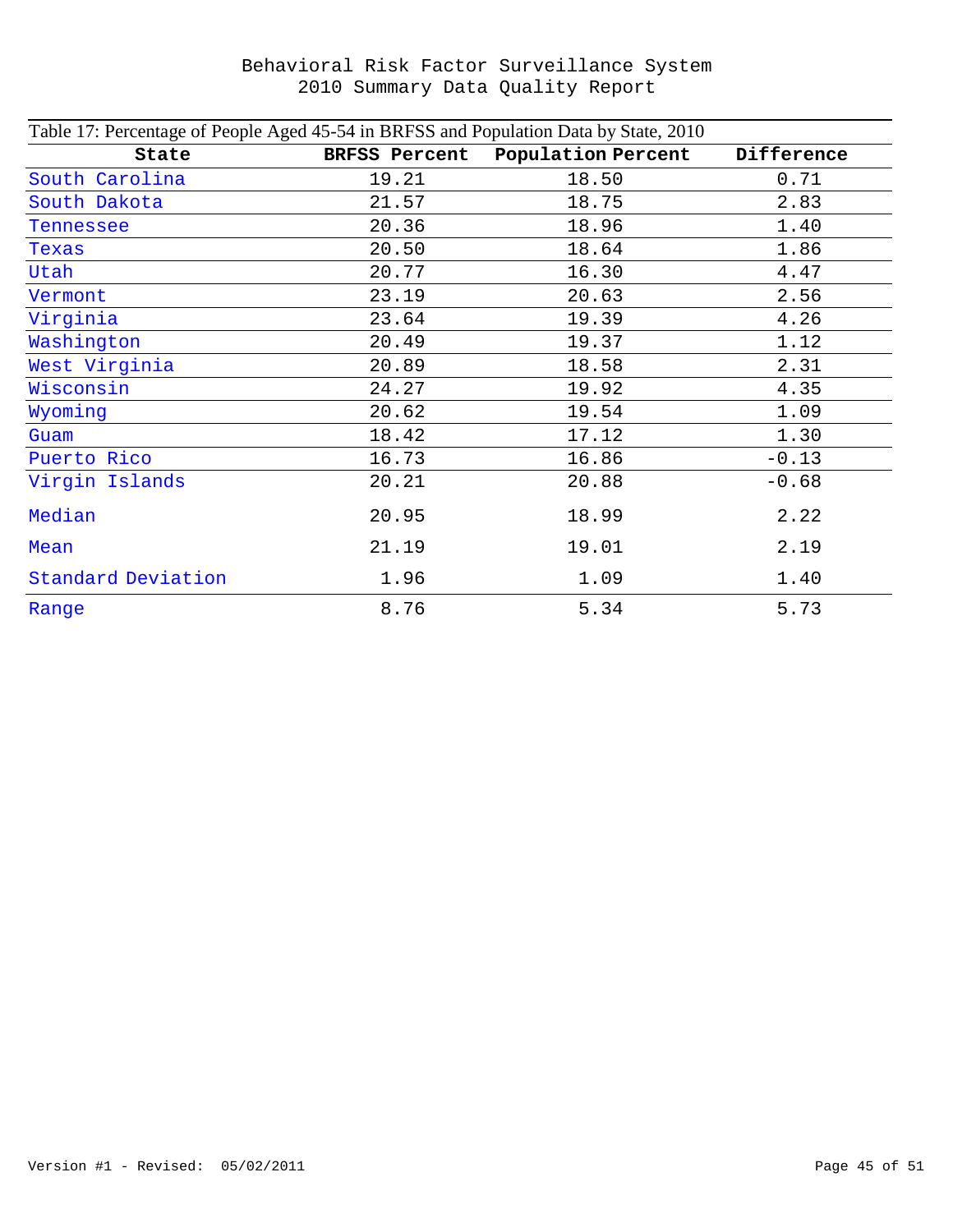Table 17: Percentage of People Aged 45-54 in BRFSS and Population Data by State, 2010

| State | BRFSS Percent | Population Percent | Difference |
|---|---|---|---|
| South Carolina | 19.21 | 18.50 | 0.71 |
| South Dakota | 21.57 | 18.75 | 2.83 |
| Tennessee | 20.36 | 18.96 | 1.40 |
| Texas | 20.50 | 18.64 | 1.86 |
| Utah | 20.77 | 16.30 | 4.47 |
| Vermont | 23.19 | 20.63 | 2.56 |
| Virginia | 23.64 | 19.39 | 4.26 |
| Washington | 20.49 | 19.37 | 1.12 |
| West Virginia | 20.89 | 18.58 | 2.31 |
| Wisconsin | 24.27 | 19.92 | 4.35 |
| Wyoming | 20.62 | 19.54 | 1.09 |
| Guam | 18.42 | 17.12 | 1.30 |
| Puerto Rico | 16.73 | 16.86 | -0.13 |
| Virgin Islands | 20.21 | 20.88 | -0.68 |
| Median | 20.95 | 18.99 | 2.22 |
| Mean | 21.19 | 19.01 | 2.19 |
| Standard Deviation | 1.96 | 1.09 | 1.40 |
| Range | 8.76 | 5.34 | 5.73 |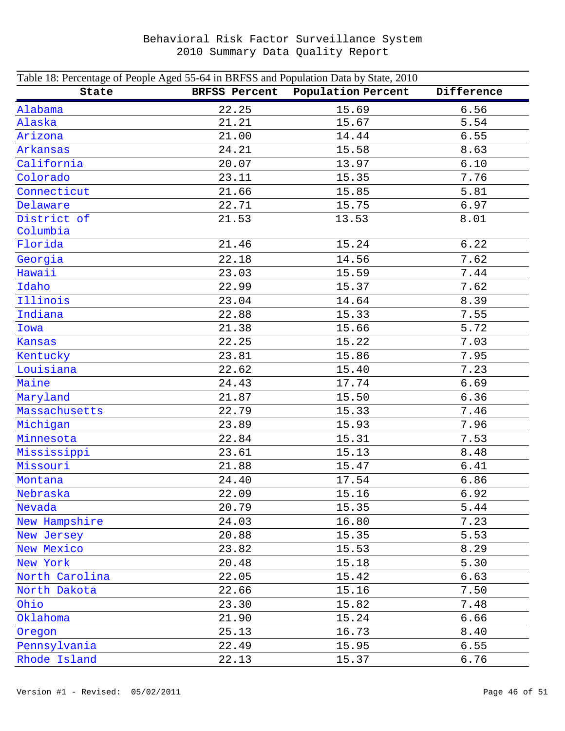Table 18: Percentage of People Aged 55-64 in BRFSS and Population Data by State, 2010

| State | BRFSS Percent | Population Percent | Difference |
|---|---|---|---|
| Alabama | 22.25 | 15.69 | 6.56 |
| Alaska | 21.21 | 15.67 | 5.54 |
| Arizona | 21.00 | 14.44 | 6.55 |
| Arkansas | 24.21 | 15.58 | 8.63 |
| California | 20.07 | 13.97 | 6.10 |
| Colorado | 23.11 | 15.35 | 7.76 |
| Connecticut | 21.66 | 15.85 | 5.81 |
| Delaware | 22.71 | 15.75 | 6.97 |
| District of Columbia | 21.53 | 13.53 | 8.01 |
| Florida | 21.46 | 15.24 | 6.22 |
| Georgia | 22.18 | 14.56 | 7.62 |
| Hawaii | 23.03 | 15.59 | 7.44 |
| Idaho | 22.99 | 15.37 | 7.62 |
| Illinois | 23.04 | 14.64 | 8.39 |
| Indiana | 22.88 | 15.33 | 7.55 |
| Iowa | 21.38 | 15.66 | 5.72 |
| Kansas | 22.25 | 15.22 | 7.03 |
| Kentucky | 23.81 | 15.86 | 7.95 |
| Louisiana | 22.62 | 15.40 | 7.23 |
| Maine | 24.43 | 17.74 | 6.69 |
| Maryland | 21.87 | 15.50 | 6.36 |
| Massachusetts | 22.79 | 15.33 | 7.46 |
| Michigan | 23.89 | 15.93 | 7.96 |
| Minnesota | 22.84 | 15.31 | 7.53 |
| Mississippi | 23.61 | 15.13 | 8.48 |
| Missouri | 21.88 | 15.47 | 6.41 |
| Montana | 24.40 | 17.54 | 6.86 |
| Nebraska | 22.09 | 15.16 | 6.92 |
| Nevada | 20.79 | 15.35 | 5.44 |
| New Hampshire | 24.03 | 16.80 | 7.23 |
| New Jersey | 20.88 | 15.35 | 5.53 |
| New Mexico | 23.82 | 15.53 | 8.29 |
| New York | 20.48 | 15.18 | 5.30 |
| North Carolina | 22.05 | 15.42 | 6.63 |
| North Dakota | 22.66 | 15.16 | 7.50 |
| Ohio | 23.30 | 15.82 | 7.48 |
| Oklahoma | 21.90 | 15.24 | 6.66 |
| Oregon | 25.13 | 16.73 | 8.40 |
| Pennsylvania | 22.49 | 15.95 | 6.55 |
| Rhode Island | 22.13 | 15.37 | 6.76 |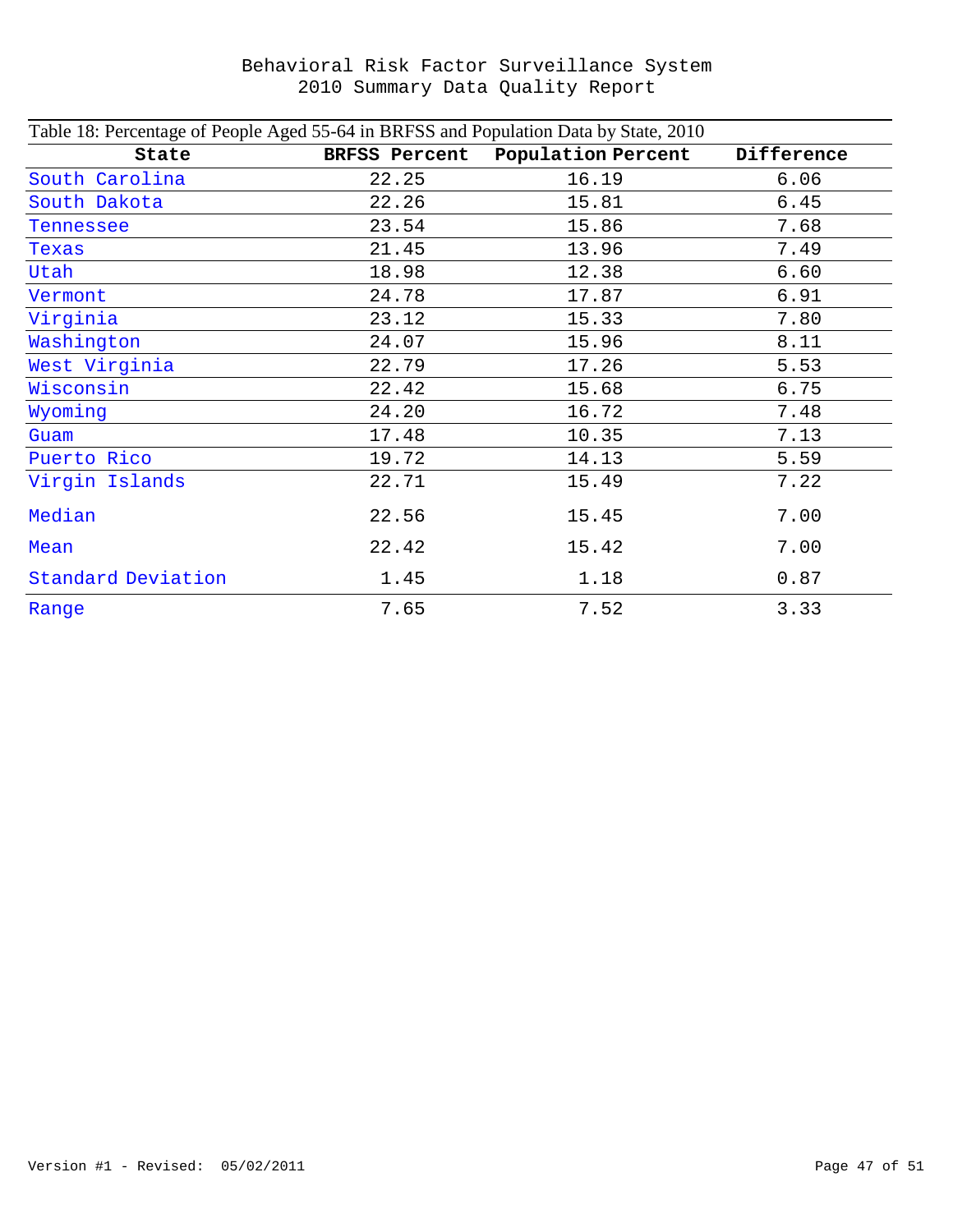Behavioral Risk Factor Surveillance System
2010 Summary Data Quality Report

Table 18: Percentage of People Aged 55-64 in BRFSS and Population Data by State, 2010

| State | BRFSS Percent | Population Percent | Difference |
|---|---|---|---|
| South Carolina | 22.25 | 16.19 | 6.06 |
| South Dakota | 22.26 | 15.81 | 6.45 |
| Tennessee | 23.54 | 15.86 | 7.68 |
| Texas | 21.45 | 13.96 | 7.49 |
| Utah | 18.98 | 12.38 | 6.60 |
| Vermont | 24.78 | 17.87 | 6.91 |
| Virginia | 23.12 | 15.33 | 7.80 |
| Washington | 24.07 | 15.96 | 8.11 |
| West Virginia | 22.79 | 17.26 | 5.53 |
| Wisconsin | 22.42 | 15.68 | 6.75 |
| Wyoming | 24.20 | 16.72 | 7.48 |
| Guam | 17.48 | 10.35 | 7.13 |
| Puerto Rico | 19.72 | 14.13 | 5.59 |
| Virgin Islands | 22.71 | 15.49 | 7.22 |
| Median | 22.56 | 15.45 | 7.00 |
| Mean | 22.42 | 15.42 | 7.00 |
| Standard Deviation | 1.45 | 1.18 | 0.87 |
| Range | 7.65 | 7.52 | 3.33 |

Version #1 - Revised: 05/02/2011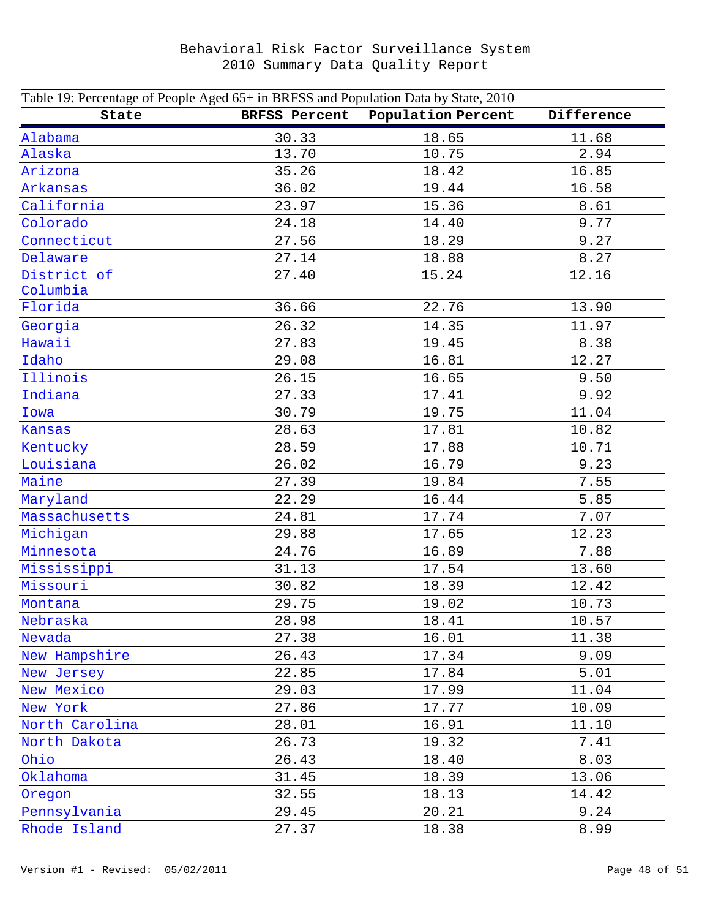Table 19: Percentage of People Aged 65+ in BRFSS and Population Data by State, 2010

| State | BRFSS Percent | Population Percent | Difference |
|---|---|---|---|
| Alabama | 30.33 | 18.65 | 11.68 |
| Alaska | 13.70 | 10.75 | 2.94 |
| Arizona | 35.26 | 18.42 | 16.85 |
| Arkansas | 36.02 | 19.44 | 16.58 |
| California | 23.97 | 15.36 | 8.61 |
| Colorado | 24.18 | 14.40 | 9.77 |
| Connecticut | 27.56 | 18.29 | 9.27 |
| Delaware | 27.14 | 18.88 | 8.27 |
| District of Columbia | 27.40 | 15.24 | 12.16 |
| Florida | 36.66 | 22.76 | 13.90 |
| Georgia | 26.32 | 14.35 | 11.97 |
| Hawaii | 27.83 | 19.45 | 8.38 |
| Idaho | 29.08 | 16.81 | 12.27 |
| Illinois | 26.15 | 16.65 | 9.50 |
| Indiana | 27.33 | 17.41 | 9.92 |
| Iowa | 30.79 | 19.75 | 11.04 |
| Kansas | 28.63 | 17.81 | 10.82 |
| Kentucky | 28.59 | 17.88 | 10.71 |
| Louisiana | 26.02 | 16.79 | 9.23 |
| Maine | 27.39 | 19.84 | 7.55 |
| Maryland | 22.29 | 16.44 | 5.85 |
| Massachusetts | 24.81 | 17.74 | 7.07 |
| Michigan | 29.88 | 17.65 | 12.23 |
| Minnesota | 24.76 | 16.89 | 7.88 |
| Mississippi | 31.13 | 17.54 | 13.60 |
| Missouri | 30.82 | 18.39 | 12.42 |
| Montana | 29.75 | 19.02 | 10.73 |
| Nebraska | 28.98 | 18.41 | 10.57 |
| Nevada | 27.38 | 16.01 | 11.38 |
| New Hampshire | 26.43 | 17.34 | 9.09 |
| New Jersey | 22.85 | 17.84 | 5.01 |
| New Mexico | 29.03 | 17.99 | 11.04 |
| New York | 27.86 | 17.77 | 10.09 |
| North Carolina | 28.01 | 16.91 | 11.10 |
| North Dakota | 26.73 | 19.32 | 7.41 |
| Ohio | 26.43 | 18.40 | 8.03 |
| Oklahoma | 31.45 | 18.39 | 13.06 |
| Oregon | 32.55 | 18.13 | 14.42 |
| Pennsylvania | 29.45 | 20.21 | 9.24 |
| Rhode Island | 27.37 | 18.38 | 8.99 |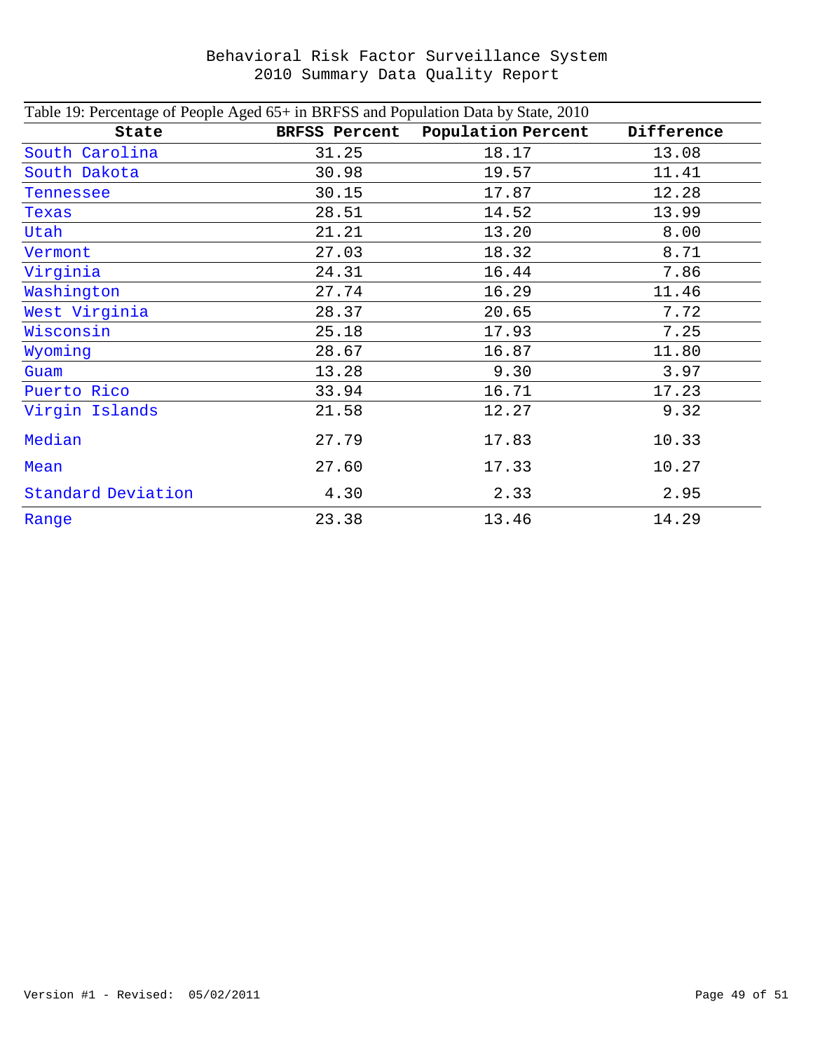Table 19: Percentage of People Aged 65+ in BRFSS and Population Data by State, 2010

| State | BRFSS Percent | Population Percent | Difference |
|---|---|---|---|
| South Carolina | 31.25 | 18.17 | 13.08 |
| South Dakota | 30.98 | 19.57 | 11.41 |
| Tennessee | 30.15 | 17.87 | 12.28 |
| Texas | 28.51 | 14.52 | 13.99 |
| Utah | 21.21 | 13.20 | 8.00 |
| Vermont | 27.03 | 18.32 | 8.71 |
| Virginia | 24.31 | 16.44 | 7.86 |
| Washington | 27.74 | 16.29 | 11.46 |
| West Virginia | 28.37 | 20.65 | 7.72 |
| Wisconsin | 25.18 | 17.93 | 7.25 |
| Wyoming | 28.67 | 16.87 | 11.80 |
| Guam | 13.28 | 9.30 | 3.97 |
| Puerto Rico | 33.94 | 16.71 | 17.23 |
| Virgin Islands | 21.58 | 12.27 | 9.32 |
| Median | 27.79 | 17.83 | 10.33 |
| Mean | 27.60 | 17.33 | 10.27 |
| Standard Deviation | 4.30 | 2.33 | 2.95 |
| Range | 23.38 | 13.46 | 14.29 |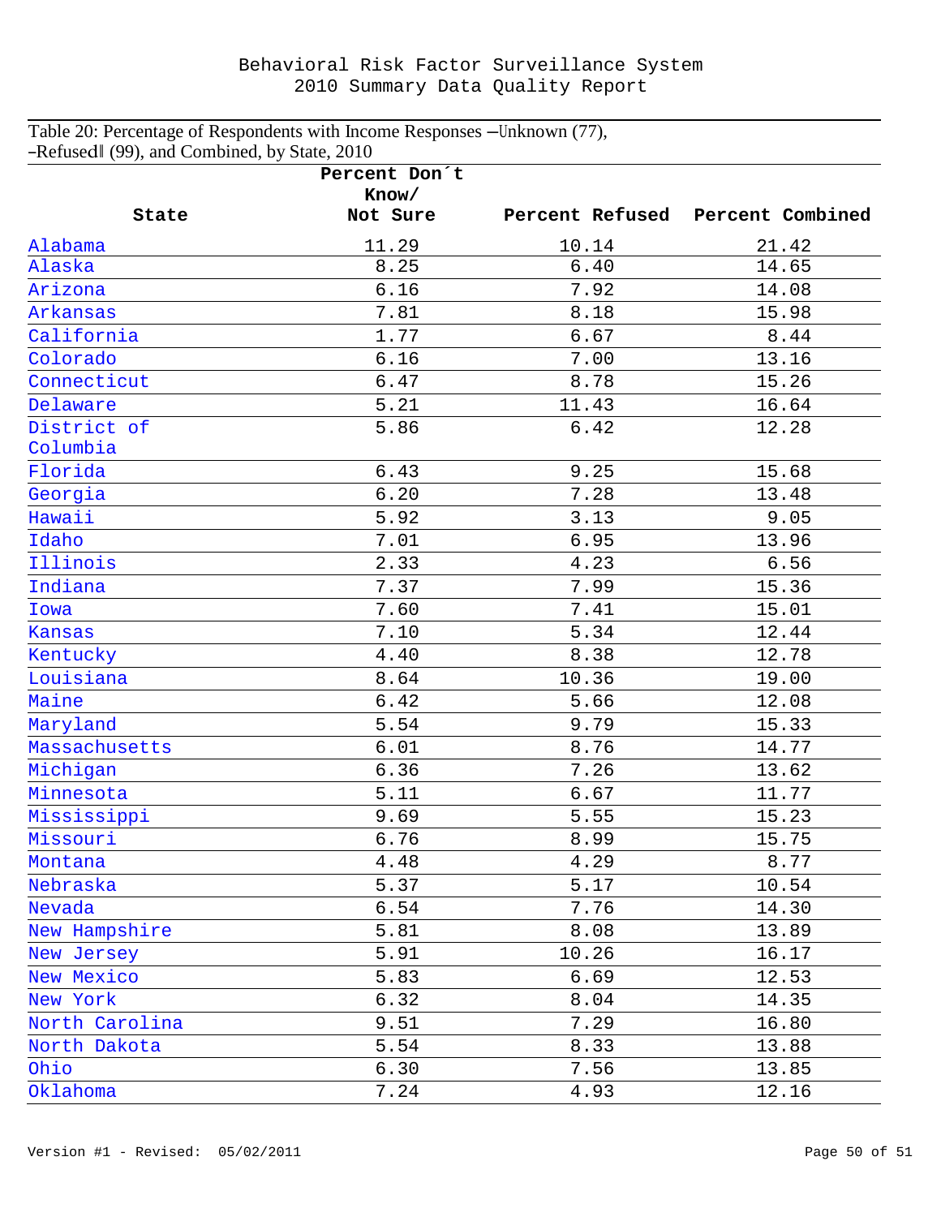Table 20: Percentage of Respondents with Income Responses ―Unknown (77), ―Refused‖ (99), and Combined, by State, 2010

| State | Percent Don´t Know/ Not Sure | Percent Refused | Percent Combined |
|---|---|---|---|
| Alabama | 11.29 | 10.14 | 21.42 |
| Alaska | 8.25 | 6.40 | 14.65 |
| Arizona | 6.16 | 7.92 | 14.08 |
| Arkansas | 7.81 | 8.18 | 15.98 |
| California | 1.77 | 6.67 | 8.44 |
| Colorado | 6.16 | 7.00 | 13.16 |
| Connecticut | 6.47 | 8.78 | 15.26 |
| Delaware | 5.21 | 11.43 | 16.64 |
| District of Columbia | 5.86 | 6.42 | 12.28 |
| Florida | 6.43 | 9.25 | 15.68 |
| Georgia | 6.20 | 7.28 | 13.48 |
| Hawaii | 5.92 | 3.13 | 9.05 |
| Idaho | 7.01 | 6.95 | 13.96 |
| Illinois | 2.33 | 4.23 | 6.56 |
| Indiana | 7.37 | 7.99 | 15.36 |
| Iowa | 7.60 | 7.41 | 15.01 |
| Kansas | 7.10 | 5.34 | 12.44 |
| Kentucky | 4.40 | 8.38 | 12.78 |
| Louisiana | 8.64 | 10.36 | 19.00 |
| Maine | 6.42 | 5.66 | 12.08 |
| Maryland | 5.54 | 9.79 | 15.33 |
| Massachusetts | 6.01 | 8.76 | 14.77 |
| Michigan | 6.36 | 7.26 | 13.62 |
| Minnesota | 5.11 | 6.67 | 11.77 |
| Mississippi | 9.69 | 5.55 | 15.23 |
| Missouri | 6.76 | 8.99 | 15.75 |
| Montana | 4.48 | 4.29 | 8.77 |
| Nebraska | 5.37 | 5.17 | 10.54 |
| Nevada | 6.54 | 7.76 | 14.30 |
| New Hampshire | 5.81 | 8.08 | 13.89 |
| New Jersey | 5.91 | 10.26 | 16.17 |
| New Mexico | 5.83 | 6.69 | 12.53 |
| New York | 6.32 | 8.04 | 14.35 |
| North Carolina | 9.51 | 7.29 | 16.80 |
| North Dakota | 5.54 | 8.33 | 13.88 |
| Ohio | 6.30 | 7.56 | 13.85 |
| Oklahoma | 7.24 | 4.93 | 12.16 |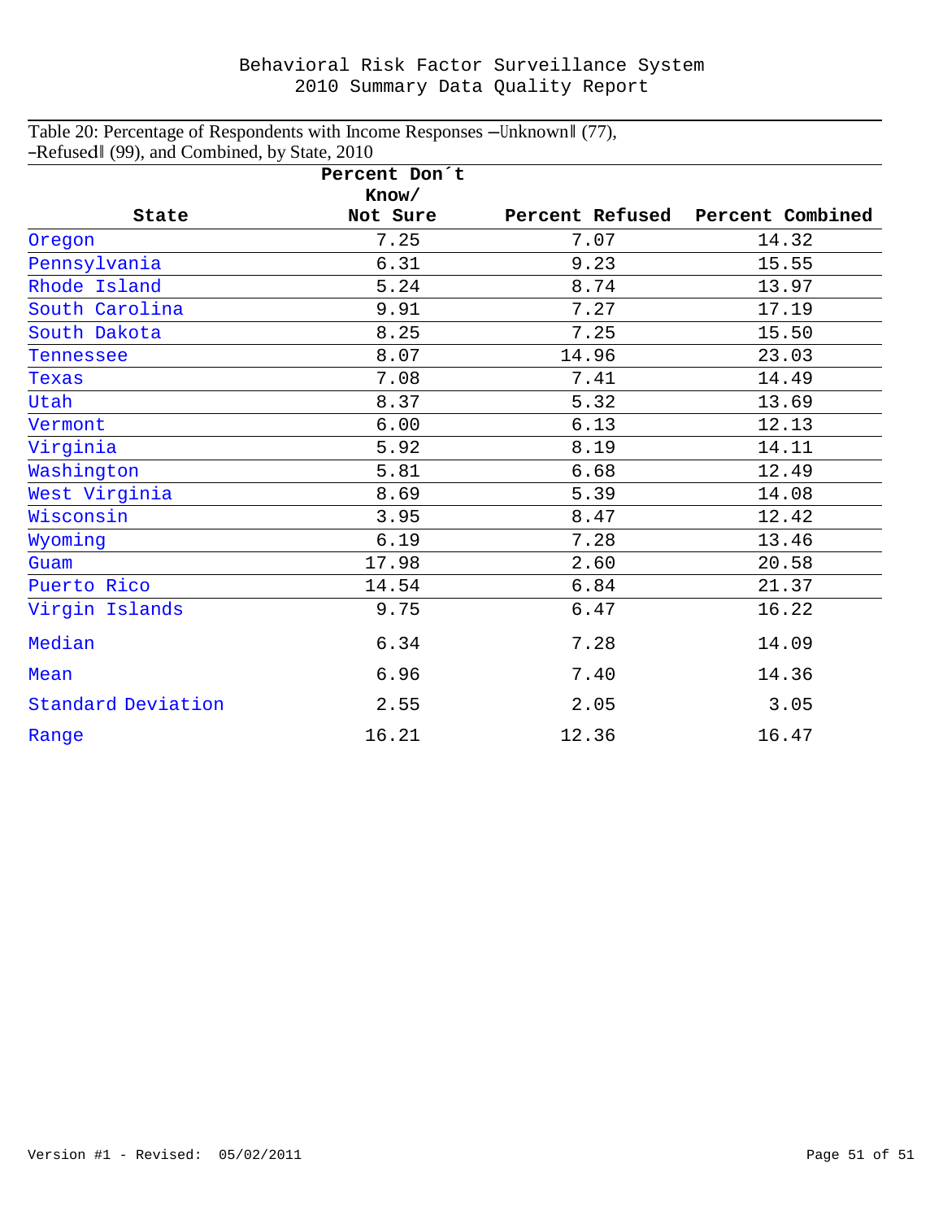Table 20: Percentage of Respondents with Income Responses —Unknown‖ (77), –Refused‖ (99), and Combined, by State, 2010

| State | Percent Don´t Know/ Not Sure | Percent Refused | Percent Combined |
|---|---|---|---|
| Oregon | 7.25 | 7.07 | 14.32 |
| Pennsylvania | 6.31 | 9.23 | 15.55 |
| Rhode Island | 5.24 | 8.74 | 13.97 |
| South Carolina | 9.91 | 7.27 | 17.19 |
| South Dakota | 8.25 | 7.25 | 15.50 |
| Tennessee | 8.07 | 14.96 | 23.03 |
| Texas | 7.08 | 7.41 | 14.49 |
| Utah | 8.37 | 5.32 | 13.69 |
| Vermont | 6.00 | 6.13 | 12.13 |
| Virginia | 5.92 | 8.19 | 14.11 |
| Washington | 5.81 | 6.68 | 12.49 |
| West Virginia | 8.69 | 5.39 | 14.08 |
| Wisconsin | 3.95 | 8.47 | 12.42 |
| Wyoming | 6.19 | 7.28 | 13.46 |
| Guam | 17.98 | 2.60 | 20.58 |
| Puerto Rico | 14.54 | 6.84 | 21.37 |
| Virgin Islands | 9.75 | 6.47 | 16.22 |
| Median | 6.34 | 7.28 | 14.09 |
| Mean | 6.96 | 7.40 | 14.36 |
| Standard Deviation | 2.55 | 2.05 | 3.05 |
| Range | 16.21 | 12.36 | 16.47 |

Version #1 - Revised: 05/02/2011